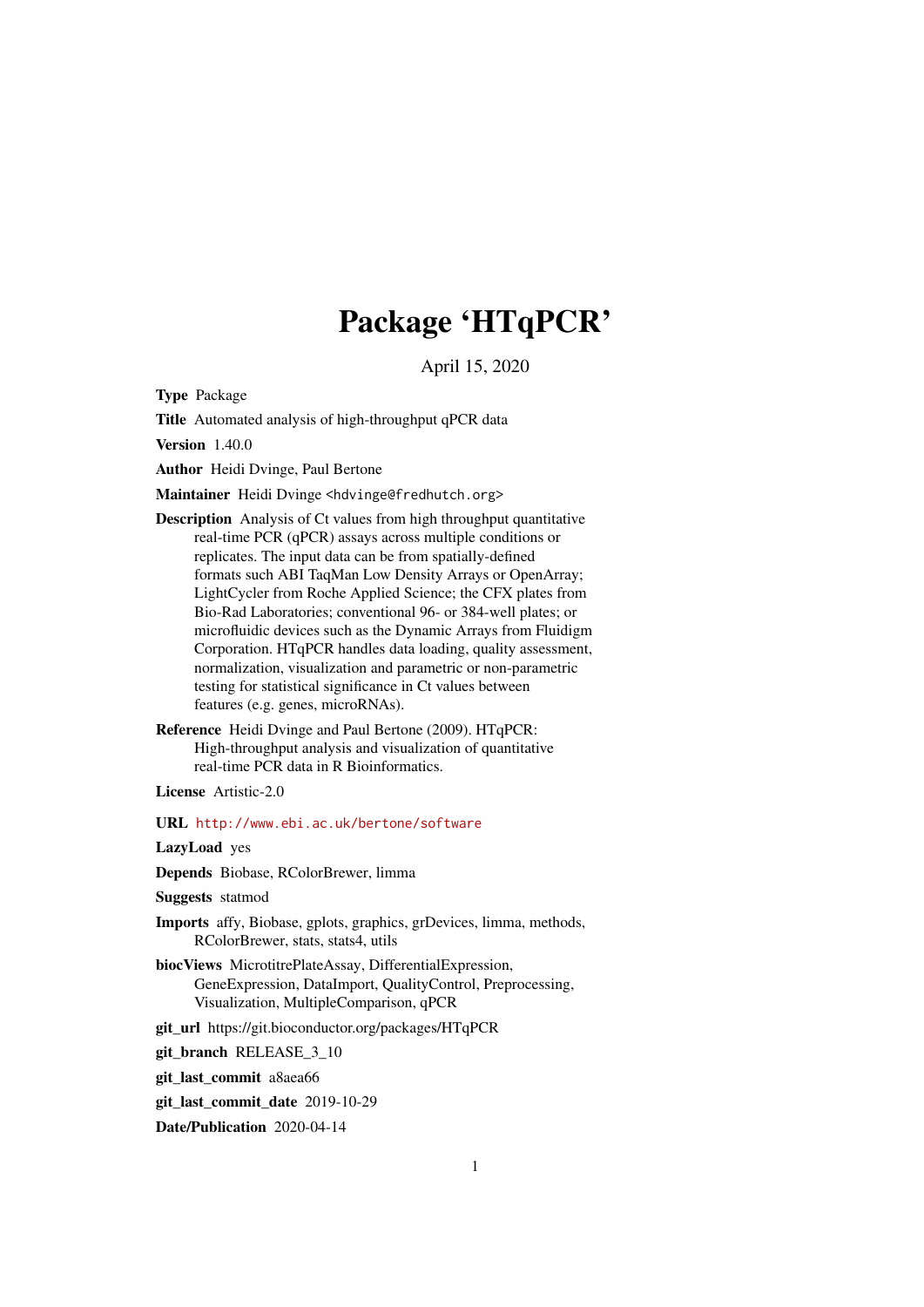# Package 'HTqPCR'

April 15, 2020

**Type** Package

**Title** Automated analysis of high-throughput qPCR data

**Version** 1.40.0

**Author** Heidi Dvinge, Paul Bertone

**Maintainer** Heidi Dvinge <hdvinge@fredhutch.org>

**Description** Analysis of Ct values from high throughput quantitative real-time PCR (qPCR) assays across multiple conditions or replicates. The input data can be from spatially-defined formats such ABI TaqMan Low Density Arrays or OpenArray; LightCycler from Roche Applied Science; the CFX plates from Bio-Rad Laboratories; conventional 96- or 384-well plates; or microfluidic devices such as the Dynamic Arrays from Fluidigm Corporation. HTqPCR handles data loading, quality assessment, normalization, visualization and parametric or non-parametric testing for statistical significance in Ct values between features (e.g. genes, microRNAs).

**Reference** Heidi Dvinge and Paul Bertone (2009). HTqPCR: High-throughput analysis and visualization of quantitative real-time PCR data in R Bioinformatics.

**License** Artistic-2.0

**URL** http://www.ebi.ac.uk/bertone/software

**LazyLoad** yes

**Depends** Biobase, RColorBrewer, limma

**Suggests** statmod

**Imports** affy, Biobase, gplots, graphics, grDevices, limma, methods, RColorBrewer, stats, stats4, utils

**biocViews** MicrotitrePlateAssay, DifferentialExpression, GeneExpression, DataImport, QualityControl, Preprocessing, Visualization, MultipleComparison, qPCR

**git_url** https://git.bioconductor.org/packages/HTqPCR

**git_branch** RELEASE_3_10

**git_last_commit** a8aea66

**git_last_commit_date** 2019-10-29

**Date/Publication** 2020-04-14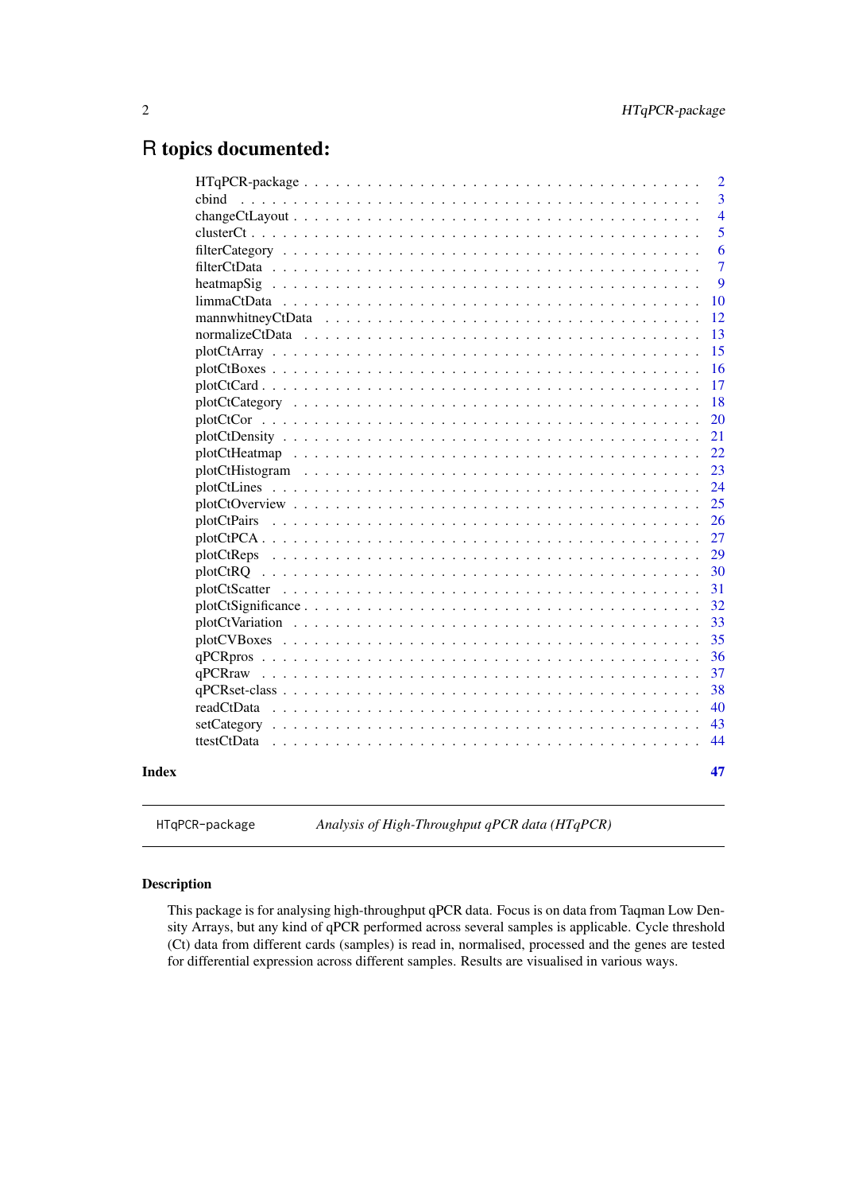# R topics documented:

| | |
|---|---|
| HTqPCR-package | 2 |
| cbind | 3 |
| changeCtLayout | 4 |
| clusterCt | 5 |
| filterCategory | 6 |
| filterCtData | 7 |
| heatmapSig | 9 |
| limmaCtData | 10 |
| mannwhitneyCtData | 12 |
| normalizeCtData | 13 |
| plotCtArray | 15 |
| plotCtBoxes | 16 |
| plotCtCard | 17 |
| plotCtCategory | 18 |
| plotCtCor | 20 |
| plotCtDensity | 21 |
| plotCtHeatmap | 22 |
| plotCtHistogram | 23 |
| plotCtLines | 24 |
| plotCtOverview | 25 |
| plotCtPairs | 26 |
| plotCtPCA | 27 |
| plotCtReps | 29 |
| plotCtRQ | 30 |
| plotCtScatter | 31 |
| plotCtSignificance | 32 |
| plotCtVariation | 33 |
| plotCVBoxes | 35 |
| qPCRpros | 36 |
| qPCRraw | 37 |
| qPCRset-class | 38 |
| readCtData | 40 |
| setCategory | 43 |
| ttestCtData | 44 |
| **Index** | **47** |

---

`HTqPCR-package` *Analysis of High-Throughput qPCR data (HTqPCR)*

---

### Description

This package is for analysing high-throughput qPCR data. Focus is on data from Taqman Low Density Arrays, but any kind of qPCR performed across several samples is applicable. Cycle threshold (Ct) data from different cards (samples) is read in, normalised, processed and the genes are tested for differential expression across different samples. Results are visualised in various ways.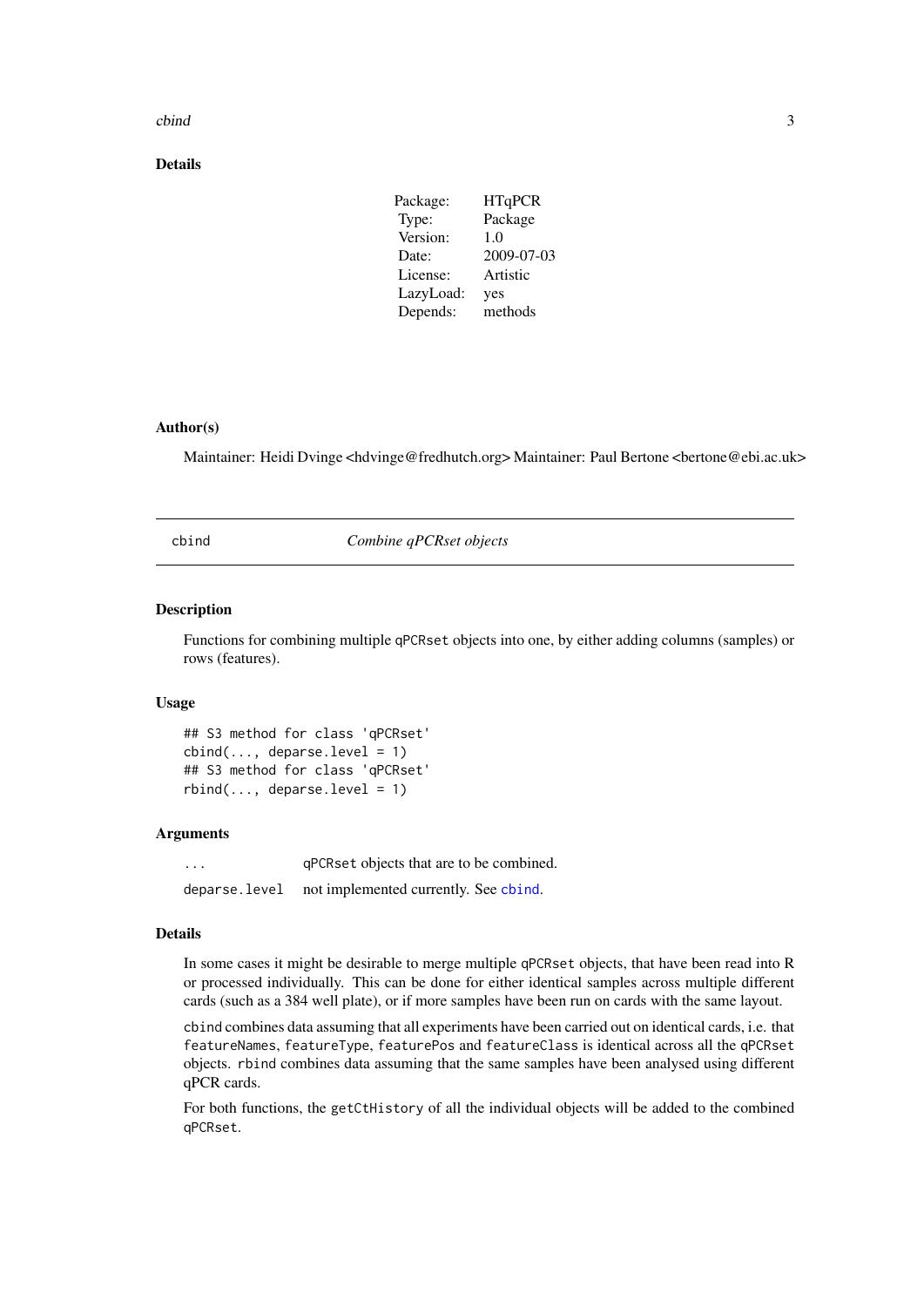## Details

| | |
|---|---|
| Package: | HTqPCR |
| Type: | Package |
| Version: | 1.0 |
| Date: | 2009-07-03 |
| License: | Artistic |
| LazyLoad: | yes |
| Depends: | methods |

## Author(s)

Maintainer: Heidi Dvinge <hdvinge@fredhutch.org> Maintainer: Paul Bertone <bertone@ebi.ac.uk>

---

# cbind — *Combine qPCRset objects*

---

## Description

Functions for combining multiple `qPCRset` objects into one, by either adding columns (samples) or rows (features).

## Usage

```
## S3 method for class 'qPCRset'
cbind(..., deparse.level = 1)
## S3 method for class 'qPCRset'
rbind(..., deparse.level = 1)
```

## Arguments

| | |
|---|---|
| `...` | `qPCRset` objects that are to be combined. |
| `deparse.level` | not implemented currently. See `cbind`. |

## Details

In some cases it might be desirable to merge multiple `qPCRset` objects, that have been read into R or processed individually. This can be done for either identical samples across multiple different cards (such as a 384 well plate), or if more samples have been run on cards with the same layout.

`cbind` combines data assuming that all experiments have been carried out on identical cards, i.e. that `featureNames`, `featureType`, `featurePos` and `featureClass` is identical across all the `qPCRset` objects. `rbind` combines data assuming that the same samples have been analysed using different qPCR cards.

For both functions, the `getCtHistory` of all the individual objects will be added to the combined `qPCRset`.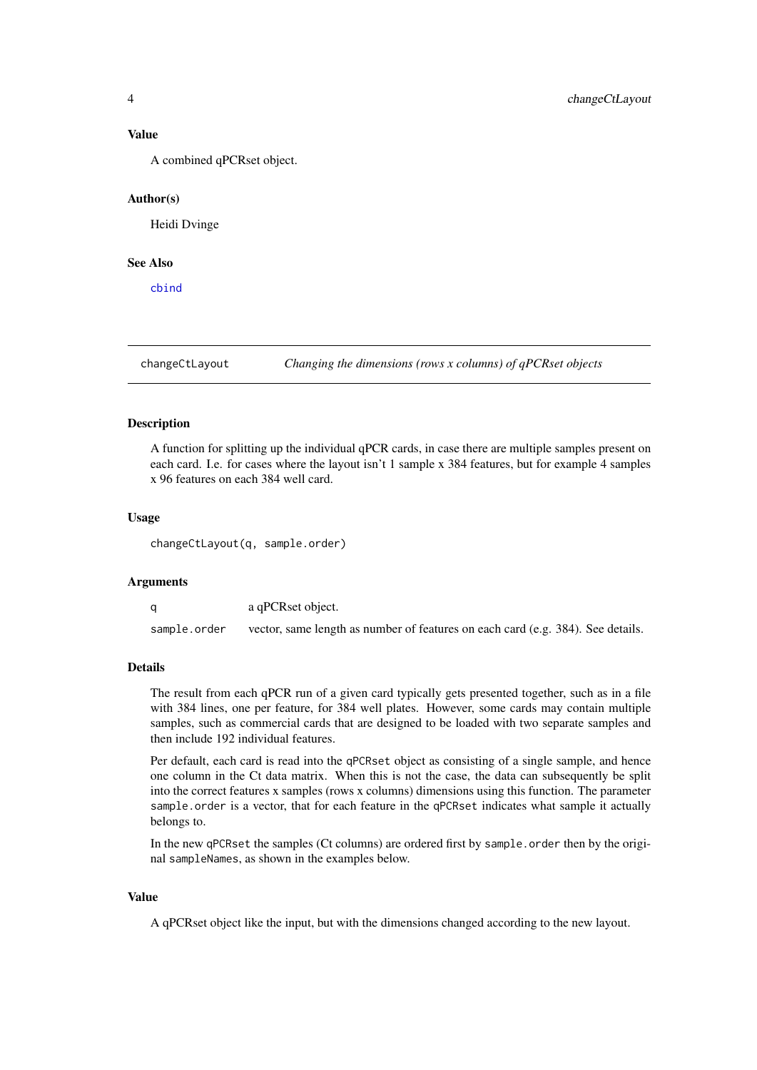### Value

A combined qPCRset object.

### Author(s)

Heidi Dvinge

### See Also

cbind

---

## changeCtLayout — *Changing the dimensions (rows x columns) of qPCRset objects*

---

### Description

A function for splitting up the individual qPCR cards, in case there are multiple samples present on each card. I.e. for cases where the layout isn't 1 sample x 384 features, but for example 4 samples x 96 features on each 384 well card.

### Usage

```
changeCtLayout(q, sample.order)
```

### Arguments

| | |
|---|---|
| `q` | a qPCRset object. |
| `sample.order` | vector, same length as number of features on each card (e.g. 384). See details. |

### Details

The result from each qPCR run of a given card typically gets presented together, such as in a file with 384 lines, one per feature, for 384 well plates. However, some cards may contain multiple samples, such as commercial cards that are designed to be loaded with two separate samples and then include 192 individual features.

Per default, each card is read into the `qPCRset` object as consisting of a single sample, and hence one column in the Ct data matrix. When this is not the case, the data can subsequently be split into the correct features x samples (rows x columns) dimensions using this function. The parameter `sample.order` is a vector, that for each feature in the `qPCRset` indicates what sample it actually belongs to.

In the new `qPCRset` the samples (Ct columns) are ordered first by `sample.order` then by the original `sampleNames`, as shown in the examples below.

### Value

A qPCRset object like the input, but with the dimensions changed according to the new layout.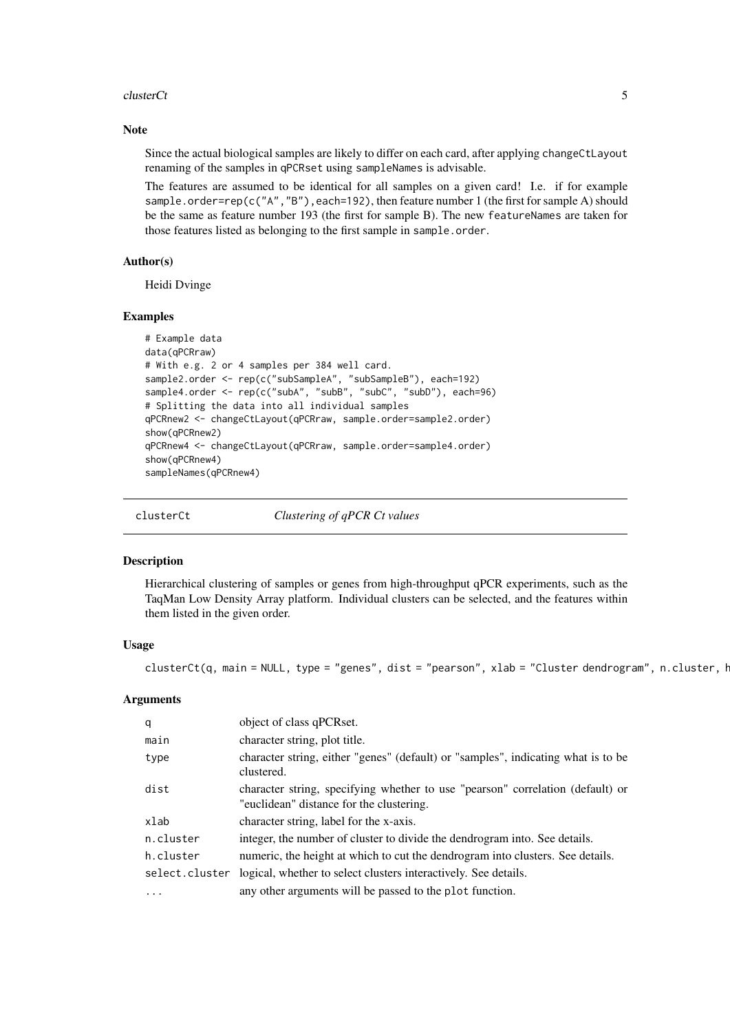### Note

Since the actual biological samples are likely to differ on each card, after applying changeCtLayout renaming of the samples in qPCRset using sampleNames is advisable.

The features are assumed to be identical for all samples on a given card! I.e. if for example sample.order=rep(c("A","B"),each=192), then feature number 1 (the first for sample A) should be the same as feature number 193 (the first for sample B). The new featureNames are taken for those features listed as belonging to the first sample in sample.order.

### Author(s)

Heidi Dvinge

### Examples

```
# Example data
data(qPCRraw)
# With e.g. 2 or 4 samples per 384 well card.
sample2.order <- rep(c("subSampleA", "subSampleB"), each=192)
sample4.order <- rep(c("subA", "subB", "subC", "subD"), each=96)
# Splitting the data into all individual samples
qPCRnew2 <- changeCtLayout(qPCRraw, sample.order=sample2.order)
show(qPCRnew2)
qPCRnew4 <- changeCtLayout(qPCRraw, sample.order=sample4.order)
show(qPCRnew4)
sampleNames(qPCRnew4)
```

---

## clusterCt — *Clustering of qPCR Ct values*

### Description

Hierarchical clustering of samples or genes from high-throughput qPCR experiments, such as the TaqMan Low Density Array platform. Individual clusters can be selected, and the features within them listed in the given order.

### Usage

```
clusterCt(q, main = NULL, type = "genes", dist = "pearson", xlab = "Cluster dendrogram", n.cluster, h
```

### Arguments

| | |
|---|---|
| q | object of class qPCRset. |
| main | character string, plot title. |
| type | character string, either "genes" (default) or "samples", indicating what is to be clustered. |
| dist | character string, specifying whether to use "pearson" correlation (default) or "euclidean" distance for the clustering. |
| xlab | character string, label for the x-axis. |
| n.cluster | integer, the number of cluster to divide the dendrogram into. See details. |
| h.cluster | numeric, the height at which to cut the dendrogram into clusters. See details. |
| select.cluster | logical, whether to select clusters interactively. See details. |
| ... | any other arguments will be passed to the plot function. |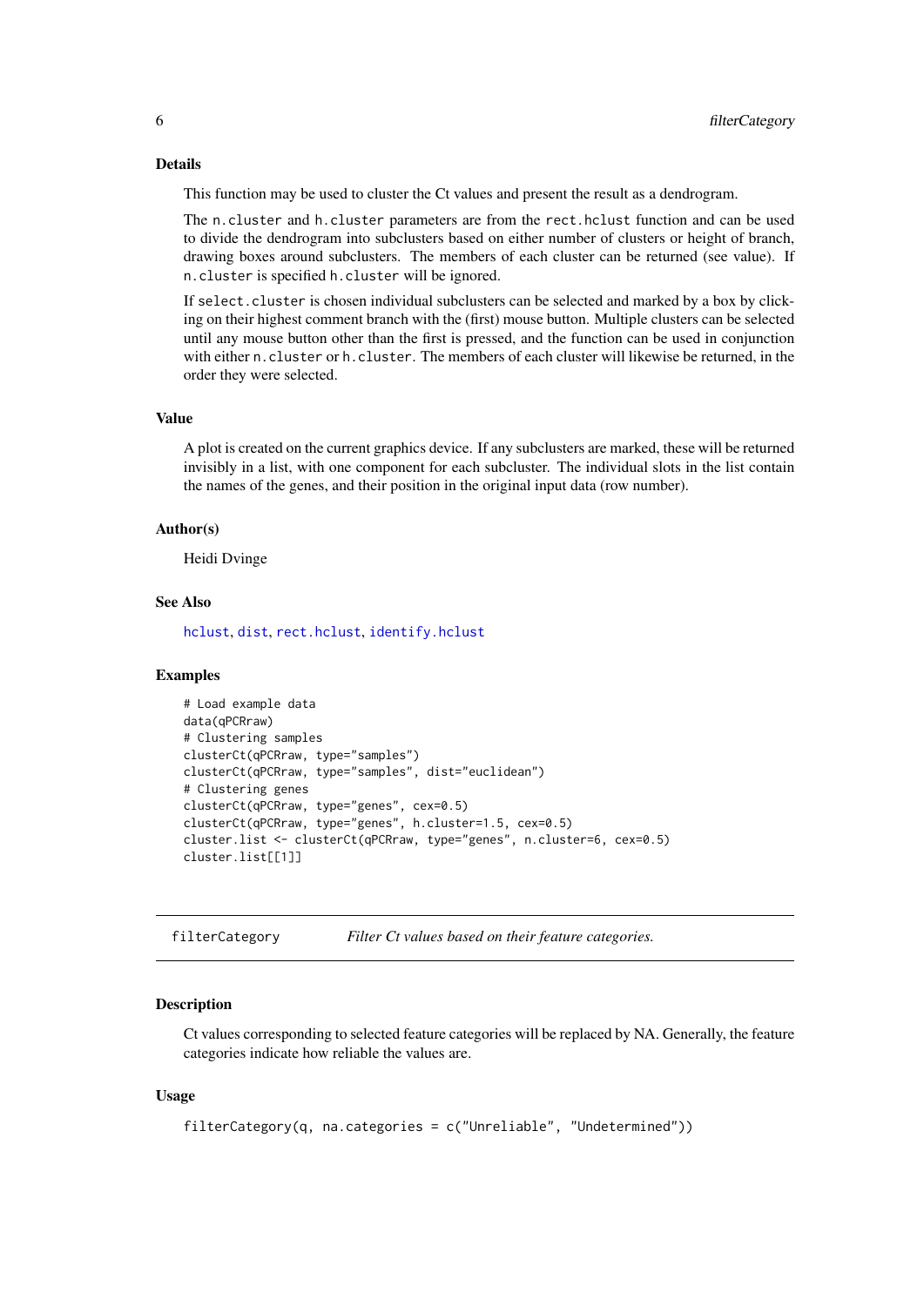### Details

This function may be used to cluster the Ct values and present the result as a dendrogram.

The `n.cluster` and `h.cluster` parameters are from the `rect.hclust` function and can be used to divide the dendrogram into subclusters based on either number of clusters or height of branch, drawing boxes around subclusters. The members of each cluster can be returned (see value). If `n.cluster` is specified `h.cluster` will be ignored.

If `select.cluster` is chosen individual subclusters can be selected and marked by a box by clicking on their highest comment branch with the (first) mouse button. Multiple clusters can be selected until any mouse button other than the first is pressed, and the function can be used in conjunction with either `n.cluster` or `h.cluster`. The members of each cluster will likewise be returned, in the order they were selected.

### Value

A plot is created on the current graphics device. If any subclusters are marked, these will be returned invisibly in a list, with one component for each subcluster. The individual slots in the list contain the names of the genes, and their position in the original input data (row number).

### Author(s)

Heidi Dvinge

### See Also

hclust, dist, rect.hclust, identify.hclust

### Examples

```
# Load example data
data(qPCRraw)
# Clustering samples
clusterCt(qPCRraw, type="samples")
clusterCt(qPCRraw, type="samples", dist="euclidean")
# Clustering genes
clusterCt(qPCRraw, type="genes", cex=0.5)
clusterCt(qPCRraw, type="genes", h.cluster=1.5, cex=0.5)
cluster.list <- clusterCt(qPCRraw, type="genes", n.cluster=6, cex=0.5)
cluster.list[[1]]
```

---

## filterCategory    *Filter Ct values based on their feature categories.*

---

### Description

Ct values corresponding to selected feature categories will be replaced by NA. Generally, the feature categories indicate how reliable the values are.

### Usage

```
filterCategory(q, na.categories = c("Unreliable", "Undetermined"))
```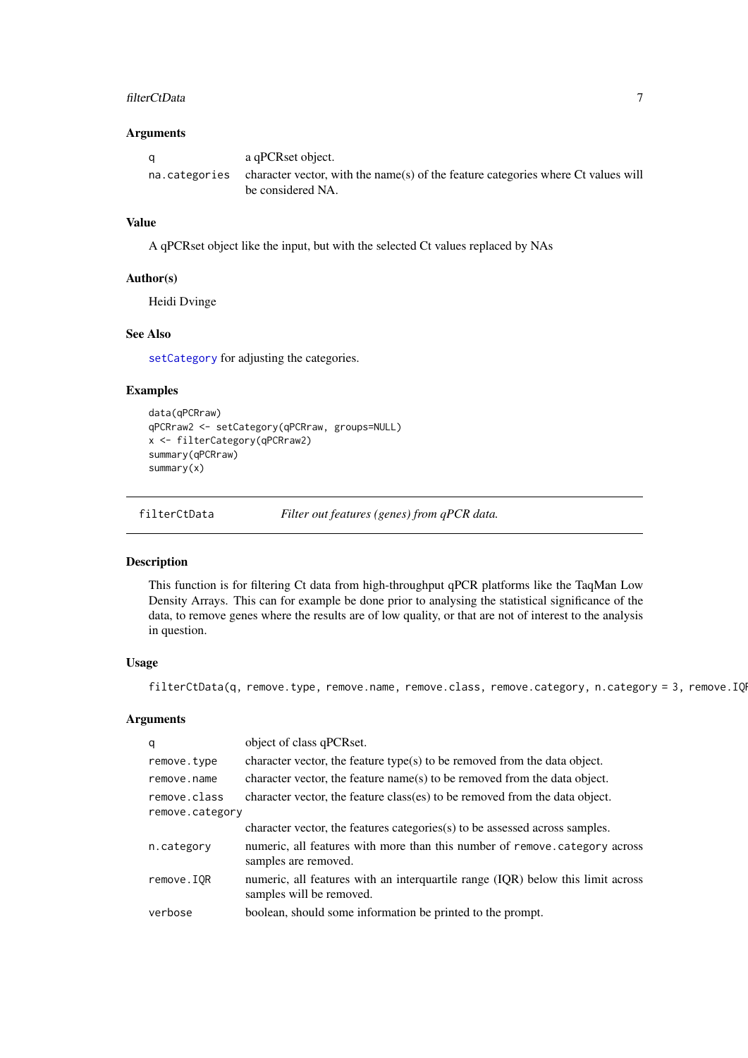### Arguments

| | |
|---|---|
| q | a qPCRset object. |
| na.categories | character vector, with the name(s) of the feature categories where Ct values will be considered NA. |

### Value

A qPCRset object like the input, but with the selected Ct values replaced by NAs

### Author(s)

Heidi Dvinge

### See Also

setCategory for adjusting the categories.

### Examples

```
data(qPCRraw)
qPCRraw2 <- setCategory(qPCRraw, groups=NULL)
x <- filterCategory(qPCRraw2)
summary(qPCRraw)
summary(x)
```

---

## filterCtData — *Filter out features (genes) from qPCR data.*

### Description

This function is for filtering Ct data from high-throughput qPCR platforms like the TaqMan Low Density Arrays. This can for example be done prior to analysing the statistical significance of the data, to remove genes where the results are of low quality, or that are not of interest to the analysis in question.

### Usage

```
filterCtData(q, remove.type, remove.name, remove.class, remove.category, n.category = 3, remove.IQR
```

### Arguments

| | |
|---|---|
| q | object of class qPCRset. |
| remove.type | character vector, the feature type(s) to be removed from the data object. |
| remove.name | character vector, the feature name(s) to be removed from the data object. |
| remove.class | character vector, the feature class(es) to be removed from the data object. |
| remove.category | character vector, the features categories(s) to be assessed across samples. |
| n.category | numeric, all features with more than this number of remove.category across samples are removed. |
| remove.IQR | numeric, all features with an interquartile range (IQR) below this limit across samples will be removed. |
| verbose | boolean, should some information be printed to the prompt. |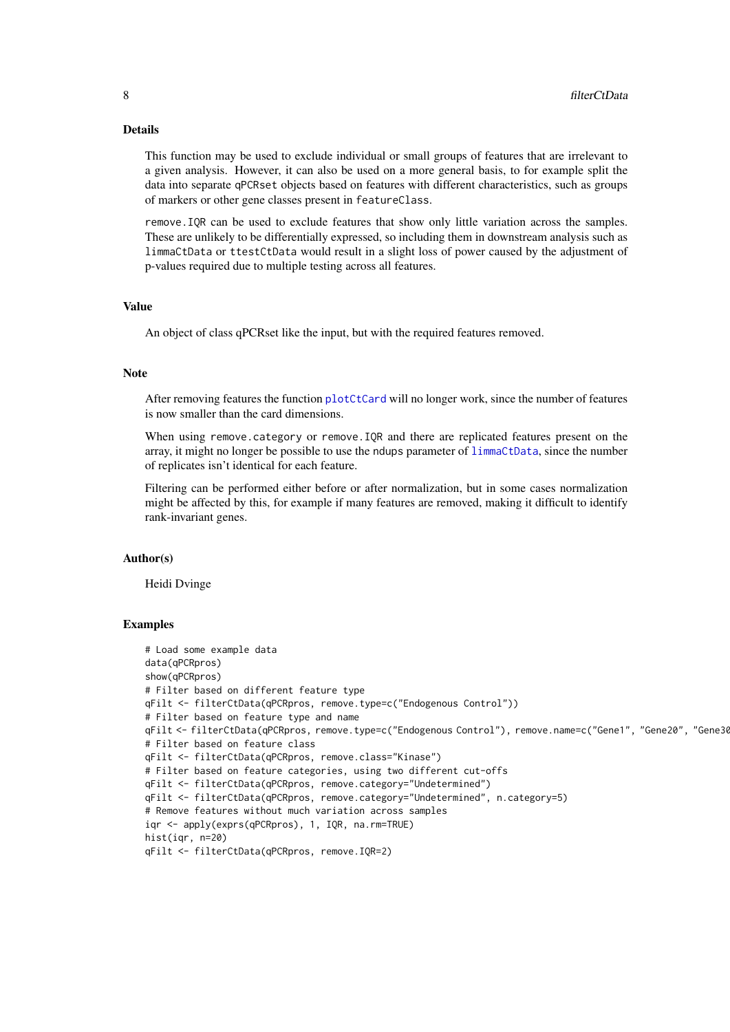### Details

This function may be used to exclude individual or small groups of features that are irrelevant to a given analysis. However, it can also be used on a more general basis, to for example split the data into separate `qPCRset` objects based on features with different characteristics, such as groups of markers or other gene classes present in `featureClass`.

`remove.IQR` can be used to exclude features that show only little variation across the samples. These are unlikely to be differentially expressed, so including them in downstream analysis such as `limmaCtData` or `ttestCtData` would result in a slight loss of power caused by the adjustment of p-values required due to multiple testing across all features.

### Value

An object of class qPCRset like the input, but with the required features removed.

### Note

After removing features the function `plotCtCard` will no longer work, since the number of features is now smaller than the card dimensions.

When using `remove.category` or `remove.IQR` and there are replicated features present on the array, it might no longer be possible to use the ndups parameter of `limmaCtData`, since the number of replicates isn't identical for each feature.

Filtering can be performed either before or after normalization, but in some cases normalization might be affected by this, for example if many features are removed, making it difficult to identify rank-invariant genes.

### Author(s)

Heidi Dvinge

### Examples

```
# Load some example data
data(qPCRpros)
show(qPCRpros)
# Filter based on different feature type
qFilt <- filterCtData(qPCRpros, remove.type=c("Endogenous Control"))
# Filter based on feature type and name
qFilt <- filterCtData(qPCRpros, remove.type=c("Endogenous Control"), remove.name=c("Gene1", "Gene20", "Gene30
# Filter based on feature class
qFilt <- filterCtData(qPCRpros, remove.class="Kinase")
# Filter based on feature categories, using two different cut-offs
qFilt <- filterCtData(qPCRpros, remove.category="Undetermined")
qFilt <- filterCtData(qPCRpros, remove.category="Undetermined", n.category=5)
# Remove features without much variation across samples
iqr <- apply(exprs(qPCRpros), 1, IQR, na.rm=TRUE)
hist(iqr, n=20)
qFilt <- filterCtData(qPCRpros, remove.IQR=2)
```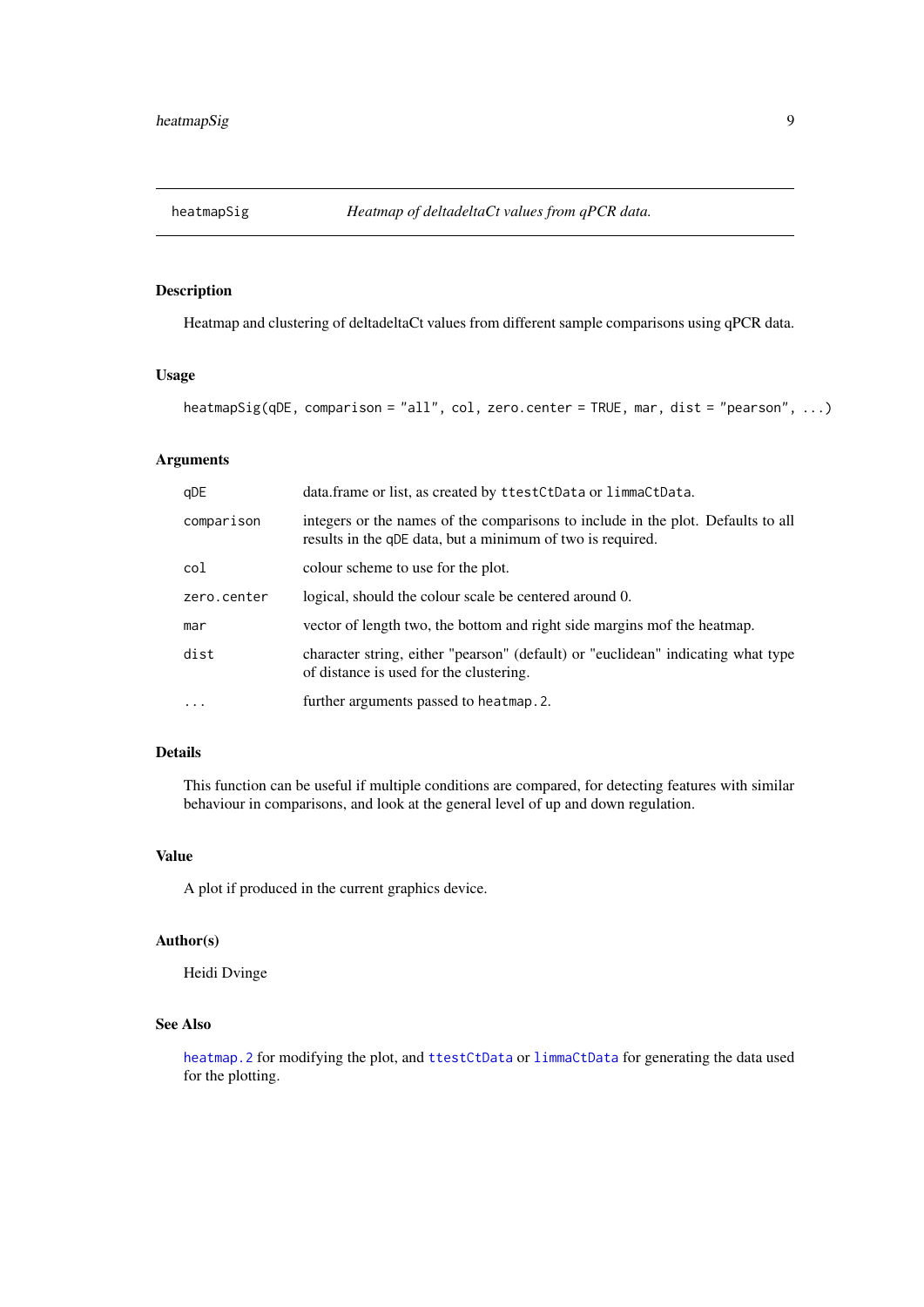heatmapSig *Heatmap of deltadeltaCt values from qPCR data.*

## Description

Heatmap and clustering of deltadeltaCt values from different sample comparisons using qPCR data.

## Usage

```
heatmapSig(qDE, comparison = "all", col, zero.center = TRUE, mar, dist = "pearson", ...)
```

## Arguments

| | |
|---|---|
| `qDE` | data.frame or list, as created by `ttestCtData` or `limmaCtData`. |
| `comparison` | integers or the names of the comparisons to include in the plot. Defaults to all results in the `qDE` data, but a minimum of two is required. |
| `col` | colour scheme to use for the plot. |
| `zero.center` | logical, should the colour scale be centered around 0. |
| `mar` | vector of length two, the bottom and right side margins mof the heatmap. |
| `dist` | character string, either "pearson" (default) or "euclidean" indicating what type of distance is used for the clustering. |
| `...` | further arguments passed to `heatmap.2`. |

## Details

This function can be useful if multiple conditions are compared, for detecting features with similar behaviour in comparisons, and look at the general level of up and down regulation.

## Value

A plot if produced in the current graphics device.

## Author(s)

Heidi Dvinge

## See Also

`heatmap.2` for modifying the plot, and `ttestCtData` or `limmaCtData` for generating the data used for the plotting.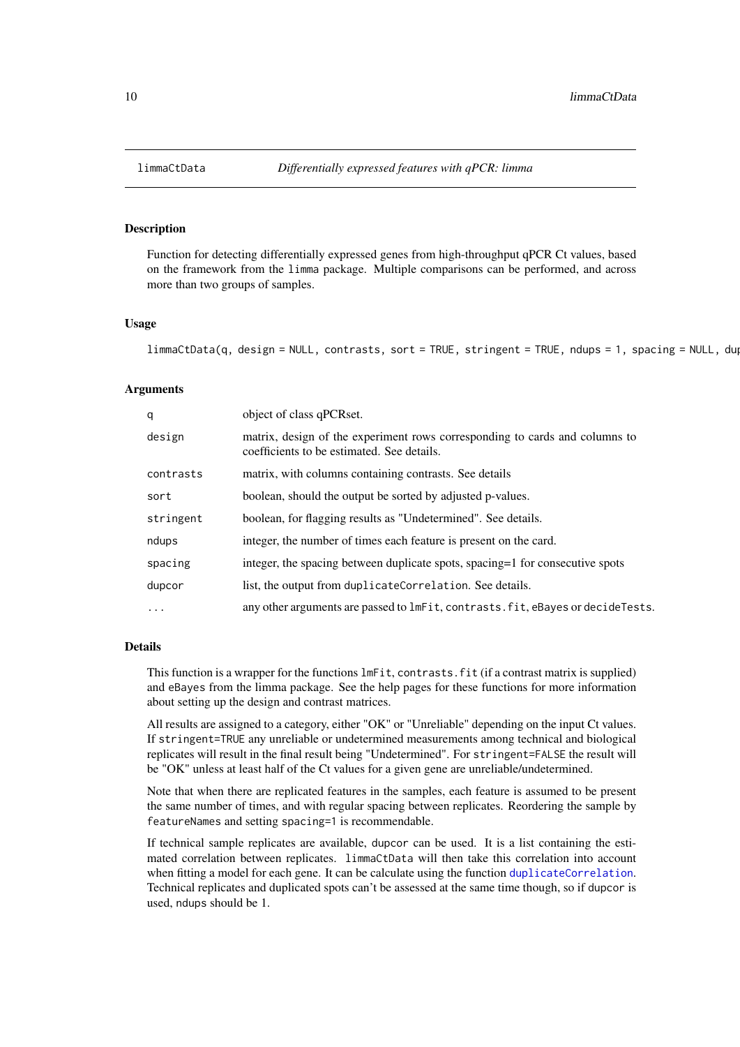# limmaCtData — *Differentially expressed features with qPCR: limma*

## Description

Function for detecting differentially expressed genes from high-throughput qPCR Ct values, based on the framework from the `limma` package. Multiple comparisons can be performed, and across more than two groups of samples.

## Usage

```
limmaCtData(q, design = NULL, contrasts, sort = TRUE, stringent = TRUE, ndups = 1, spacing = NULL, dup
```

## Arguments

| | |
|---|---|
| `q` | object of class qPCRset. |
| `design` | matrix, design of the experiment rows corresponding to cards and columns to coefficients to be estimated. See details. |
| `contrasts` | matrix, with columns containing contrasts. See details |
| `sort` | boolean, should the output be sorted by adjusted p-values. |
| `stringent` | boolean, for flagging results as "Undetermined". See details. |
| `ndups` | integer, the number of times each feature is present on the card. |
| `spacing` | integer, the spacing between duplicate spots, spacing=1 for consecutive spots |
| `dupcor` | list, the output from `duplicateCorrelation`. See details. |
| `...` | any other arguments are passed to `lmFit`, `contrasts.fit`, `eBayes` or `decideTests`. |

## Details

This function is a wrapper for the functions `lmFit`, `contrasts.fit` (if a contrast matrix is supplied) and `eBayes` from the limma package. See the help pages for these functions for more information about setting up the design and contrast matrices.

All results are assigned to a category, either "OK" or "Unreliable" depending on the input Ct values. If `stringent=TRUE` any unreliable or undetermined measurements among technical and biological replicates will result in the final result being "Undetermined". For `stringent=FALSE` the result will be "OK" unless at least half of the Ct values for a given gene are unreliable/undetermined.

Note that when there are replicated features in the samples, each feature is assumed to be present the same number of times, and with regular spacing between replicates. Reordering the sample by `featureNames` and setting `spacing=1` is recommendable.

If technical sample replicates are available, `dupcor` can be used. It is a list containing the estimated correlation between replicates. `limmaCtData` will then take this correlation into account when fitting a model for each gene. It can be calculate using the function `duplicateCorrelation`. Technical replicates and duplicated spots can't be assessed at the same time though, so if `dupcor` is used, `ndups` should be 1.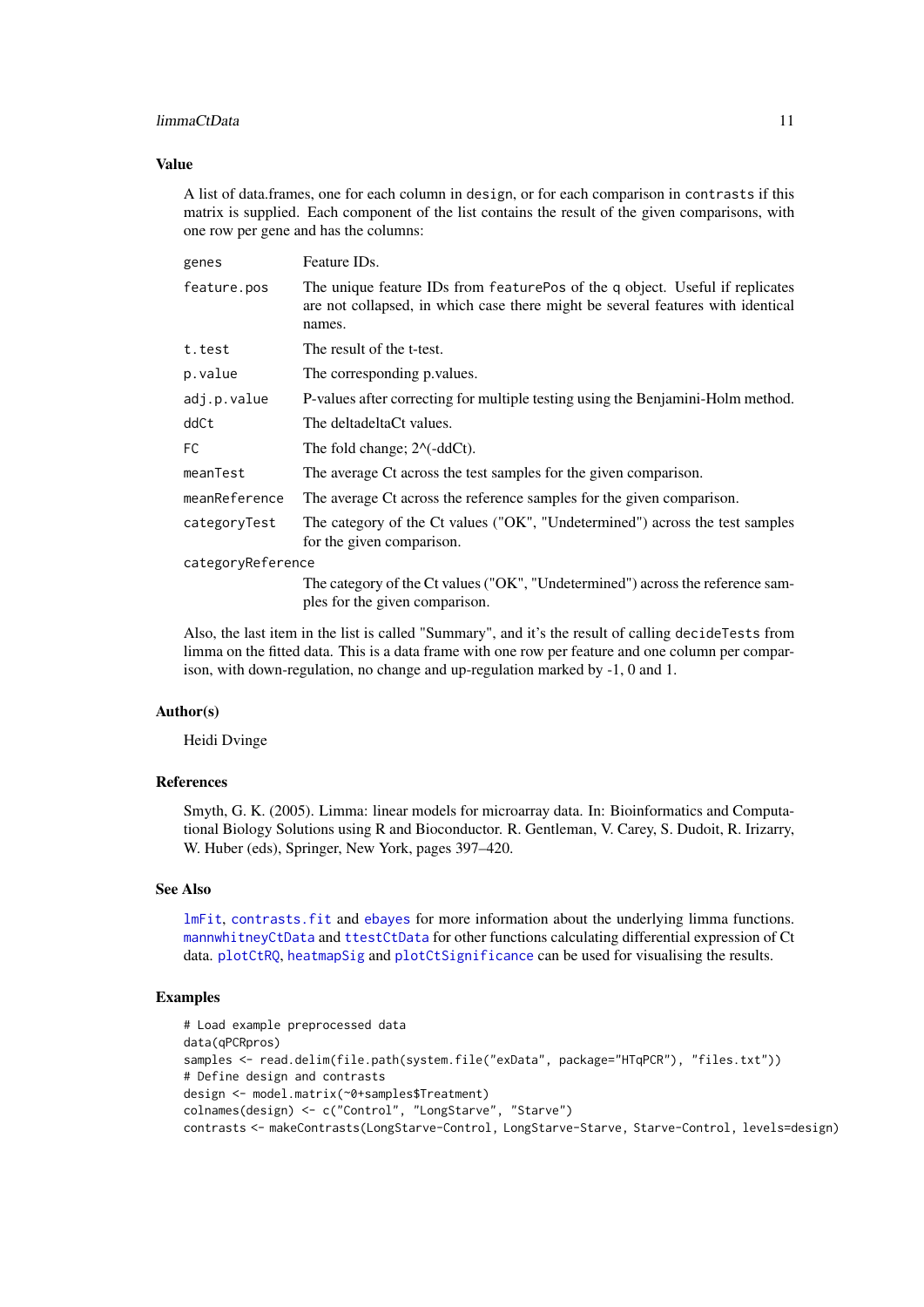## Value

A list of data.frames, one for each column in `design`, or for each comparison in `contrasts` if this matrix is supplied. Each component of the list contains the result of the given comparisons, with one row per gene and has the columns:

| | |
|---|---|
| `genes` | Feature IDs. |
| `feature.pos` | The unique feature IDs from `featurePos` of the q object. Useful if replicates are not collapsed, in which case there might be several features with identical names. |
| `t.test` | The result of the t-test. |
| `p.value` | The corresponding p.values. |
| `adj.p.value` | P-values after correcting for multiple testing using the Benjamini-Holm method. |
| `ddCt` | The deltadeltaCt values. |
| `FC` | The fold change; 2^(-ddCt). |
| `meanTest` | The average Ct across the test samples for the given comparison. |
| `meanReference` | The average Ct across the reference samples for the given comparison. |
| `categoryTest` | The category of the Ct values ("OK", "Undetermined") across the test samples for the given comparison. |
| `categoryReference` | The category of the Ct values ("OK", "Undetermined") across the reference samples for the given comparison. |

Also, the last item in the list is called "Summary", and it's the result of calling `decideTests` from limma on the fitted data. This is a data frame with one row per feature and one column per comparison, with down-regulation, no change and up-regulation marked by -1, 0 and 1.

## Author(s)

Heidi Dvinge

## References

Smyth, G. K. (2005). Limma: linear models for microarray data. In: Bioinformatics and Computational Biology Solutions using R and Bioconductor. R. Gentleman, V. Carey, S. Dudoit, R. Irizarry, W. Huber (eds), Springer, New York, pages 397–420.

## See Also

`lmFit`, `contrasts.fit` and `ebayes` for more information about the underlying limma functions. `mannwhitneyCtData` and `ttestCtData` for other functions calculating differential expression of Ct data. `plotCtRQ`, `heatmapSig` and `plotCtSignificance` can be used for visualising the results.

## Examples

```
# Load example preprocessed data
data(qPCRpros)
samples <- read.delim(file.path(system.file("exData", package="HTqPCR"), "files.txt"))
# Define design and contrasts
design <- model.matrix(~0+samples$Treatment)
colnames(design) <- c("Control", "LongStarve", "Starve")
contrasts <- makeContrasts(LongStarve-Control, LongStarve-Starve, Starve-Control, levels=design)
```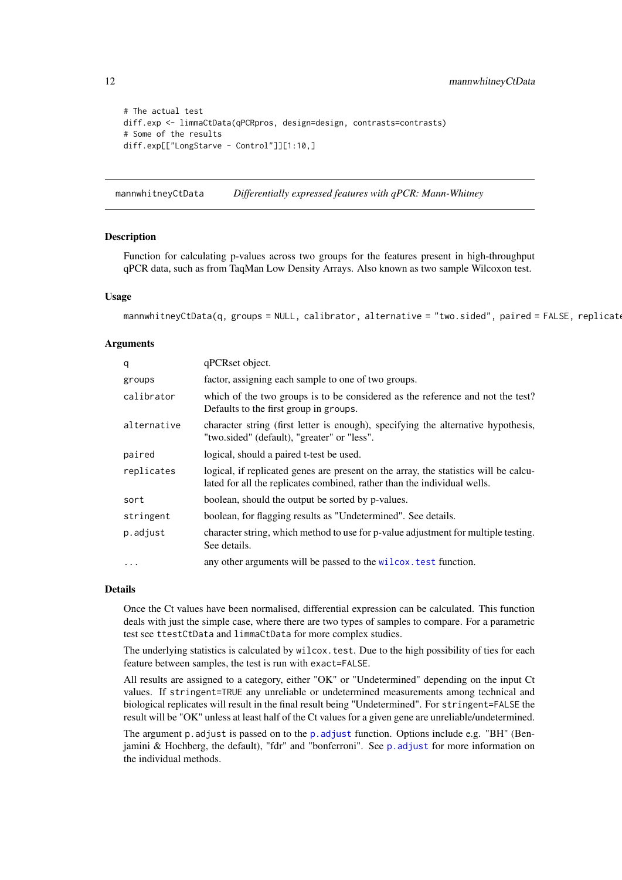```
# The actual test
diff.exp <- limmaCtData(qPCRpros, design=design, contrasts=contrasts)
# Some of the results
diff.exp[["LongStarve - Control"]][1:10,]
```

---

`mannwhitneyCtData` *Differentially expressed features with qPCR: Mann-Whitney*

---

### Description

Function for calculating p-values across two groups for the features present in high-throughput qPCR data, such as from TaqMan Low Density Arrays. Also known as two sample Wilcoxon test.

### Usage

```
mannwhitneyCtData(q, groups = NULL, calibrator, alternative = "two.sided", paired = FALSE, replicate
```

### Arguments

| | |
|---|---|
| `q` | qPCRset object. |
| `groups` | factor, assigning each sample to one of two groups. |
| `calibrator` | which of the two groups is to be considered as the reference and not the test? Defaults to the first group in `groups`. |
| `alternative` | character string (first letter is enough), specifying the alternative hypothesis, "two.sided" (default), "greater" or "less". |
| `paired` | logical, should a paired t-test be used. |
| `replicates` | logical, if replicated genes are present on the array, the statistics will be calculated for all the replicates combined, rather than the individual wells. |
| `sort` | boolean, should the output be sorted by p-values. |
| `stringent` | boolean, for flagging results as "Undetermined". See details. |
| `p.adjust` | character string, which method to use for p-value adjustment for multiple testing. See details. |
| `...` | any other arguments will be passed to the `wilcox.test` function. |

### Details

Once the Ct values have been normalised, differential expression can be calculated. This function deals with just the simple case, where there are two types of samples to compare. For a parametric test see `ttestCtData` and `limmaCtData` for more complex studies.

The underlying statistics is calculated by `wilcox.test`. Due to the high possibility of ties for each feature between samples, the test is run with `exact=FALSE`.

All results are assigned to a category, either "OK" or "Undetermined" depending on the input Ct values. If `stringent=TRUE` any unreliable or undetermined measurements among technical and biological replicates will result in the final result being "Undetermined". For `stringent=FALSE` the result will be "OK" unless at least half of the Ct values for a given gene are unreliable/undetermined.

The argument `p.adjust` is passed on to the `p.adjust` function. Options include e.g. "BH" (Benjamini & Hochberg, the default), "fdr" and "bonferroni". See `p.adjust` for more information on the individual methods.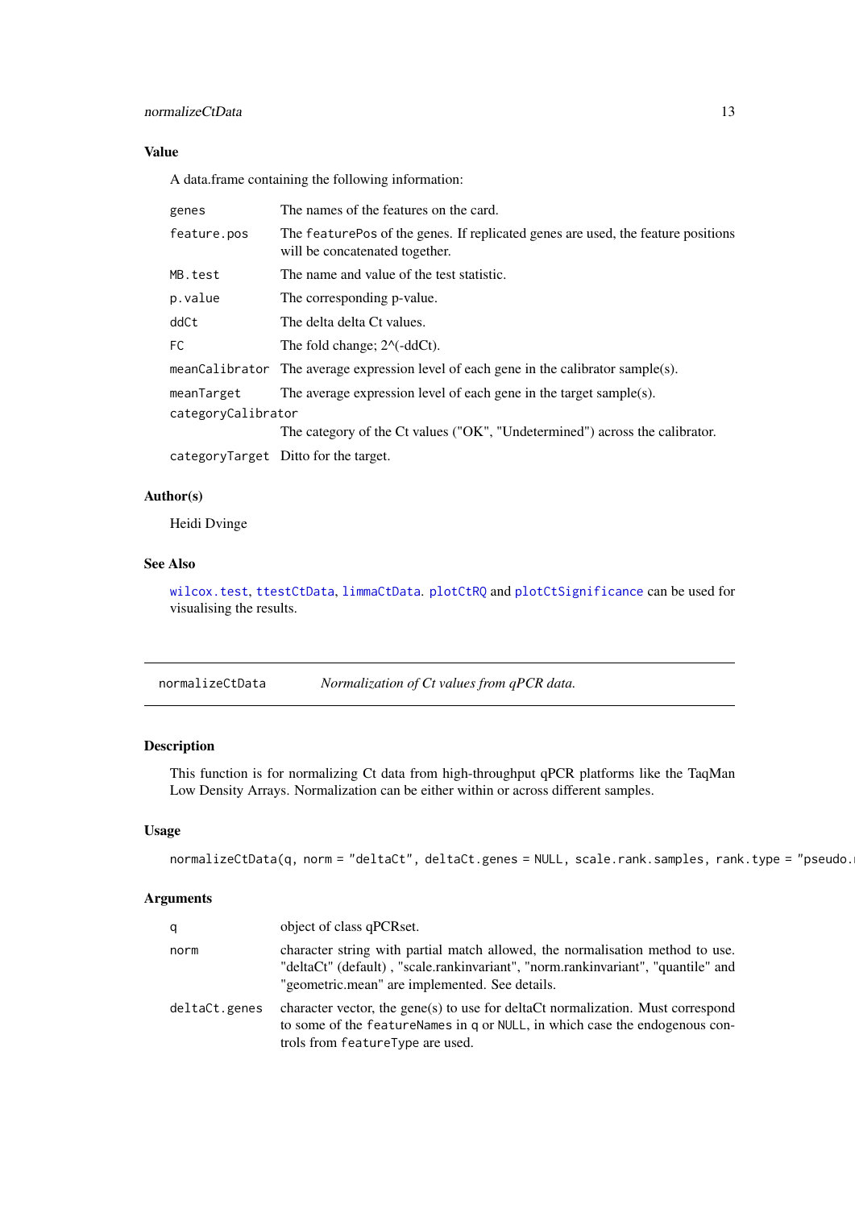## Value

A data.frame containing the following information:

| | |
|---|---|
| `genes` | The names of the features on the card. |
| `feature.pos` | The `featurePos` of the genes. If replicated genes are used, the feature positions will be concatenated together. |
| `MB.test` | The name and value of the test statistic. |
| `p.value` | The corresponding p-value. |
| `ddCt` | The delta delta Ct values. |
| `FC` | The fold change; 2^(-ddCt). |
| `meanCalibrator` | The average expression level of each gene in the calibrator sample(s). |
| `meanTarget` | The average expression level of each gene in the target sample(s). |
| `categoryCalibrator` | The category of the Ct values ("OK", "Undetermined") across the calibrator. |
| `categoryTarget` | Ditto for the target. |

## Author(s)

Heidi Dvinge

## See Also

`wilcox.test`, `ttestCtData`, `limmaCtData`. `plotCtRQ` and `plotCtSignificance` can be used for visualising the results.

---

# normalizeCtData *Normalization of Ct values from qPCR data.*

---

## Description

This function is for normalizing Ct data from high-throughput qPCR platforms like the TaqMan Low Density Arrays. Normalization can be either within or across different samples.

## Usage

```
normalizeCtData(q, norm = "deltaCt", deltaCt.genes = NULL, scale.rank.samples, rank.type = "pseudo.
```

## Arguments

| | |
|---|---|
| `q` | object of class qPCRset. |
| `norm` | character string with partial match allowed, the normalisation method to use. "deltaCt" (default) , "scale.rankinvariant", "norm.rankinvariant", "quantile" and "geometric.mean" are implemented. See details. |
| `deltaCt.genes` | character vector, the gene(s) to use for deltaCt normalization. Must correspond to some of the `featureNames` in q or `NULL`, in which case the endogenous controls from `featureType` are used. |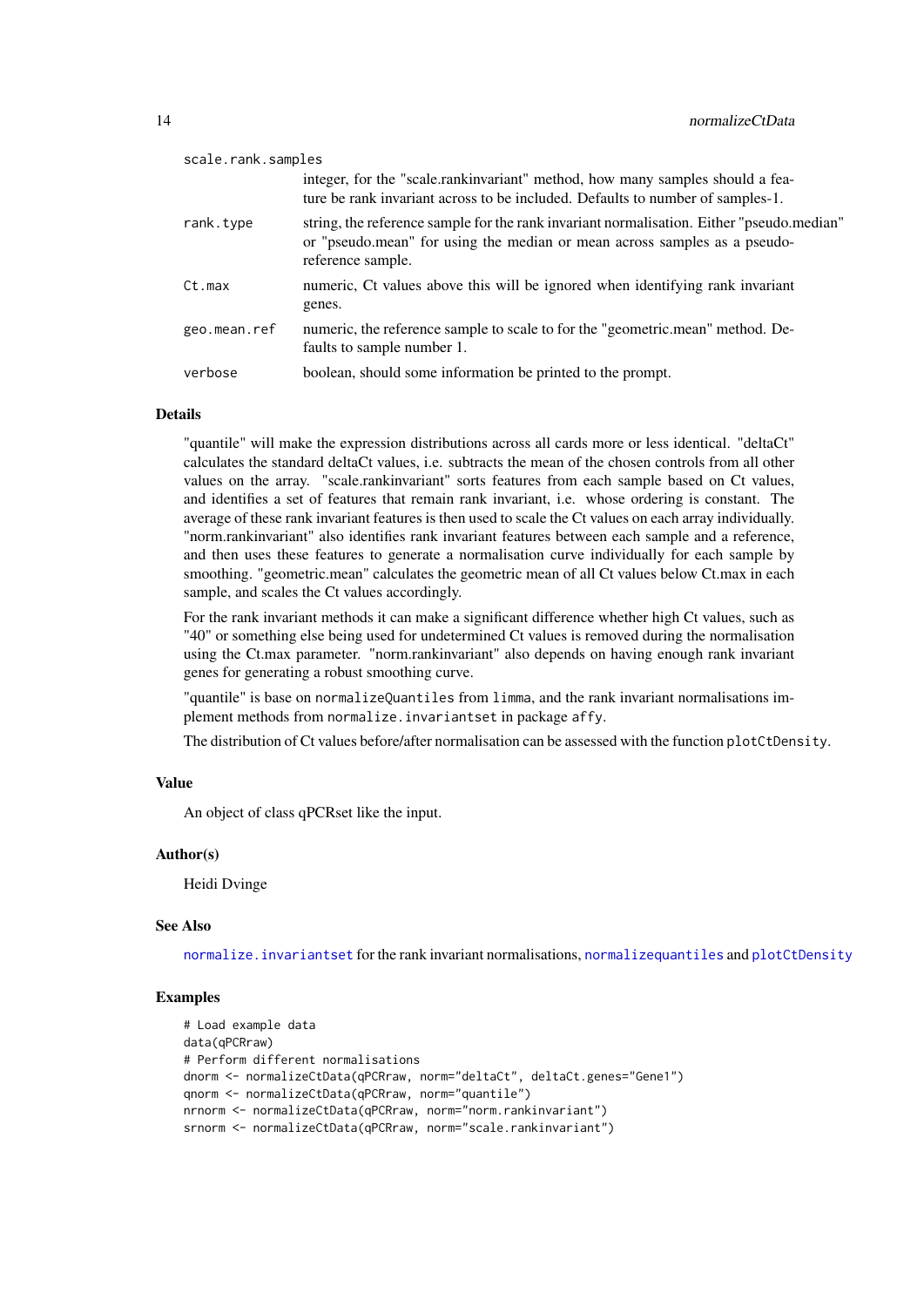scale.rank.samples
: integer, for the "scale.rankinvariant" method, how many samples should a feature be rank invariant across to be included. Defaults to number of samples-1.

rank.type
: string, the reference sample for the rank invariant normalisation. Either "pseudo.median" or "pseudo.mean" for using the median or mean across samples as a pseudo-reference sample.

Ct.max
: numeric, Ct values above this will be ignored when identifying rank invariant genes.

geo.mean.ref
: numeric, the reference sample to scale to for the "geometric.mean" method. Defaults to sample number 1.

verbose
: boolean, should some information be printed to the prompt.

## Details

"quantile" will make the expression distributions across all cards more or less identical. "deltaCt" calculates the standard deltaCt values, i.e. subtracts the mean of the chosen controls from all other values on the array. "scale.rankinvariant" sorts features from each sample based on Ct values, and identifies a set of features that remain rank invariant, i.e. whose ordering is constant. The average of these rank invariant features is then used to scale the Ct values on each array individually. "norm.rankinvariant" also identifies rank invariant features between each sample and a reference, and then uses these features to generate a normalisation curve individually for each sample by smoothing. "geometric.mean" calculates the geometric mean of all Ct values below Ct.max in each sample, and scales the Ct values accordingly.

For the rank invariant methods it can make a significant difference whether high Ct values, such as "40" or something else being used for undetermined Ct values is removed during the normalisation using the Ct.max parameter. "norm.rankinvariant" also depends on having enough rank invariant genes for generating a robust smoothing curve.

"quantile" is base on `normalizeQuantiles` from `limma`, and the rank invariant normalisations implement methods from `normalize.invariantset` in package `affy`.

The distribution of Ct values before/after normalisation can be assessed with the function `plotCtDensity`.

## Value

An object of class qPCRset like the input.

## Author(s)

Heidi Dvinge

## See Also

`normalize.invariantset` for the rank invariant normalisations, `normalizequantiles` and `plotCtDensity`

## Examples

```
# Load example data
data(qPCRraw)
# Perform different normalisations
dnorm <- normalizeCtData(qPCRraw, norm="deltaCt", deltaCt.genes="Gene1")
qnorm <- normalizeCtData(qPCRraw, norm="quantile")
nrnorm <- normalizeCtData(qPCRraw, norm="norm.rankinvariant")
srnorm <- normalizeCtData(qPCRraw, norm="scale.rankinvariant")
```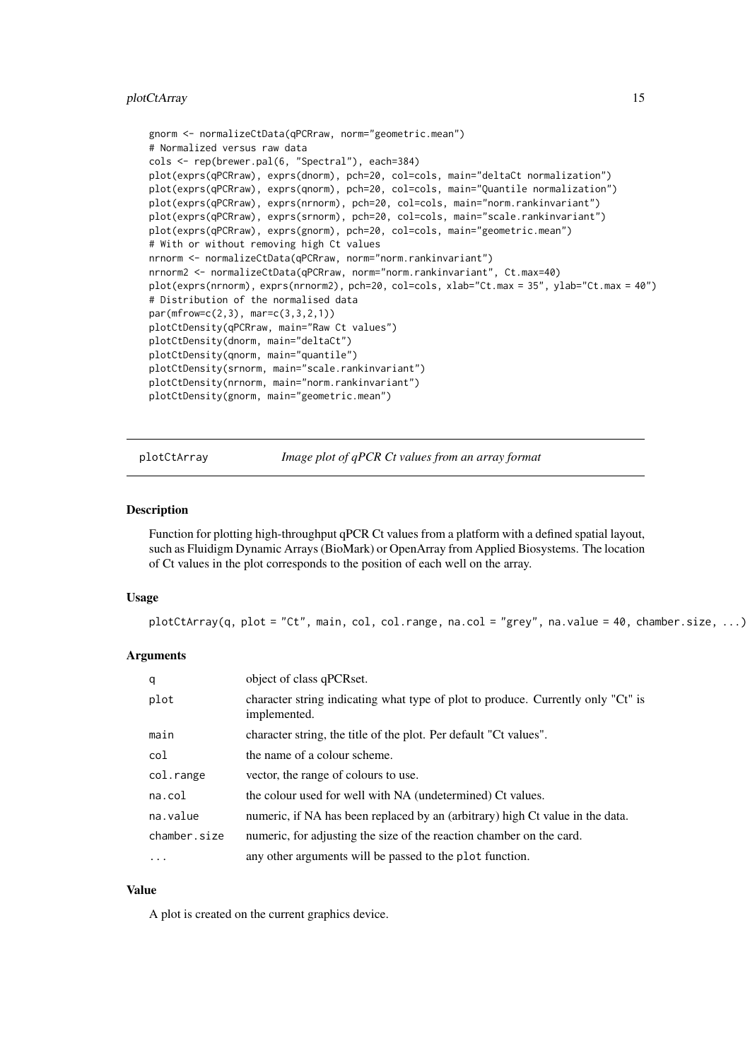```
gnorm <- normalizeCtData(qPCRraw, norm="geometric.mean")
# Normalized versus raw data
cols <- rep(brewer.pal(6, "Spectral"), each=384)
plot(exprs(qPCRraw), exprs(dnorm), pch=20, col=cols, main="deltaCt normalization")
plot(exprs(qPCRraw), exprs(qnorm), pch=20, col=cols, main="Quantile normalization")
plot(exprs(qPCRraw), exprs(nrnorm), pch=20, col=cols, main="norm.rankinvariant")
plot(exprs(qPCRraw), exprs(srnorm), pch=20, col=cols, main="scale.rankinvariant")
plot(exprs(qPCRraw), exprs(gnorm), pch=20, col=cols, main="geometric.mean")
# With or without removing high Ct values
nrnorm <- normalizeCtData(qPCRraw, norm="norm.rankinvariant")
nrnorm2 <- normalizeCtData(qPCRraw, norm="norm.rankinvariant", Ct.max=40)
plot(exprs(nrnorm), exprs(nrnorm2), pch=20, col=cols, xlab="Ct.max = 35", ylab="Ct.max = 40")
# Distribution of the normalised data
par(mfrow=c(2,3), mar=c(3,3,2,1))
plotCtDensity(qPCRraw, main="Raw Ct values")
plotCtDensity(dnorm, main="deltaCt")
plotCtDensity(qnorm, main="quantile")
plotCtDensity(srnorm, main="scale.rankinvariant")
plotCtDensity(nrnorm, main="norm.rankinvariant")
plotCtDensity(gnorm, main="geometric.mean")
```

---

## plotCtArray — *Image plot of qPCR Ct values from an array format*

### Description

Function for plotting high-throughput qPCR Ct values from a platform with a defined spatial layout, such as Fluidigm Dynamic Arrays (BioMark) or OpenArray from Applied Biosystems. The location of Ct values in the plot corresponds to the position of each well on the array.

### Usage

```
plotCtArray(q, plot = "Ct", main, col, col.range, na.col = "grey", na.value = 40, chamber.size, ...)
```

### Arguments

| | |
|---|---|
| `q` | object of class qPCRset. |
| `plot` | character string indicating what type of plot to produce. Currently only "Ct" is implemented. |
| `main` | character string, the title of the plot. Per default "Ct values". |
| `col` | the name of a colour scheme. |
| `col.range` | vector, the range of colours to use. |
| `na.col` | the colour used for well with NA (undetermined) Ct values. |
| `na.value` | numeric, if NA has been replaced by an (arbitrary) high Ct value in the data. |
| `chamber.size` | numeric, for adjusting the size of the reaction chamber on the card. |
| `...` | any other arguments will be passed to the `plot` function. |

### Value

A plot is created on the current graphics device.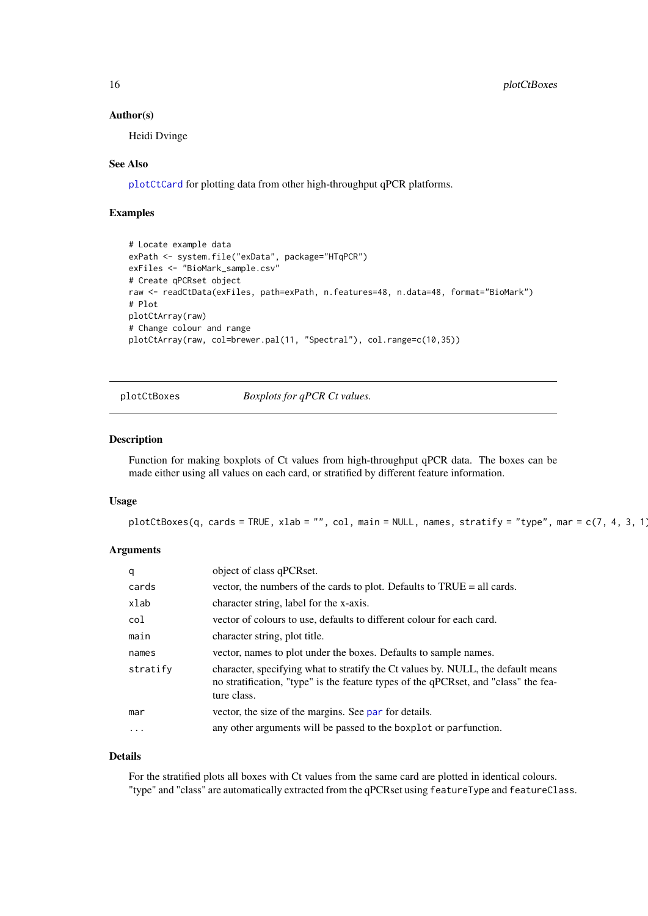## Author(s)

Heidi Dvinge

## See Also

plotCtCard for plotting data from other high-throughput qPCR platforms.

## Examples

```
# Locate example data
exPath <- system.file("exData", package="HTqPCR")
exFiles <- "BioMark_sample.csv"
# Create qPCRset object
raw <- readCtData(exFiles, path=exPath, n.features=48, n.data=48, format="BioMark")
# Plot
plotCtArray(raw)
# Change colour and range
plotCtArray(raw, col=brewer.pal(11, "Spectral"), col.range=c(10,35))
```

---

# plotCtBoxes    *Boxplots for qPCR Ct values.*

## Description

Function for making boxplots of Ct values from high-throughput qPCR data. The boxes can be made either using all values on each card, or stratified by different feature information.

## Usage

```
plotCtBoxes(q, cards = TRUE, xlab = "", col, main = NULL, names, stratify = "type", mar = c(7, 4, 3, 1)
```

## Arguments

| | |
|---|---|
| q | object of class qPCRset. |
| cards | vector, the numbers of the cards to plot. Defaults to TRUE = all cards. |
| xlab | character string, label for the x-axis. |
| col | vector of colours to use, defaults to different colour for each card. |
| main | character string, plot title. |
| names | vector, names to plot under the boxes. Defaults to sample names. |
| stratify | character, specifying what to stratify the Ct values by. NULL, the default means no stratification, "type" is the feature types of the qPCRset, and "class" the feature class. |
| mar | vector, the size of the margins. See par for details. |
| ... | any other arguments will be passed to the boxplot or parfunction. |

## Details

For the stratified plots all boxes with Ct values from the same card are plotted in identical colours. "type" and "class" are automatically extracted from the qPCRset using featureType and featureClass.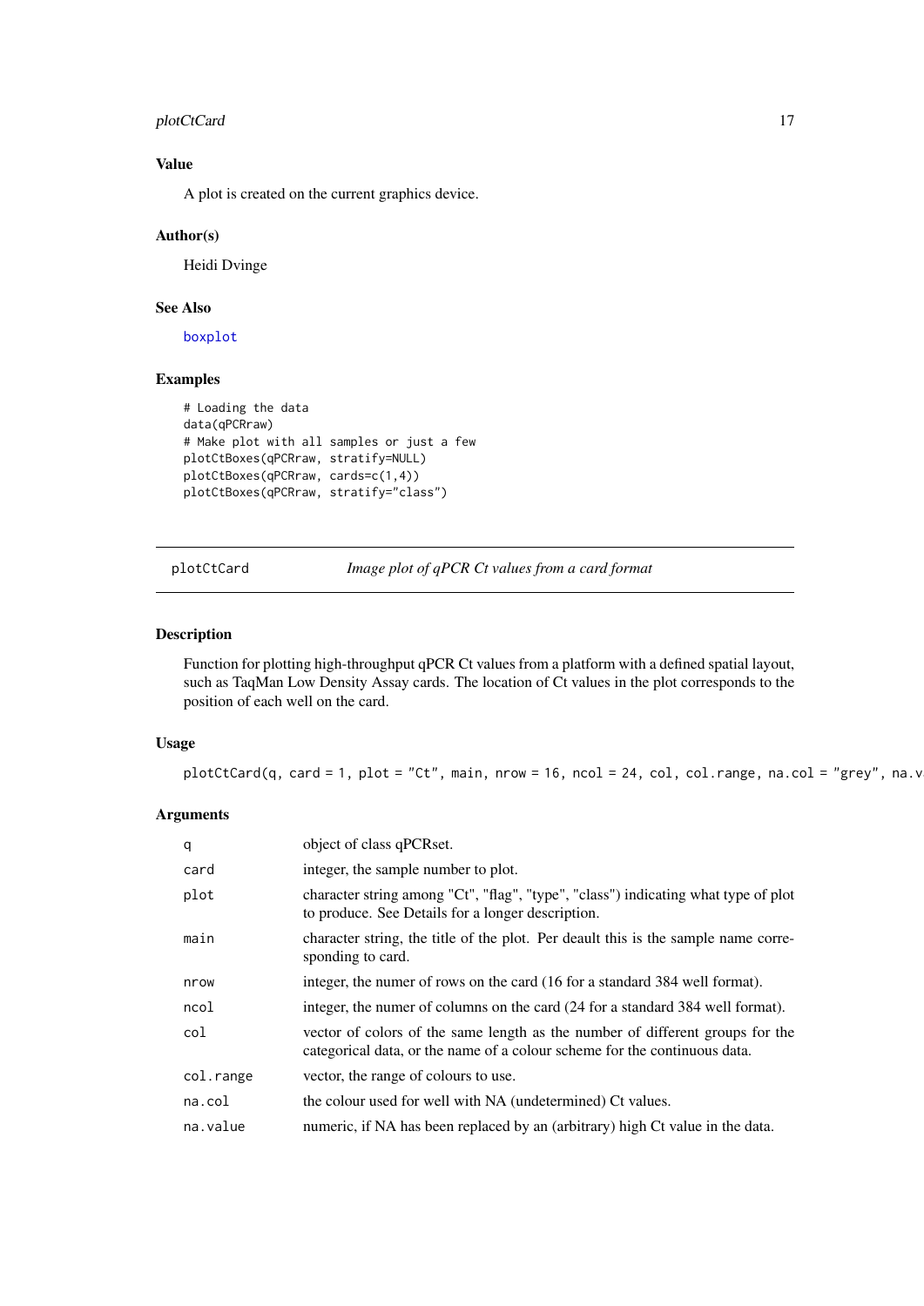## Value

A plot is created on the current graphics device.

## Author(s)

Heidi Dvinge

## See Also

boxplot

## Examples

```
# Loading the data
data(qPCRraw)
# Make plot with all samples or just a few
plotCtBoxes(qPCRraw, stratify=NULL)
plotCtBoxes(qPCRraw, cards=c(1,4))
plotCtBoxes(qPCRraw, stratify="class")
```

---

# plotCtCard — *Image plot of qPCR Ct values from a card format*

## Description

Function for plotting high-throughput qPCR Ct values from a platform with a defined spatial layout, such as TaqMan Low Density Assay cards. The location of Ct values in the plot corresponds to the position of each well on the card.

## Usage

```
plotCtCard(q, card = 1, plot = "Ct", main, nrow = 16, ncol = 24, col, col.range, na.col = "grey", na.v
```

## Arguments

| | |
|---|---|
| q | object of class qPCRset. |
| card | integer, the sample number to plot. |
| plot | character string among "Ct", "flag", "type", "class") indicating what type of plot to produce. See Details for a longer description. |
| main | character string, the title of the plot. Per deault this is the sample name corresponding to card. |
| nrow | integer, the numer of rows on the card (16 for a standard 384 well format). |
| ncol | integer, the numer of columns on the card (24 for a standard 384 well format). |
| col | vector of colors of the same length as the number of different groups for the categorical data, or the name of a colour scheme for the continuous data. |
| col.range | vector, the range of colours to use. |
| na.col | the colour used for well with NA (undetermined) Ct values. |
| na.value | numeric, if NA has been replaced by an (arbitrary) high Ct value in the data. |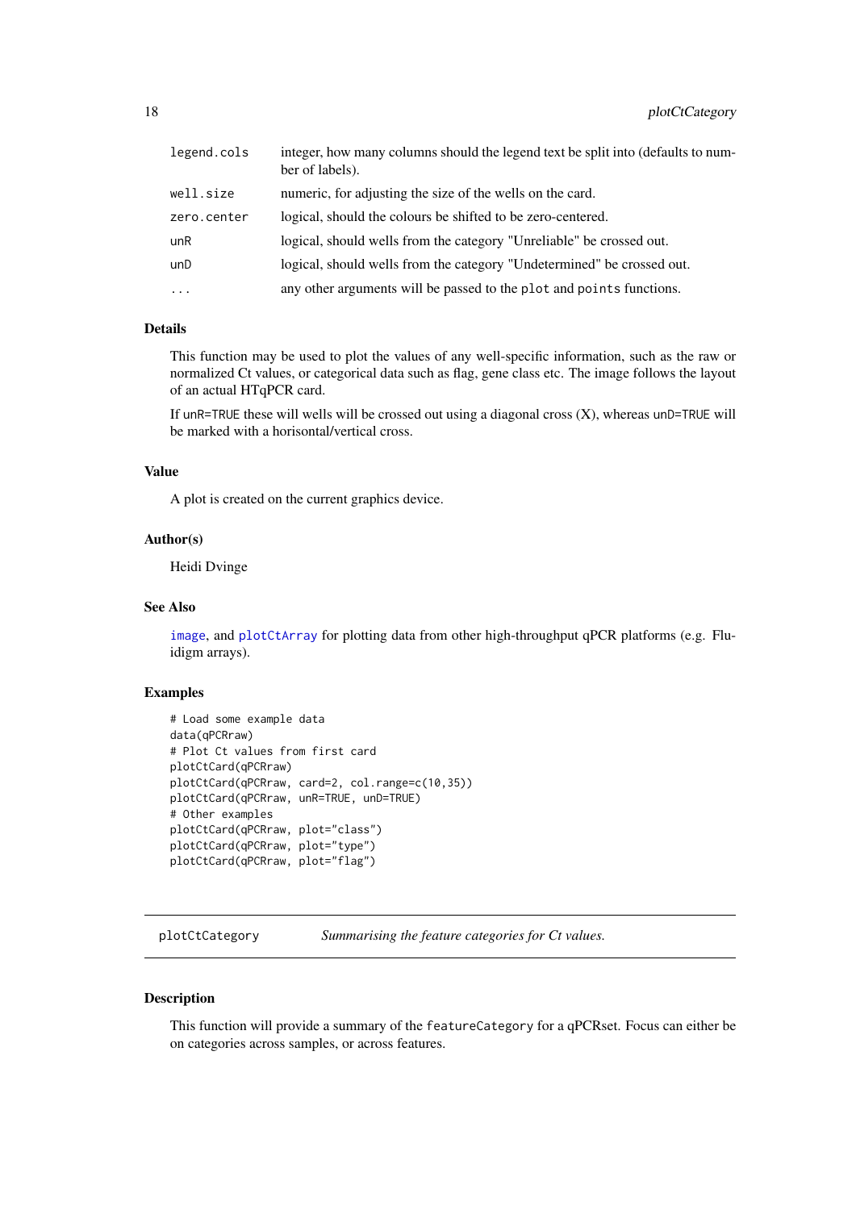| | |
|---|---|
| `legend.cols` | integer, how many columns should the legend text be split into (defaults to number of labels). |
| `well.size` | numeric, for adjusting the size of the wells on the card. |
| `zero.center` | logical, should the colours be shifted to be zero-centered. |
| `unR` | logical, should wells from the category "Unreliable" be crossed out. |
| `unD` | logical, should wells from the category "Undetermined" be crossed out. |
| `...` | any other arguments will be passed to the `plot` and `points` functions. |

### Details

This function may be used to plot the values of any well-specific information, such as the raw or normalized Ct values, or categorical data such as flag, gene class etc. The image follows the layout of an actual HTqPCR card.

If `unR=TRUE` these will wells will be crossed out using a diagonal cross (X), whereas `unD=TRUE` will be marked with a horisontal/vertical cross.

### Value

A plot is created on the current graphics device.

### Author(s)

Heidi Dvinge

### See Also

`image`, and `plotCtArray` for plotting data from other high-throughput qPCR platforms (e.g. Fluidigm arrays).

### Examples

```
# Load some example data
data(qPCRraw)
# Plot Ct values from first card
plotCtCard(qPCRraw)
plotCtCard(qPCRraw, card=2, col.range=c(10,35))
plotCtCard(qPCRraw, unR=TRUE, unD=TRUE)
# Other examples
plotCtCard(qPCRraw, plot="class")
plotCtCard(qPCRraw, plot="type")
plotCtCard(qPCRraw, plot="flag")
```

---

## `plotCtCategory` *Summarising the feature categories for Ct values.*

---

### Description

This function will provide a summary of the `featureCategory` for a qPCRset. Focus can either be on categories across samples, or across features.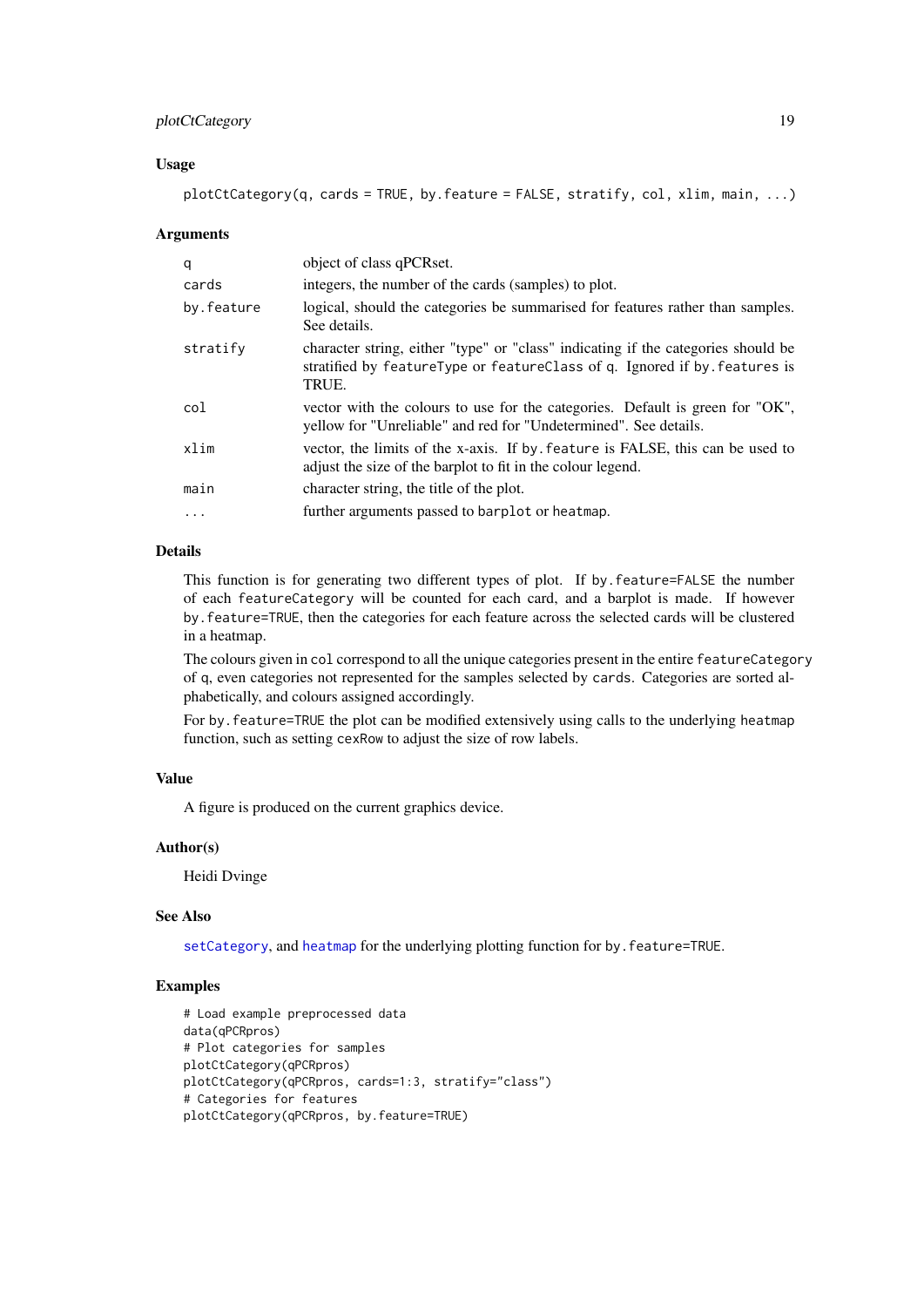### Usage

```
plotCtCategory(q, cards = TRUE, by.feature = FALSE, stratify, col, xlim, main, ...)
```

### Arguments

| | |
|---|---|
| q | object of class qPCRset. |
| cards | integers, the number of the cards (samples) to plot. |
| by.feature | logical, should the categories be summarised for features rather than samples. See details. |
| stratify | character string, either "type" or "class" indicating if the categories should be stratified by featureType or featureClass of q. Ignored if by.features is TRUE. |
| col | vector with the colours to use for the categories. Default is green for "OK", yellow for "Unreliable" and red for "Undetermined". See details. |
| xlim | vector, the limits of the x-axis. If by.feature is FALSE, this can be used to adjust the size of the barplot to fit in the colour legend. |
| main | character string, the title of the plot. |
| ... | further arguments passed to barplot or heatmap. |

### Details

This function is for generating two different types of plot. If by.feature=FALSE the number of each featureCategory will be counted for each card, and a barplot is made. If however by.feature=TRUE, then the categories for each feature across the selected cards will be clustered in a heatmap.

The colours given in col correspond to all the unique categories present in the entire featureCategory of q, even categories not represented for the samples selected by cards. Categories are sorted alphabetically, and colours assigned accordingly.

For by.feature=TRUE the plot can be modified extensively using calls to the underlying heatmap function, such as setting cexRow to adjust the size of row labels.

### Value

A figure is produced on the current graphics device.

### Author(s)

Heidi Dvinge

### See Also

setCategory, and heatmap for the underlying plotting function for by.feature=TRUE.

### Examples

```
# Load example preprocessed data
data(qPCRpros)
# Plot categories for samples
plotCtCategory(qPCRpros)
plotCtCategory(qPCRpros, cards=1:3, stratify="class")
# Categories for features
plotCtCategory(qPCRpros, by.feature=TRUE)
```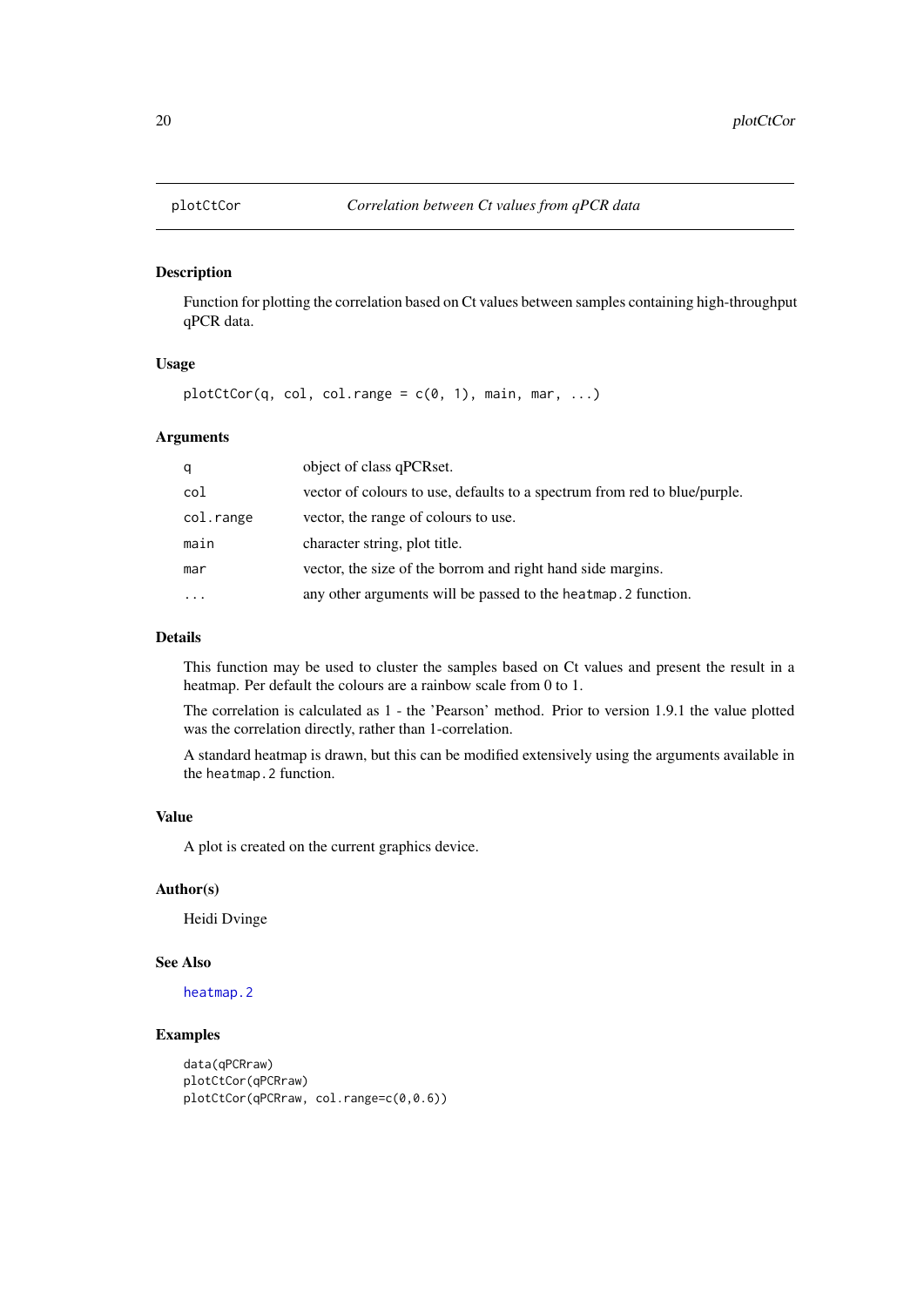plotCtCor — *Correlation between Ct values from qPCR data*

## Description

Function for plotting the correlation based on Ct values between samples containing high-throughput qPCR data.

## Usage

```
plotCtCor(q, col, col.range = c(0, 1), main, mar, ...)
```

## Arguments

| | |
|---|---|
| `q` | object of class qPCRset. |
| `col` | vector of colours to use, defaults to a spectrum from red to blue/purple. |
| `col.range` | vector, the range of colours to use. |
| `main` | character string, plot title. |
| `mar` | vector, the size of the borrom and right hand side margins. |
| `...` | any other arguments will be passed to the `heatmap.2` function. |

## Details

This function may be used to cluster the samples based on Ct values and present the result in a heatmap. Per default the colours are a rainbow scale from 0 to 1.

The correlation is calculated as 1 - the 'Pearson' method. Prior to version 1.9.1 the value plotted was the correlation directly, rather than 1-correlation.

A standard heatmap is drawn, but this can be modified extensively using the arguments available in the `heatmap.2` function.

## Value

A plot is created on the current graphics device.

## Author(s)

Heidi Dvinge

## See Also

`heatmap.2`

## Examples

```
data(qPCRraw)
plotCtCor(qPCRraw)
plotCtCor(qPCRraw, col.range=c(0,0.6))
```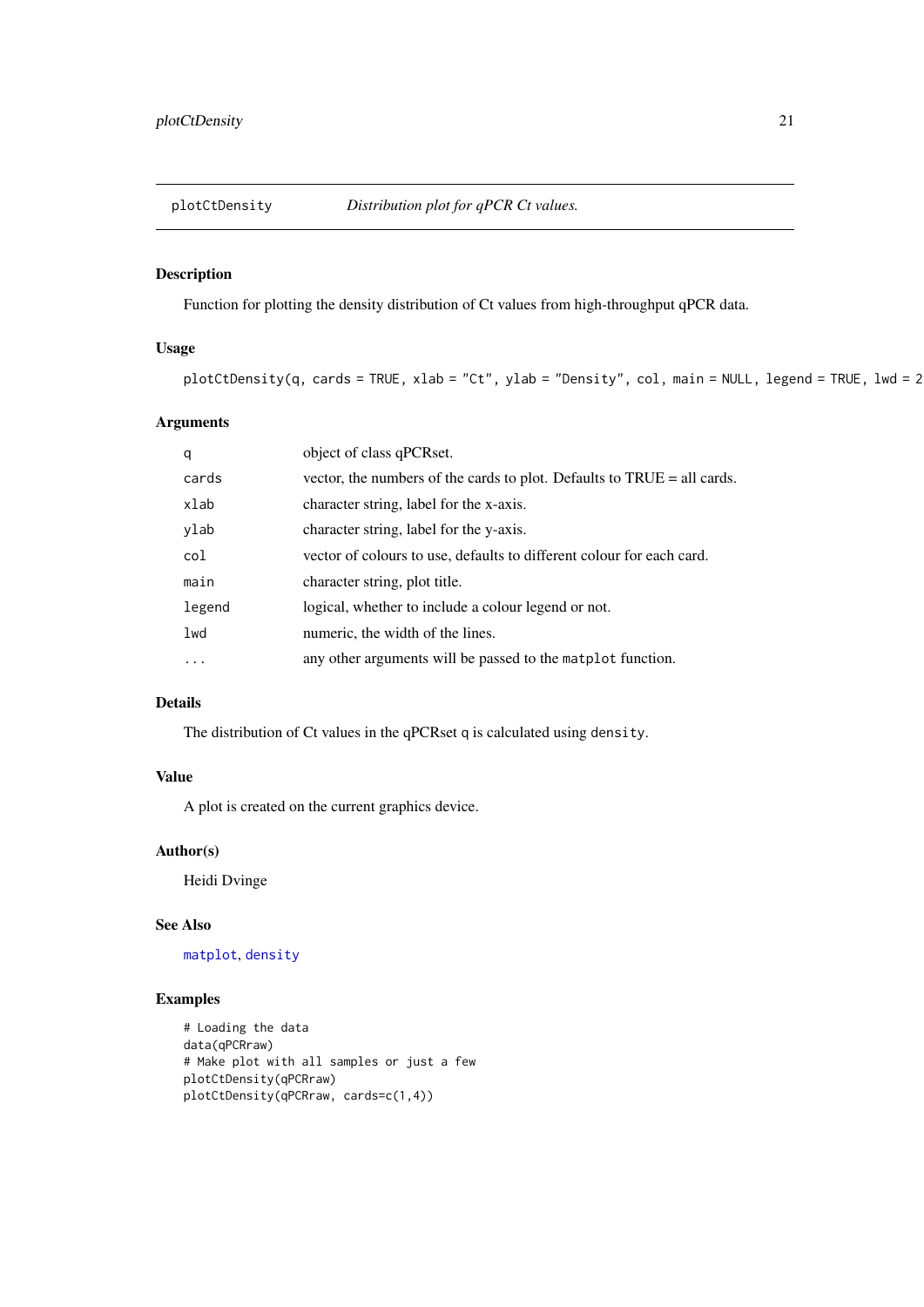plotCtDensity — *Distribution plot for qPCR Ct values.*

## Description

Function for plotting the density distribution of Ct values from high-throughput qPCR data.

## Usage

```
plotCtDensity(q, cards = TRUE, xlab = "Ct", ylab = "Density", col, main = NULL, legend = TRUE, lwd = 2
```

## Arguments

| | |
|---|---|
| q | object of class qPCRset. |
| cards | vector, the numbers of the cards to plot. Defaults to TRUE = all cards. |
| xlab | character string, label for the x-axis. |
| ylab | character string, label for the y-axis. |
| col | vector of colours to use, defaults to different colour for each card. |
| main | character string, plot title. |
| legend | logical, whether to include a colour legend or not. |
| lwd | numeric, the width of the lines. |
| ... | any other arguments will be passed to the `matplot` function. |

## Details

The distribution of Ct values in the qPCRset `q` is calculated using `density`.

## Value

A plot is created on the current graphics device.

## Author(s)

Heidi Dvinge

## See Also

`matplot`, `density`

## Examples

```
# Loading the data
data(qPCRraw)
# Make plot with all samples or just a few
plotCtDensity(qPCRraw)
plotCtDensity(qPCRraw, cards=c(1,4))
```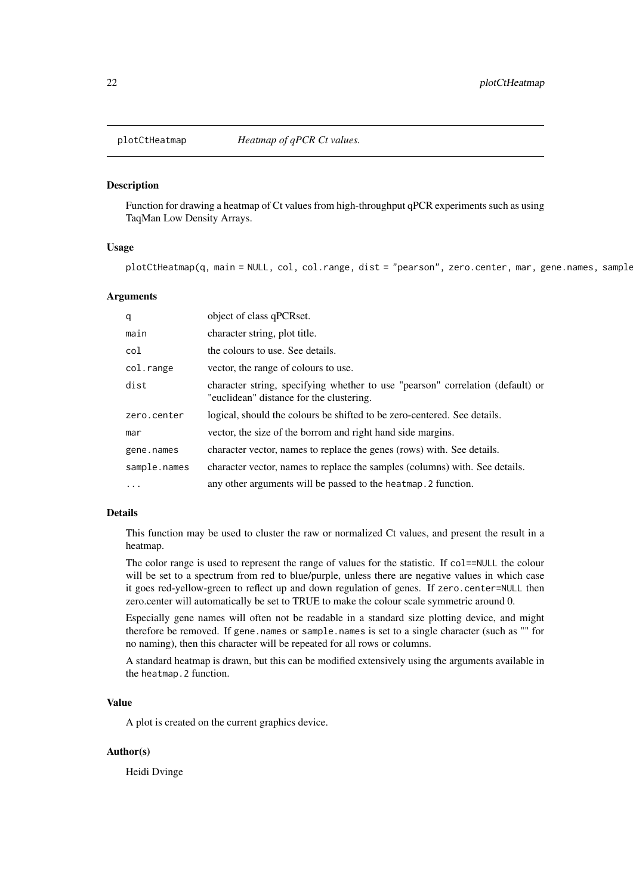# plotCtHeatmap — *Heatmap of qPCR Ct values.*

## Description

Function for drawing a heatmap of Ct values from high-throughput qPCR experiments such as using TaqMan Low Density Arrays.

## Usage

```
plotCtHeatmap(q, main = NULL, col, col.range, dist = "pearson", zero.center, mar, gene.names, sample
```

## Arguments

| | |
|---|---|
| `q` | object of class qPCRset. |
| `main` | character string, plot title. |
| `col` | the colours to use. See details. |
| `col.range` | vector, the range of colours to use. |
| `dist` | character string, specifying whether to use "pearson" correlation (default) or "euclidean" distance for the clustering. |
| `zero.center` | logical, should the colours be shifted to be zero-centered. See details. |
| `mar` | vector, the size of the borrom and right hand side margins. |
| `gene.names` | character vector, names to replace the genes (rows) with. See details. |
| `sample.names` | character vector, names to replace the samples (columns) with. See details. |
| `...` | any other arguments will be passed to the `heatmap.2` function. |

## Details

This function may be used to cluster the raw or normalized Ct values, and present the result in a heatmap.

The color range is used to represent the range of values for the statistic. If `col==NULL` the colour will be set to a spectrum from red to blue/purple, unless there are negative values in which case it goes red-yellow-green to reflect up and down regulation of genes. If `zero.center=NULL` then zero.center will automatically be set to TRUE to make the colour scale symmetric around 0.

Especially gene names will often not be readable in a standard size plotting device, and might therefore be removed. If `gene.names` or `sample.names` is set to a single character (such as "" for no naming), then this character will be repeated for all rows or columns.

A standard heatmap is drawn, but this can be modified extensively using the arguments available in the `heatmap.2` function.

## Value

A plot is created on the current graphics device.

## Author(s)

Heidi Dvinge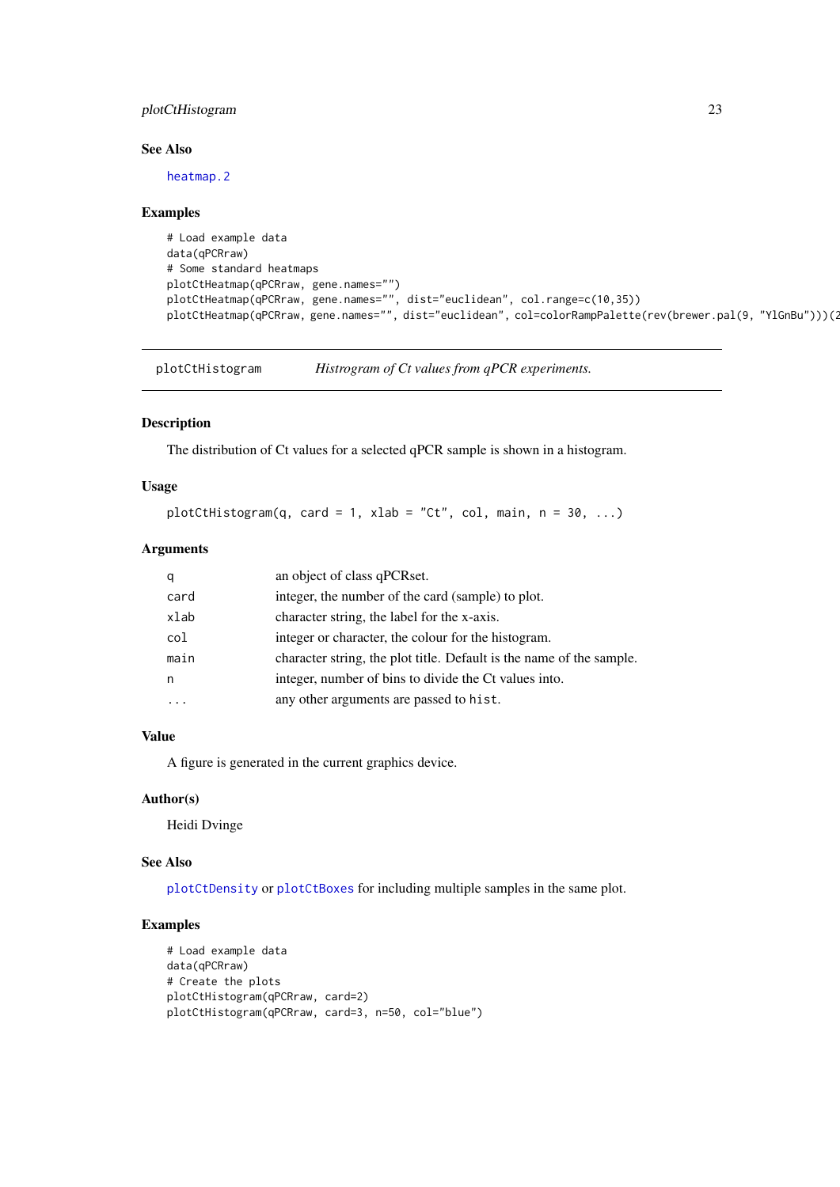### See Also

heatmap.2

### Examples

```
# Load example data
data(qPCRraw)
# Some standard heatmaps
plotCtHeatmap(qPCRraw, gene.names="")
plotCtHeatmap(qPCRraw, gene.names="", dist="euclidean", col.range=c(10,35))
plotCtHeatmap(qPCRraw, gene.names="", dist="euclidean", col=colorRampPalette(rev(brewer.pal(9, "YlGnBu")))(2
```

---

## plotCtHistogram — *Histrogram of Ct values from qPCR experiments.*

### Description

The distribution of Ct values for a selected qPCR sample is shown in a histogram.

### Usage

```
plotCtHistogram(q, card = 1, xlab = "Ct", col, main, n = 30, ...)
```

### Arguments

| | |
|---|---|
| q | an object of class qPCRset. |
| card | integer, the number of the card (sample) to plot. |
| xlab | character string, the label for the x-axis. |
| col | integer or character, the colour for the histogram. |
| main | character string, the plot title. Default is the name of the sample. |
| n | integer, number of bins to divide the Ct values into. |
| ... | any other arguments are passed to hist. |

### Value

A figure is generated in the current graphics device.

### Author(s)

Heidi Dvinge

### See Also

plotCtDensity or plotCtBoxes for including multiple samples in the same plot.

### Examples

```
# Load example data
data(qPCRraw)
# Create the plots
plotCtHistogram(qPCRraw, card=2)
plotCtHistogram(qPCRraw, card=3, n=50, col="blue")
```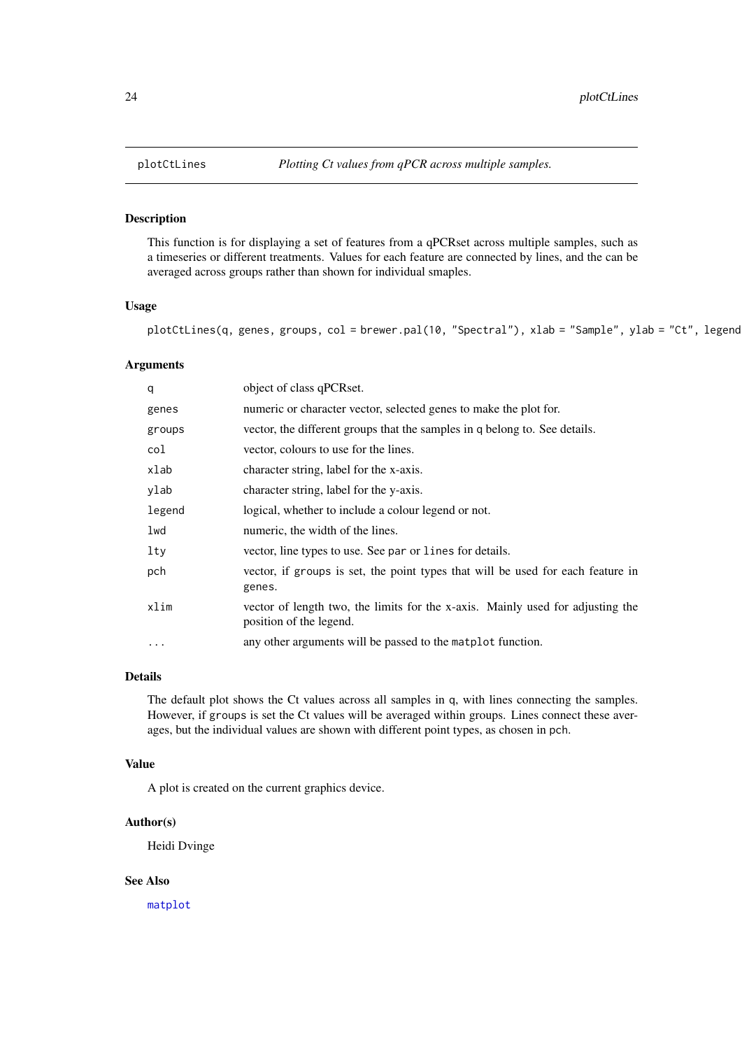plotCtLines — *Plotting Ct values from qPCR across multiple samples.*

### Description

This function is for displaying a set of features from a qPCRset across multiple samples, such as a timeseries or different treatments. Values for each feature are connected by lines, and the can be averaged across groups rather than shown for individual smaples.

### Usage

```
plotCtLines(q, genes, groups, col = brewer.pal(10, "Spectral"), xlab = "Sample", ylab = "Ct", legend
```

### Arguments

| | |
|---|---|
| `q` | object of class qPCRset. |
| `genes` | numeric or character vector, selected genes to make the plot for. |
| `groups` | vector, the different groups that the samples in `q` belong to. See details. |
| `col` | vector, colours to use for the lines. |
| `xlab` | character string, label for the x-axis. |
| `ylab` | character string, label for the y-axis. |
| `legend` | logical, whether to include a colour legend or not. |
| `lwd` | numeric, the width of the lines. |
| `lty` | vector, line types to use. See `par` or `lines` for details. |
| `pch` | vector, if `groups` is set, the point types that will be used for each feature in `genes`. |
| `xlim` | vector of length two, the limits for the x-axis. Mainly used for adjusting the position of the legend. |
| `...` | any other arguments will be passed to the `matplot` function. |

### Details

The default plot shows the Ct values across all samples in `q`, with lines connecting the samples. However, if `groups` is set the Ct values will be averaged within groups. Lines connect these averages, but the individual values are shown with different point types, as chosen in `pch`.

### Value

A plot is created on the current graphics device.

### Author(s)

Heidi Dvinge

### See Also

`matplot`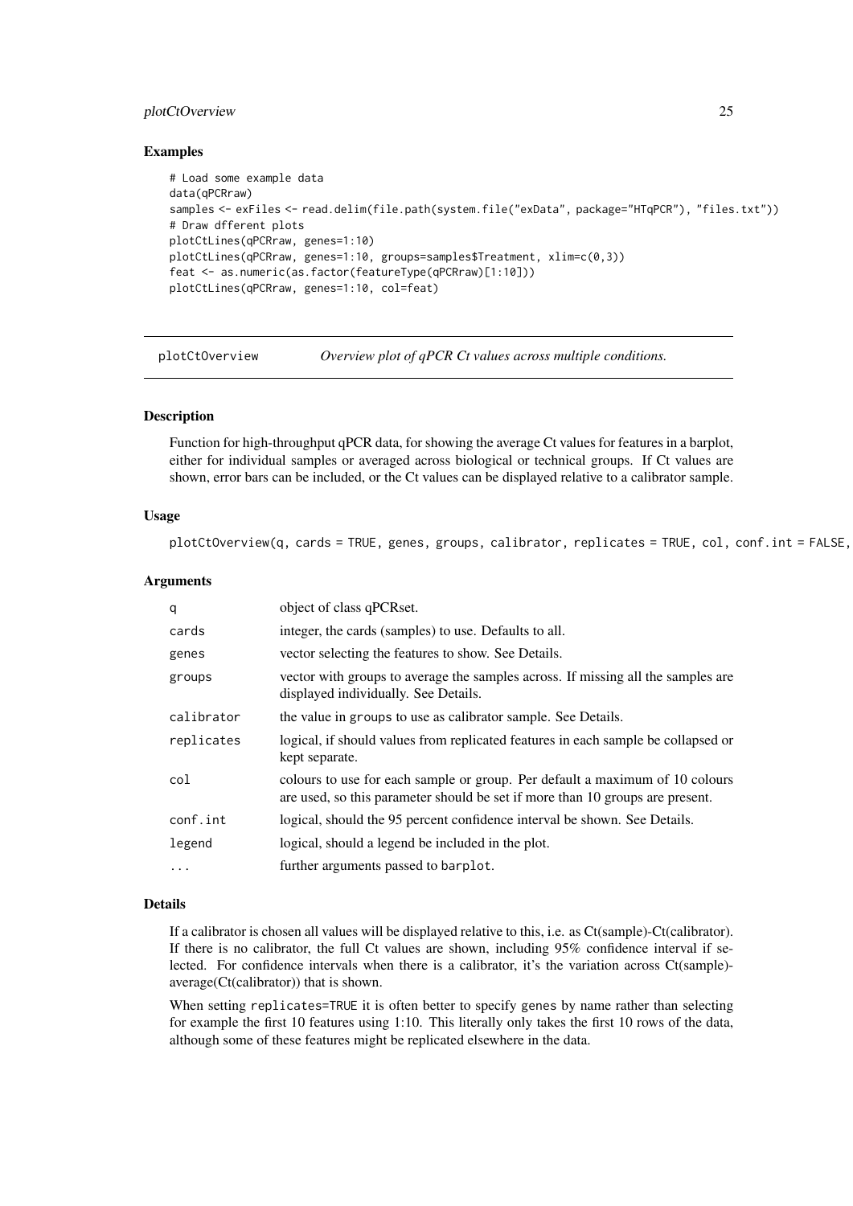### Examples

```
# Load some example data
data(qPCRraw)
samples <- exFiles <- read.delim(file.path(system.file("exData", package="HTqPCR"), "files.txt"))
# Draw dfferent plots
plotCtLines(qPCRraw, genes=1:10)
plotCtLines(qPCRraw, genes=1:10, groups=samples$Treatment, xlim=c(0,3))
feat <- as.numeric(as.factor(featureType(qPCRraw)[1:10]))
plotCtLines(qPCRraw, genes=1:10, col=feat)
```

---

## plotCtOverview — *Overview plot of qPCR Ct values across multiple conditions.*

### Description

Function for high-throughput qPCR data, for showing the average Ct values for features in a barplot, either for individual samples or averaged across biological or technical groups. If Ct values are shown, error bars can be included, or the Ct values can be displayed relative to a calibrator sample.

### Usage

```
plotCtOverview(q, cards = TRUE, genes, groups, calibrator, replicates = TRUE, col, conf.int = FALSE,
```

### Arguments

| | |
|---|---|
| q | object of class qPCRset. |
| cards | integer, the cards (samples) to use. Defaults to all. |
| genes | vector selecting the features to show. See Details. |
| groups | vector with groups to average the samples across. If missing all the samples are displayed individually. See Details. |
| calibrator | the value in groups to use as calibrator sample. See Details. |
| replicates | logical, if should values from replicated features in each sample be collapsed or kept separate. |
| col | colours to use for each sample or group. Per default a maximum of 10 colours are used, so this parameter should be set if more than 10 groups are present. |
| conf.int | logical, should the 95 percent confidence interval be shown. See Details. |
| legend | logical, should a legend be included in the plot. |
| ... | further arguments passed to barplot. |

### Details

If a calibrator is chosen all values will be displayed relative to this, i.e. as Ct(sample)-Ct(calibrator). If there is no calibrator, the full Ct values are shown, including 95% confidence interval if selected. For confidence intervals when there is a calibrator, it's the variation across Ct(sample)-average(Ct(calibrator)) that is shown.

When setting replicates=TRUE it is often better to specify genes by name rather than selecting for example the first 10 features using 1:10. This literally only takes the first 10 rows of the data, although some of these features might be replicated elsewhere in the data.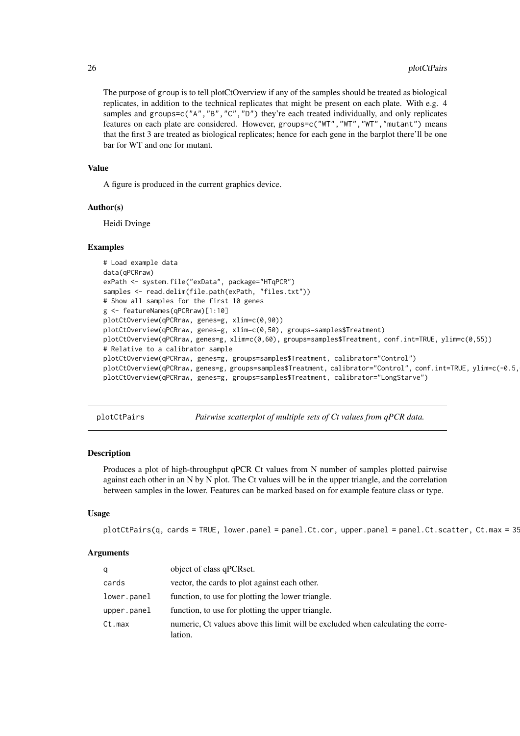The purpose of group is to tell plotCtOverview if any of the samples should be treated as biological replicates, in addition to the technical replicates that might be present on each plate. With e.g. 4 samples and groups=c("A","B","C","D") they're each treated individually, and only replicates features on each plate are considered. However, groups=c("WT","WT","WT","mutant") means that the first 3 are treated as biological replicates; hence for each gene in the barplot there'll be one bar for WT and one for mutant.

### Value

A figure is produced in the current graphics device.

### Author(s)

Heidi Dvinge

### Examples

```
# Load example data
data(qPCRraw)
exPath <- system.file("exData", package="HTqPCR")
samples <- read.delim(file.path(exPath, "files.txt"))
# Show all samples for the first 10 genes
g <- featureNames(qPCRraw)[1:10]
plotCtOverview(qPCRraw, genes=g, xlim=c(0,90))
plotCtOverview(qPCRraw, genes=g, xlim=c(0,50), groups=samples$Treatment)
plotCtOverview(qPCRraw, genes=g, xlim=c(0,60), groups=samples$Treatment, conf.int=TRUE, ylim=c(0,55))
# Relative to a calibrator sample
plotCtOverview(qPCRraw, genes=g, groups=samples$Treatment, calibrator="Control")
plotCtOverview(qPCRraw, genes=g, groups=samples$Treatment, calibrator="Control", conf.int=TRUE, ylim=c(-0.5,
plotCtOverview(qPCRraw, genes=g, groups=samples$Treatment, calibrator="LongStarve")
```

---

## plotCtPairs — *Pairwise scatterplot of multiple sets of Ct values from qPCR data.*

### Description

Produces a plot of high-throughput qPCR Ct values from N number of samples plotted pairwise against each other in an N by N plot. The Ct values will be in the upper triangle, and the correlation between samples in the lower. Features can be marked based on for example feature class or type.

### Usage

```
plotCtPairs(q, cards = TRUE, lower.panel = panel.Ct.cor, upper.panel = panel.Ct.scatter, Ct.max = 35
```

### Arguments

| | |
|---|---|
| q | object of class qPCRset. |
| cards | vector, the cards to plot against each other. |
| lower.panel | function, to use for plotting the lower triangle. |
| upper.panel | function, to use for plotting the upper triangle. |
| Ct.max | numeric, Ct values above this limit will be excluded when calculating the correlation. |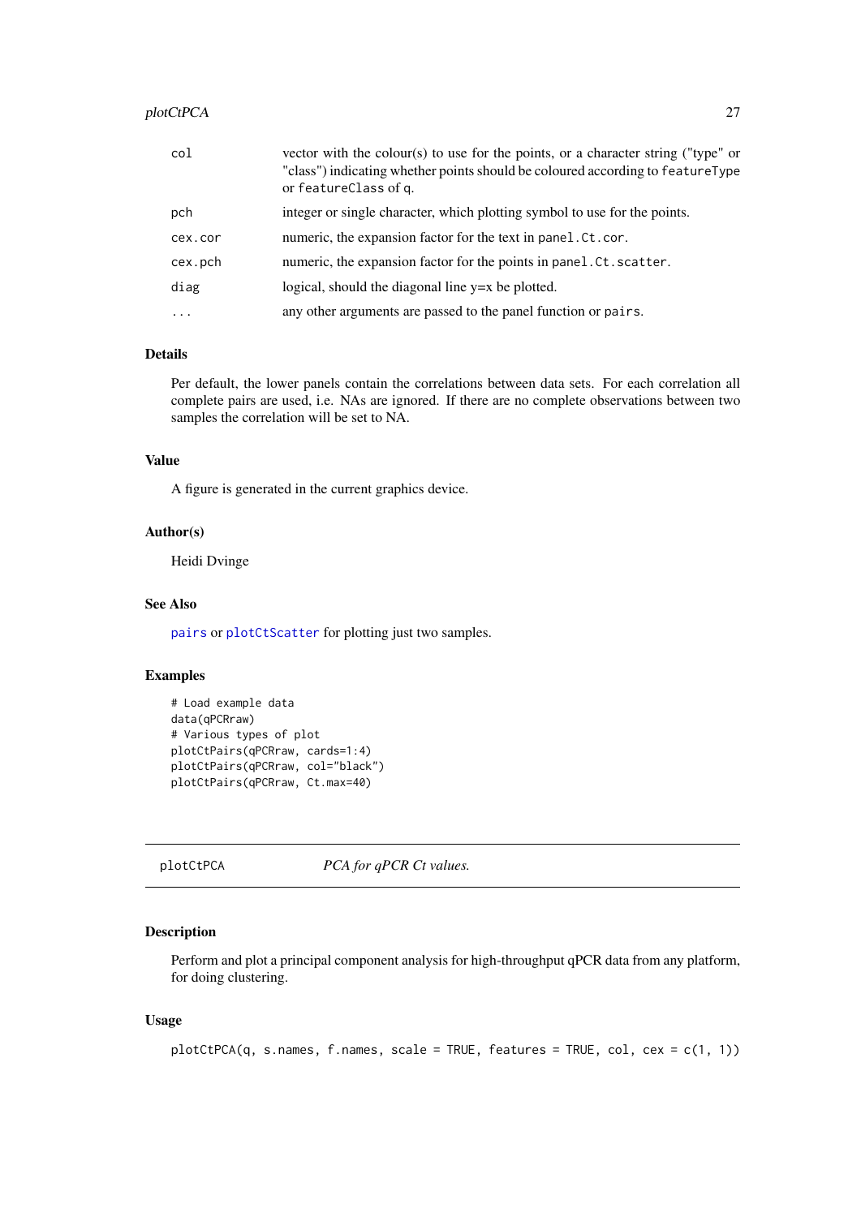| | |
|---|---|
| `col` | vector with the colour(s) to use for the points, or a character string ("type" or "class") indicating whether points should be coloured according to `featureType` or `featureClass` of `q`. |
| `pch` | integer or single character, which plotting symbol to use for the points. |
| `cex.cor` | numeric, the expansion factor for the text in `panel.Ct.cor`. |
| `cex.pch` | numeric, the expansion factor for the points in `panel.Ct.scatter`. |
| `diag` | logical, should the diagonal line y=x be plotted. |
| `...` | any other arguments are passed to the panel function or `pairs`. |

### Details

Per default, the lower panels contain the correlations between data sets. For each correlation all complete pairs are used, i.e. NAs are ignored. If there are no complete observations between two samples the correlation will be set to NA.

### Value

A figure is generated in the current graphics device.

### Author(s)

Heidi Dvinge

### See Also

`pairs` or `plotCtScatter` for plotting just two samples.

### Examples

```
# Load example data
data(qPCRraw)
# Various types of plot
plotCtPairs(qPCRraw, cards=1:4)
plotCtPairs(qPCRraw, col="black")
plotCtPairs(qPCRraw, Ct.max=40)
```

---

## plotCtPCA — *PCA for qPCR Ct values.*

---

### Description

Perform and plot a principal component analysis for high-throughput qPCR data from any platform, for doing clustering.

### Usage

```
plotCtPCA(q, s.names, f.names, scale = TRUE, features = TRUE, col, cex = c(1, 1))
```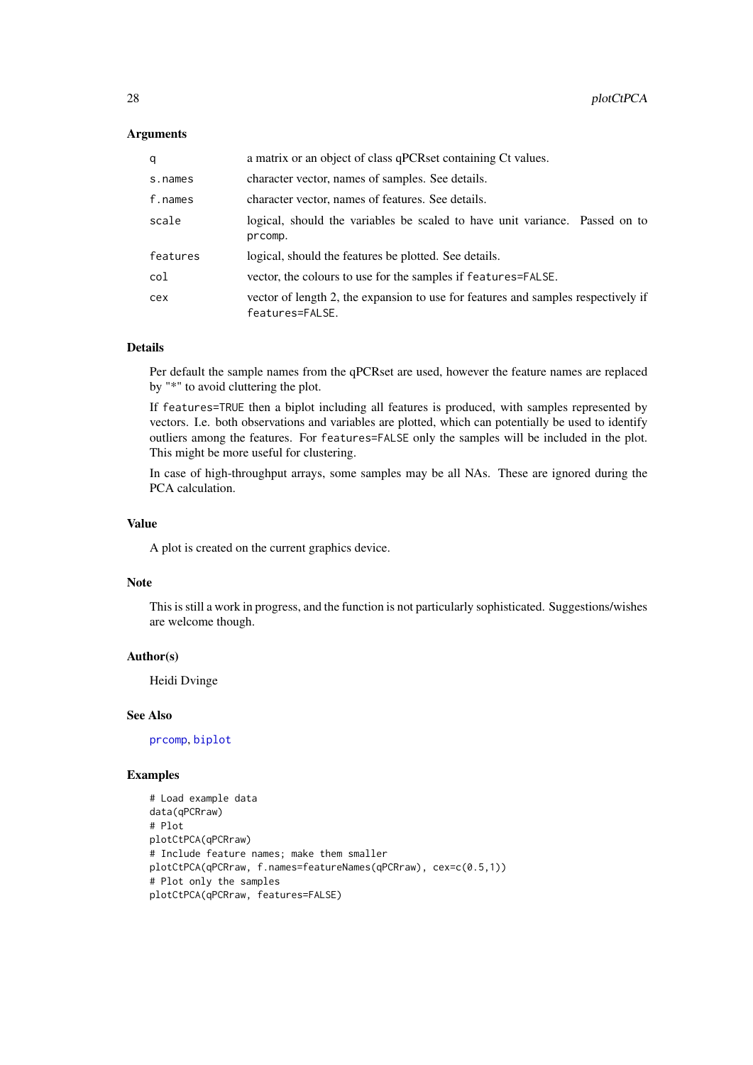## Arguments

| | |
|---|---|
| `q` | a matrix or an object of class qPCRset containing Ct values. |
| `s.names` | character vector, names of samples. See details. |
| `f.names` | character vector, names of features. See details. |
| `scale` | logical, should the variables be scaled to have unit variance. Passed on to `prcomp`. |
| `features` | logical, should the features be plotted. See details. |
| `col` | vector, the colours to use for the samples if `features=FALSE`. |
| `cex` | vector of length 2, the expansion to use for features and samples respectively if `features=FALSE`. |

## Details

Per default the sample names from the qPCRset are used, however the feature names are replaced by "*" to avoid cluttering the plot.

If `features=TRUE` then a biplot including all features is produced, with samples represented by vectors. I.e. both observations and variables are plotted, which can potentially be used to identify outliers among the features. For `features=FALSE` only the samples will be included in the plot. This might be more useful for clustering.

In case of high-throughput arrays, some samples may be all NAs. These are ignored during the PCA calculation.

## Value

A plot is created on the current graphics device.

## Note

This is still a work in progress, and the function is not particularly sophisticated. Suggestions/wishes are welcome though.

## Author(s)

Heidi Dvinge

## See Also

`prcomp`, `biplot`

## Examples

```
# Load example data
data(qPCRraw)
# Plot
plotCtPCA(qPCRraw)
# Include feature names; make them smaller
plotCtPCA(qPCRraw, f.names=featureNames(qPCRraw), cex=c(0.5,1))
# Plot only the samples
plotCtPCA(qPCRraw, features=FALSE)
```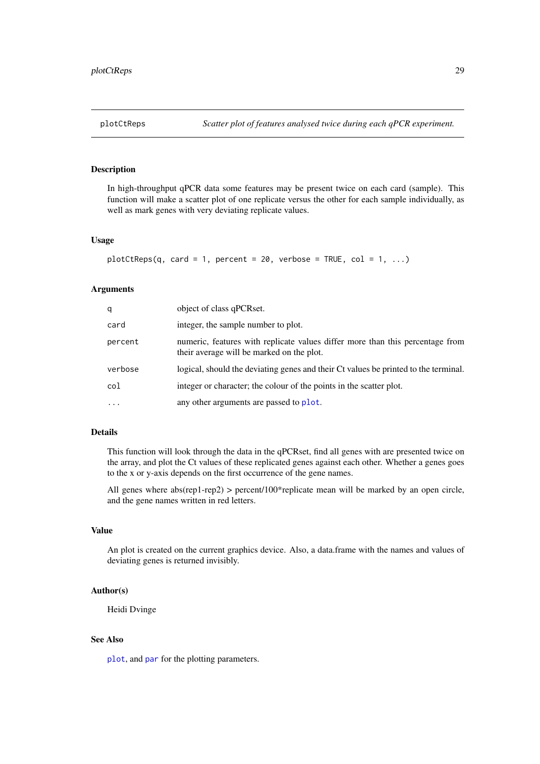## plotCtReps — *Scatter plot of features analysed twice during each qPCR experiment.*

### Description

In high-throughput qPCR data some features may be present twice on each card (sample). This function will make a scatter plot of one replicate versus the other for each sample individually, as well as mark genes with very deviating replicate values.

### Usage

```
plotCtReps(q, card = 1, percent = 20, verbose = TRUE, col = 1, ...)
```

### Arguments

| | |
|---|---|
| `q` | object of class qPCRset. |
| `card` | integer, the sample number to plot. |
| `percent` | numeric, features with replicate values differ more than this percentage from their average will be marked on the plot. |
| `verbose` | logical, should the deviating genes and their Ct values be printed to the terminal. |
| `col` | integer or character; the colour of the points in the scatter plot. |
| `...` | any other arguments are passed to `plot`. |

### Details

This function will look through the data in the qPCRset, find all genes with are presented twice on the array, and plot the Ct values of these replicated genes against each other. Whether a genes goes to the x or y-axis depends on the first occurrence of the gene names.

All genes where abs(rep1-rep2) > percent/100*replicate mean will be marked by an open circle, and the gene names written in red letters.

### Value

An plot is created on the current graphics device. Also, a data.frame with the names and values of deviating genes is returned invisibly.

### Author(s)

Heidi Dvinge

### See Also

`plot`, and `par` for the plotting parameters.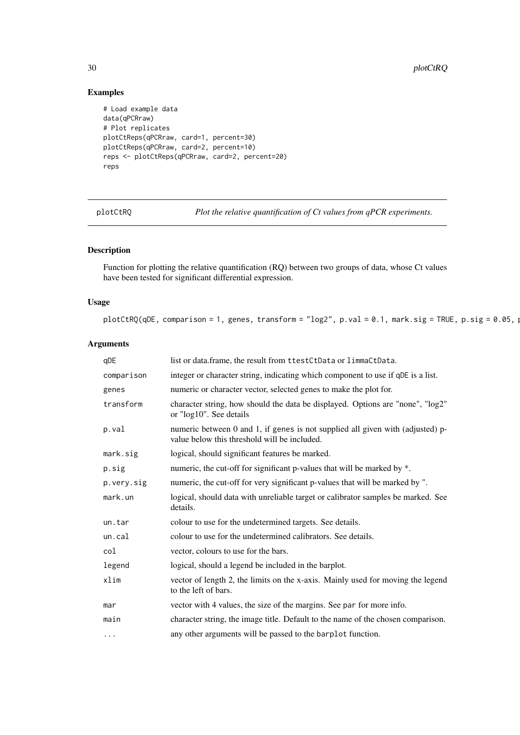## Examples

```
# Load example data
data(qPCRraw)
# Plot replicates
plotCtReps(qPCRraw, card=1, percent=30)
plotCtReps(qPCRraw, card=2, percent=10)
reps <- plotCtReps(qPCRraw, card=2, percent=20)
reps
```

---

# plotCtRQ — *Plot the relative quantification of Ct values from qPCR experiments.*

---

## Description

Function for plotting the relative quantification (RQ) between two groups of data, whose Ct values have been tested for significant differential expression.

## Usage

```
plotCtRQ(qDE, comparison = 1, genes, transform = "log2", p.val = 0.1, mark.sig = TRUE, p.sig = 0.05, p
```

## Arguments

| | |
|---|---|
| qDE | list or data.frame, the result from ttestCtData or limmaCtData. |
| comparison | integer or character string, indicating which component to use if qDE is a list. |
| genes | numeric or character vector, selected genes to make the plot for. |
| transform | character string, how should the data be displayed. Options are "none", "log2" or "log10". See details |
| p.val | numeric between 0 and 1, if genes is not supplied all given with (adjusted) p-value below this threshold will be included. |
| mark.sig | logical, should significant features be marked. |
| p.sig | numeric, the cut-off for significant p-values that will be marked by *. |
| p.very.sig | numeric, the cut-off for very significant p-values that will be marked by ". |
| mark.un | logical, should data with unreliable target or calibrator samples be marked. See details. |
| un.tar | colour to use for the undetermined targets. See details. |
| un.cal | colour to use for the undetermined calibrators. See details. |
| col | vector, colours to use for the bars. |
| legend | logical, should a legend be included in the barplot. |
| xlim | vector of length 2, the limits on the x-axis. Mainly used for moving the legend to the left of bars. |
| mar | vector with 4 values, the size of the margins. See par for more info. |
| main | character string, the image title. Default to the name of the chosen comparison. |
| ... | any other arguments will be passed to the barplot function. |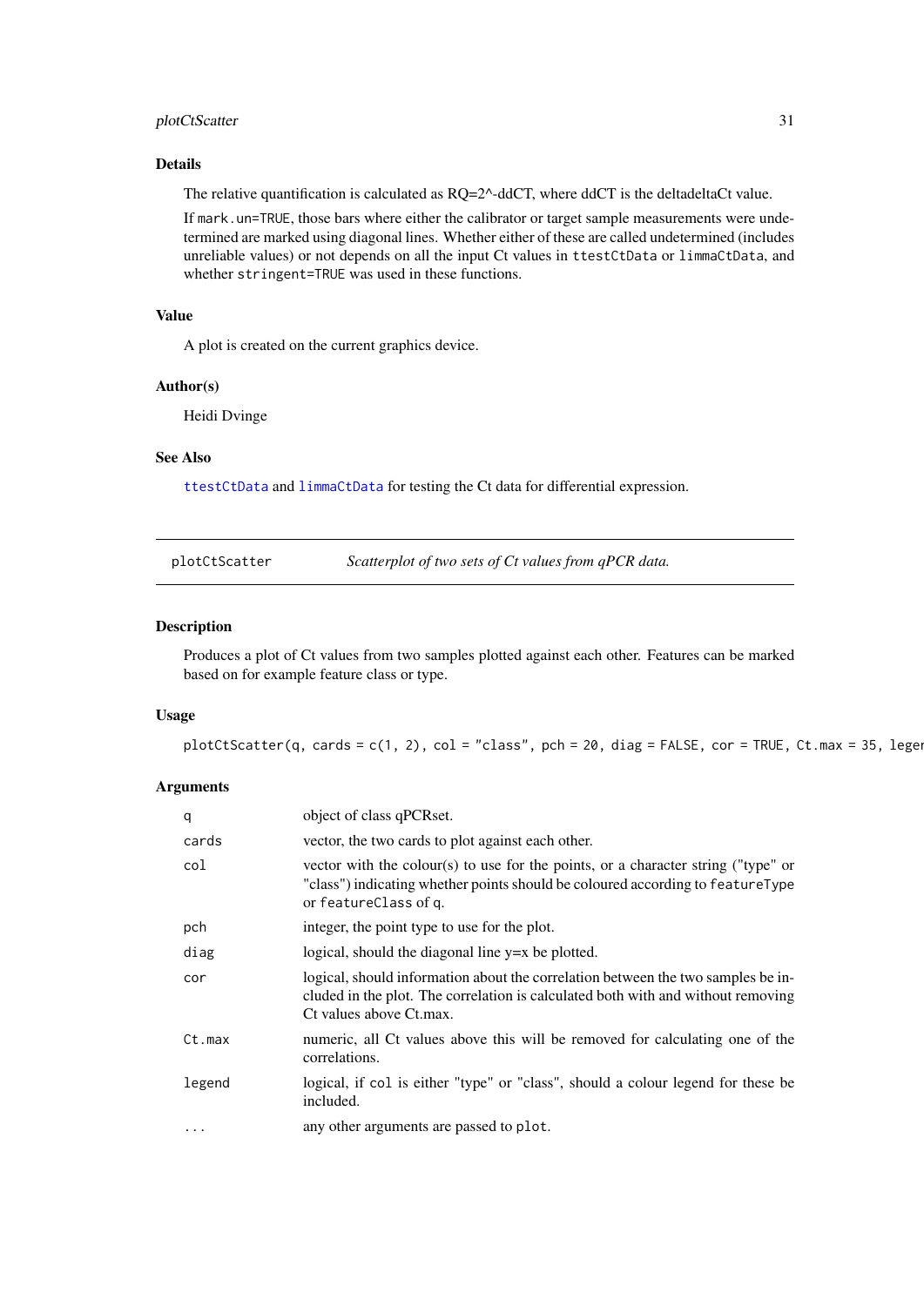## Details

The relative quantification is calculated as RQ=2^-ddCT, where ddCT is the deltadeltaCt value.

If `mark.un=TRUE`, those bars where either the calibrator or target sample measurements were undetermined are marked using diagonal lines. Whether either of these are called undetermined (includes unreliable values) or not depends on all the input Ct values in `ttestCtData` or `limmaCtData`, and whether `stringent=TRUE` was used in these functions.

## Value

A plot is created on the current graphics device.

## Author(s)

Heidi Dvinge

## See Also

`ttestCtData` and `limmaCtData` for testing the Ct data for differential expression.

---

`plotCtScatter` *Scatterplot of two sets of Ct values from qPCR data.*

---

## Description

Produces a plot of Ct values from two samples plotted against each other. Features can be marked based on for example feature class or type.

## Usage

```
plotCtScatter(q, cards = c(1, 2), col = "class", pch = 20, diag = FALSE, cor = TRUE, Ct.max = 35, legen
```

## Arguments

| | |
|---|---|
| `q` | object of class qPCRset. |
| `cards` | vector, the two cards to plot against each other. |
| `col` | vector with the colour(s) to use for the points, or a character string ("type" or "class") indicating whether points should be coloured according to `featureType` or `featureClass` of `q`. |
| `pch` | integer, the point type to use for the plot. |
| `diag` | logical, should the diagonal line y=x be plotted. |
| `cor` | logical, should information about the correlation between the two samples be included in the plot. The correlation is calculated both with and without removing Ct values above Ct.max. |
| `Ct.max` | numeric, all Ct values above this will be removed for calculating one of the correlations. |
| `legend` | logical, if `col` is either "type" or "class", should a colour legend for these be included. |
| `...` | any other arguments are passed to `plot`. |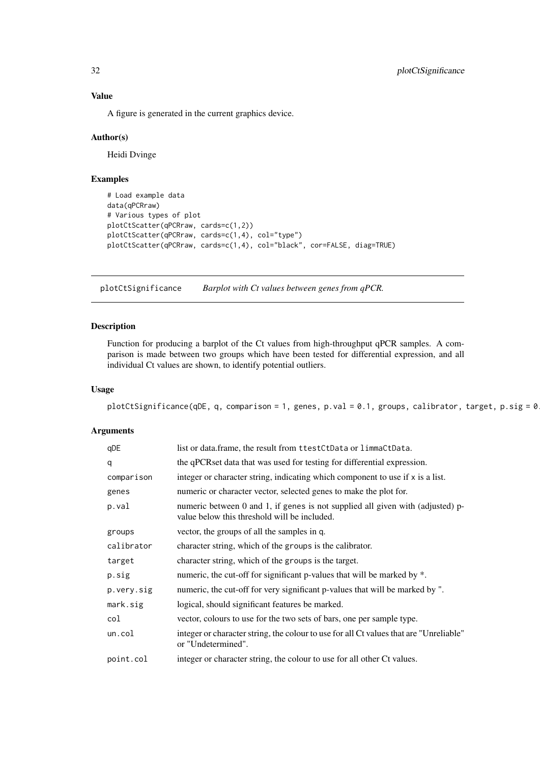### Value

A figure is generated in the current graphics device.

### Author(s)

Heidi Dvinge

### Examples

```
# Load example data
data(qPCRraw)
# Various types of plot
plotCtScatter(qPCRraw, cards=c(1,2))
plotCtScatter(qPCRraw, cards=c(1,4), col="type")
plotCtScatter(qPCRraw, cards=c(1,4), col="black", cor=FALSE, diag=TRUE)
```

---

## plotCtSignificance *Barplot with Ct values between genes from qPCR.*

---

### Description

Function for producing a barplot of the Ct values from high-throughput qPCR samples. A comparison is made between two groups which have been tested for differential expression, and all individual Ct values are shown, to identify potential outliers.

### Usage

```
plotCtSignificance(qDE, q, comparison = 1, genes, p.val = 0.1, groups, calibrator, target, p.sig = 0.
```

### Arguments

| | |
|---|---|
| qDE | list or data.frame, the result from `ttestCtData` or `limmaCtData`. |
| q | the qPCRset data that was used for testing for differential expression. |
| comparison | integer or character string, indicating which component to use if `x` is a list. |
| genes | numeric or character vector, selected genes to make the plot for. |
| p.val | numeric between 0 and 1, if `genes` is not supplied all given with (adjusted) p-value below this threshold will be included. |
| groups | vector, the groups of all the samples in `q`. |
| calibrator | character string, which of the `groups` is the calibrator. |
| target | character string, which of the `groups` is the target. |
| p.sig | numeric, the cut-off for significant p-values that will be marked by *. |
| p.very.sig | numeric, the cut-off for very significant p-values that will be marked by ". |
| mark.sig | logical, should significant features be marked. |
| col | vector, colours to use for the two sets of bars, one per sample type. |
| un.col | integer or character string, the colour to use for all Ct values that are "Unreliable" or "Undetermined". |
| point.col | integer or character string, the colour to use for all other Ct values. |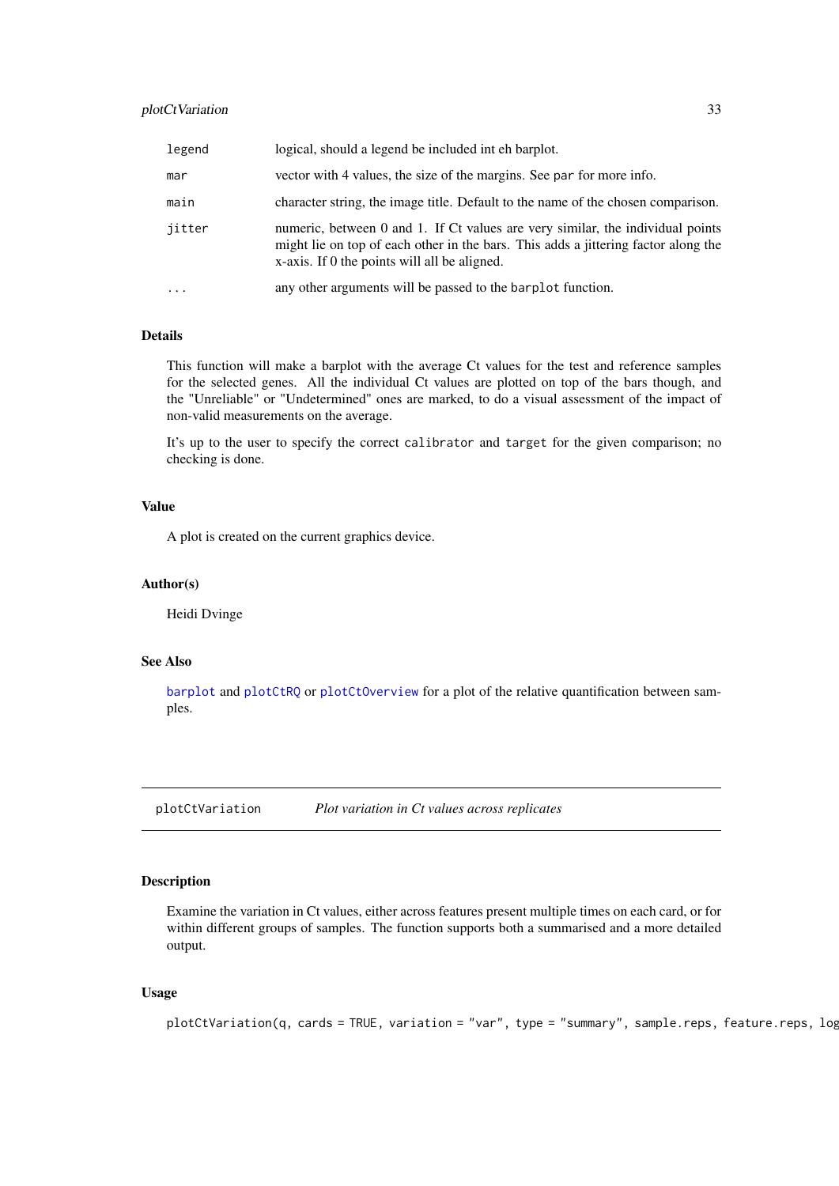| | |
|---|---|
| legend | logical, should a legend be included int eh barplot. |
| mar | vector with 4 values, the size of the margins. See par for more info. |
| main | character string, the image title. Default to the name of the chosen comparison. |
| jitter | numeric, between 0 and 1. If Ct values are very similar, the individual points might lie on top of each other in the bars. This adds a jittering factor along the x-axis. If 0 the points will all be aligned. |
| ... | any other arguments will be passed to the barplot function. |

### Details

This function will make a barplot with the average Ct values for the test and reference samples for the selected genes. All the individual Ct values are plotted on top of the bars though, and the "Unreliable" or "Undetermined" ones are marked, to do a visual assessment of the impact of non-valid measurements on the average.

It's up to the user to specify the correct `calibrator` and `target` for the given comparison; no checking is done.

### Value

A plot is created on the current graphics device.

### Author(s)

Heidi Dvinge

### See Also

`barplot` and `plotCtRQ` or `plotCtOverview` for a plot of the relative quantification between samples.

---

## plotCtVariation — *Plot variation in Ct values across replicates*

### Description

Examine the variation in Ct values, either across features present multiple times on each card, or for within different groups of samples. The function supports both a summarised and a more detailed output.

### Usage

```
plotCtVariation(q, cards = TRUE, variation = "var", type = "summary", sample.reps, feature.reps, log
```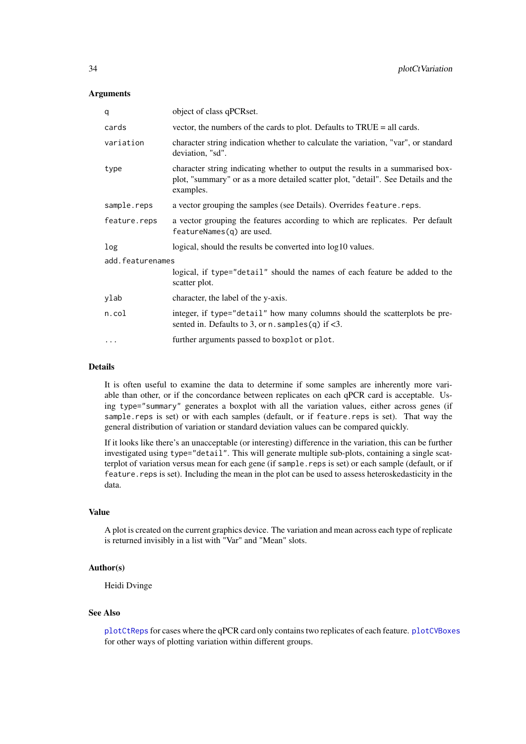### Arguments

| | |
|---|---|
| `q` | object of class qPCRset. |
| `cards` | vector, the numbers of the cards to plot. Defaults to TRUE = all cards. |
| `variation` | character string indication whether to calculate the variation, "var", or standard deviation, "sd". |
| `type` | character string indicating whether to output the results in a summarised boxplot, "summary" or as a more detailed scatter plot, "detail". See Details and the examples. |
| `sample.reps` | a vector grouping the samples (see Details). Overrides `feature.reps`. |
| `feature.reps` | a vector grouping the features according to which are replicates. Per default `featureNames(q)` are used. |
| `log` | logical, should the results be converted into log10 values. |
| `add.featurenames` | logical, if `type="detail"` should the names of each feature be added to the scatter plot. |
| `ylab` | character, the label of the y-axis. |
| `n.col` | integer, if `type="detail"` how many columns should the scatterplots be presented in. Defaults to 3, or `n.samples(q)` if <3. |
| `...` | further arguments passed to `boxplot` or `plot`. |

### Details

It is often useful to examine the data to determine if some samples are inherently more variable than other, or if the concordance between replicates on each qPCR card is acceptable. Using `type="summary"` generates a boxplot with all the variation values, either across genes (if `sample.reps` is set) or with each samples (default, or if `feature.reps` is set). That way the general distribution of variation or standard deviation values can be compared quickly.

If it looks like there's an unacceptable (or interesting) difference in the variation, this can be further investigated using `type="detail"`. This will generate multiple sub-plots, containing a single scatterplot of variation versus mean for each gene (if `sample.reps` is set) or each sample (default, or if `feature.reps` is set). Including the mean in the plot can be used to assess heteroskedasticity in the data.

### Value

A plot is created on the current graphics device. The variation and mean across each type of replicate is returned invisibly in a list with "Var" and "Mean" slots.

### Author(s)

Heidi Dvinge

### See Also

`plotCtReps` for cases where the qPCR card only contains two replicates of each feature. `plotCVBoxes` for other ways of plotting variation within different groups.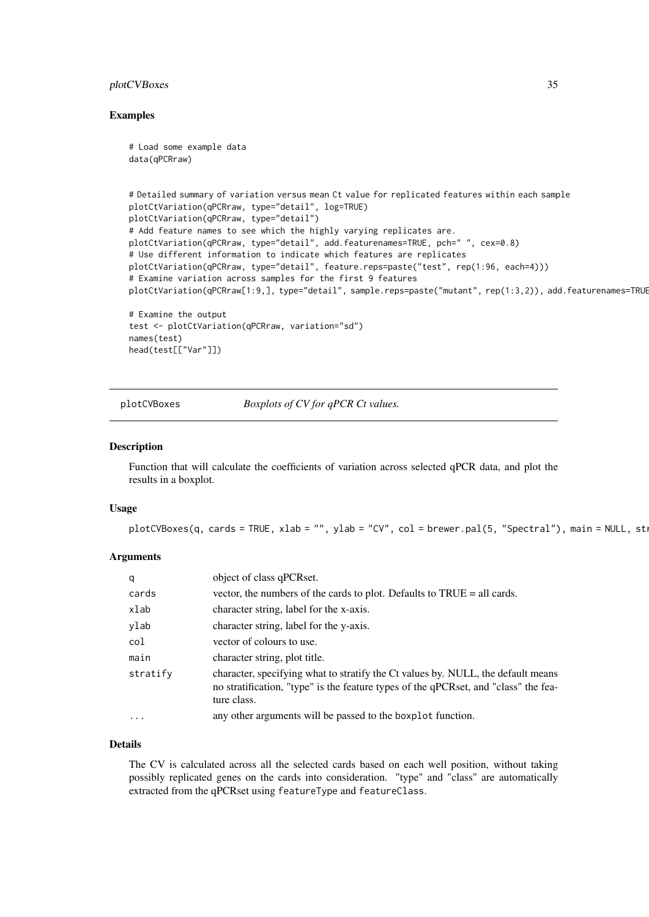## Examples

```
# Load some example data
data(qPCRraw)


# Detailed summary of variation versus mean Ct value for replicated features within each sample
plotCtVariation(qPCRraw, type="detail", log=TRUE)
plotCtVariation(qPCRraw, type="detail")
# Add feature names to see which the highly varying replicates are.
plotCtVariation(qPCRraw, type="detail", add.featurenames=TRUE, pch=" ", cex=0.8)
# Use different information to indicate which features are replicates
plotCtVariation(qPCRraw, type="detail", feature.reps=paste("test", rep(1:96, each=4)))
# Examine variation across samples for the first 9 features
plotCtVariation(qPCRraw[1:9,], type="detail", sample.reps=paste("mutant", rep(1:3,2)), add.featurenames=TRUE

# Examine the output
test <- plotCtVariation(qPCRraw, variation="sd")
names(test)
head(test[["Var"]])
```

---

## plotCVBoxes — *Boxplots of CV for qPCR Ct values.*

### Description

Function that will calculate the coefficients of variation across selected qPCR data, and plot the results in a boxplot.

### Usage

```
plotCVBoxes(q, cards = TRUE, xlab = "", ylab = "CV", col = brewer.pal(5, "Spectral"), main = NULL, str
```

### Arguments

| | |
|---|---|
| q | object of class qPCRset. |
| cards | vector, the numbers of the cards to plot. Defaults to TRUE = all cards. |
| xlab | character string, label for the x-axis. |
| ylab | character string, label for the y-axis. |
| col | vector of colours to use. |
| main | character string, plot title. |
| stratify | character, specifying what to stratify the Ct values by. NULL, the default means no stratification, "type" is the feature types of the qPCRset, and "class" the feature class. |
| ... | any other arguments will be passed to the boxplot function. |

### Details

The CV is calculated across all the selected cards based on each well position, without taking possibly replicated genes on the cards into consideration. "type" and "class" are automatically extracted from the qPCRset using featureType and featureClass.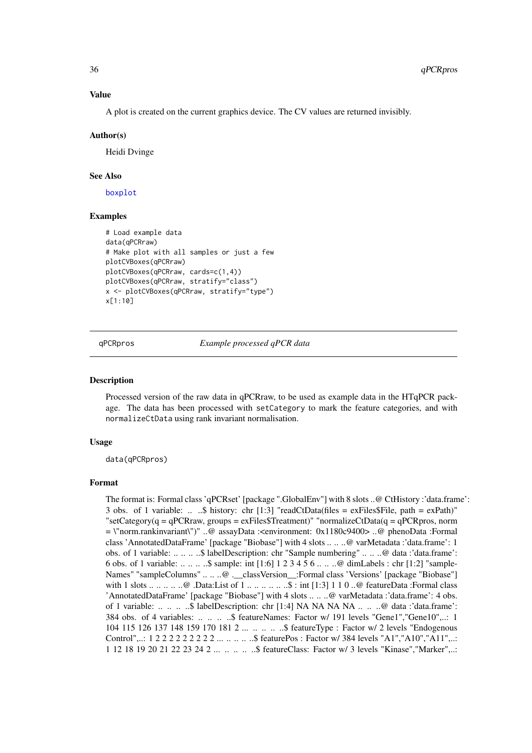### Value

A plot is created on the current graphics device. The CV values are returned invisibly.

### Author(s)

Heidi Dvinge

### See Also

boxplot

### Examples

```
# Load example data
data(qPCRraw)
# Make plot with all samples or just a few
plotCVBoxes(qPCRraw)
plotCVBoxes(qPCRraw, cards=c(1,4))
plotCVBoxes(qPCRraw, stratify="class")
x <- plotCVBoxes(qPCRraw, stratify="type")
x[1:10]
```

---

## qPCRpros *Example processed qPCR data*

---

### Description

Processed version of the raw data in qPCRraw, to be used as example data in the HTqPCR package. The data has been processed with `setCategory` to mark the feature categories, and with `normalizeCtData` using rank invariant normalisation.

### Usage

```
data(qPCRpros)
```

### Format

The format is: Formal class 'qPCRset' [package ".GlobalEnv"] with 8 slots ..@ CtHistory :'data.frame': 3 obs. of 1 variable: .. ..$ history: chr [1:3] "readCtData(files = exFiles$File, path = exPath)" "setCategory(q = qPCRraw, groups = exFiles$Treatment)" "normalizeCtData(q = qPCRpros, norm = \"norm.rankinvariant\")" ..@ assayData :<environment: 0x1180c9400> ..@ phenoData :Formal class 'AnnotatedDataFrame' [package "Biobase"] with 4 slots .. .. ..@ varMetadata :'data.frame': 1 obs. of 1 variable: .. .. .. ..$ labelDescription: chr "Sample numbering" .. .. ..@ data :'data.frame': 6 obs. of 1 variable: .. .. .. ..$ sample: int [1:6] 1 2 3 4 5 6 .. .. ..@ dimLabels : chr [1:2] "sampleNames" "sampleColumns" .. .. ..@ .__classVersion__:Formal class 'Versions' [package "Biobase"] with 1 slots .. .. .. .. ..@ .Data:List of 1 .. .. .. .. .. ..$ : int [1:3] 1 1 0 ..@ featureData :Formal class 'AnnotatedDataFrame' [package "Biobase"] with 4 slots .. .. ..@ varMetadata :'data.frame': 4 obs. of 1 variable: .. .. .. ..$ labelDescription: chr [1:4] NA NA NA NA .. .. ..@ data :'data.frame': 384 obs. of 4 variables: .. .. .. ..$ featureNames: Factor w/ 191 levels "Gene1","Gene10",..: 1 104 115 126 137 148 159 170 181 2 ... .. .. .. ..$ featureType : Factor w/ 2 levels "Endogenous Control",..: 1 2 2 2 2 2 2 2 2 2 ... .. .. .. ..$ featurePos : Factor w/ 384 levels "A1","A10","A11",..: 1 12 18 19 20 21 22 23 24 2 ... .. .. .. ..$ featureClass: Factor w/ 3 levels "Kinase","Marker",..: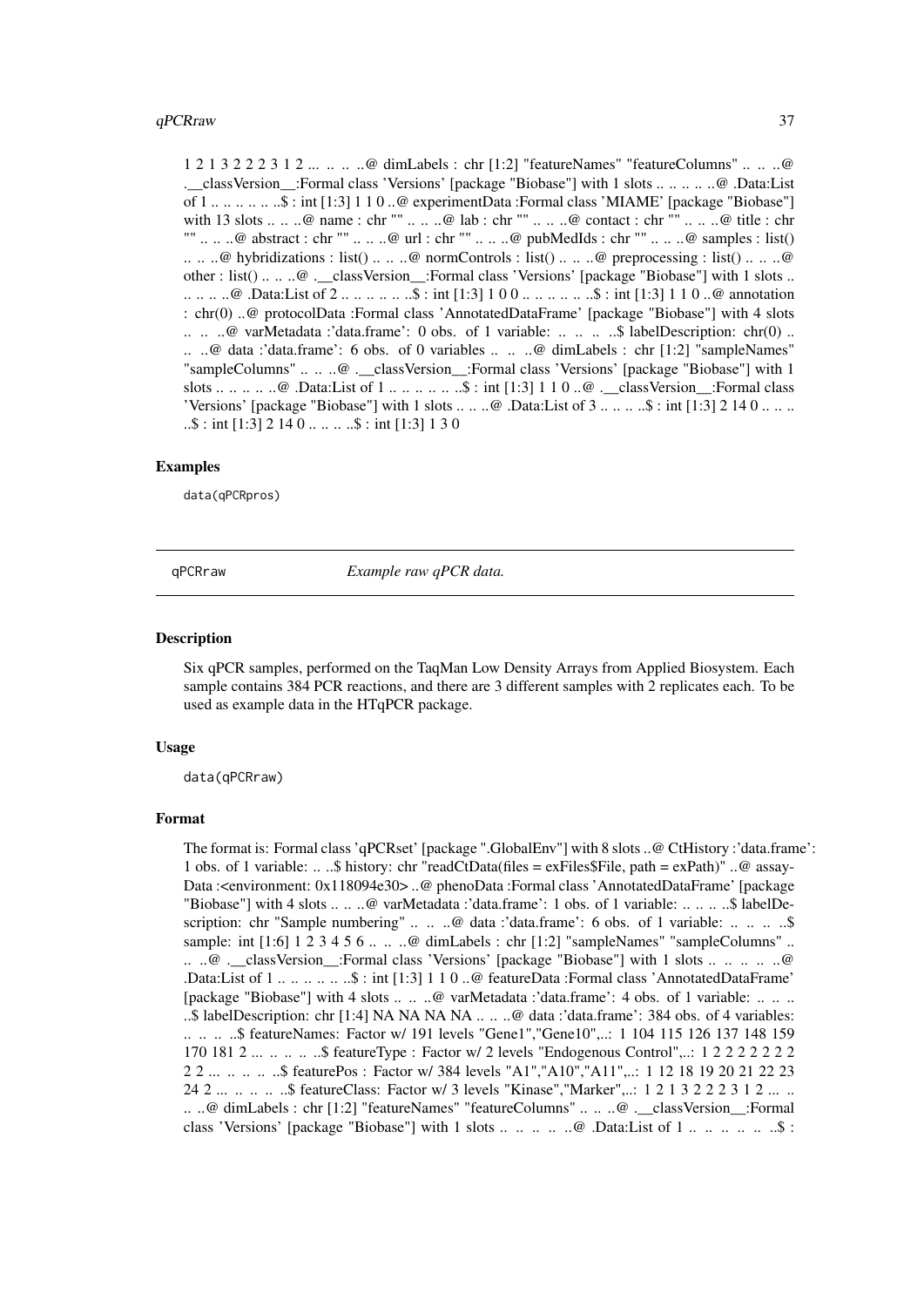1 2 1 3 2 2 2 3 1 2 ... .. .. ..@ dimLabels : chr [1:2] "featureNames" "featureColumns" .. .. ..@ .__classVersion__:Formal class 'Versions' [package "Biobase"] with 1 slots .. .. .. .. ..@ .Data:List of 1 .. .. .. .. .. ..$ : int [1:3] 1 1 0 ..@ experimentData :Formal class 'MIAME' [package "Biobase"] with 13 slots .. .. ..@ name : chr "" .. .. ..@ lab : chr "" .. .. ..@ contact : chr "" .. .. ..@ title : chr "" .. .. ..@ abstract : chr "" .. .. ..@ url : chr "" .. .. ..@ pubMedIds : chr "" .. .. ..@ samples : list() .. .. ..@ hybridizations : list() .. .. ..@ normControls : list() .. .. ..@ preprocessing : list() .. .. ..@ other : list() .. .. ..@ .__classVersion__:Formal class 'Versions' [package "Biobase"] with 1 slots .. .. .. .. ..@ .Data:List of 2 .. .. .. .. .. ..$ : int [1:3] 1 0 0 .. .. .. .. .. ..$ : int [1:3] 1 1 0 ..@ annotation : chr(0) ..@ protocolData :Formal class 'AnnotatedDataFrame' [package "Biobase"] with 4 slots .. .. ..@ varMetadata :'data.frame': 0 obs. of 1 variable: .. .. .. ..$ labelDescription: chr(0) .. .. ..@ data :'data.frame': 6 obs. of 0 variables .. .. ..@ dimLabels : chr [1:2] "sampleNames" "sampleColumns" .. .. ..@ .__classVersion__:Formal class 'Versions' [package "Biobase"] with 1 slots .. .. .. .. ..@ .Data:List of 1 .. .. .. .. .. ..$ : int [1:3] 1 1 0 ..@ .__classVersion__:Formal class 'Versions' [package "Biobase"] with 1 slots .. .. ..@ .Data:List of 3 .. .. .. ..$ : int [1:3] 2 14 0 .. .. .. ..$ : int [1:3] 2 14 0 .. .. .. ..$ : int [1:3] 1 3 0

### Examples

```
data(qPCRpros)
```

---

## qPCRraw    *Example raw qPCR data.*

### Description

Six qPCR samples, performed on the TaqMan Low Density Arrays from Applied Biosystem. Each sample contains 384 PCR reactions, and there are 3 different samples with 2 replicates each. To be used as example data in the HTqPCR package.

### Usage

```
data(qPCRraw)
```

### Format

The format is: Formal class 'qPCRset' [package ".GlobalEnv"] with 8 slots ..@ CtHistory :'data.frame': 1 obs. of 1 variable: .. ..$ history: chr "readCtData(files = exFiles$File, path = exPath)" ..@ assayData :<environment: 0x118094e30> ..@ phenoData :Formal class 'AnnotatedDataFrame' [package "Biobase"] with 4 slots .. .. ..@ varMetadata :'data.frame': 1 obs. of 1 variable: .. .. .. ..$ labelDescription: chr "Sample numbering" .. .. ..@ data :'data.frame': 6 obs. of 1 variable: .. .. .. ..$ sample: int [1:6] 1 2 3 4 5 6 .. .. ..@ dimLabels : chr [1:2] "sampleNames" "sampleColumns" .. .. ..@ .__classVersion__:Formal class 'Versions' [package "Biobase"] with 1 slots .. .. .. .. ..@ .Data:List of 1 .. .. .. .. .. ..$ : int [1:3] 1 1 0 ..@ featureData :Formal class 'AnnotatedDataFrame' [package "Biobase"] with 4 slots .. .. ..@ varMetadata :'data.frame': 4 obs. of 1 variable: .. .. .. ..$ labelDescription: chr [1:4] NA NA NA NA .. .. ..@ data :'data.frame': 384 obs. of 4 variables: .. .. .. ..$ featureNames: Factor w/ 191 levels "Gene1","Gene10",..: 1 104 115 126 137 148 159 170 181 2 ... .. .. .. ..$ featureType : Factor w/ 2 levels "Endogenous Control",..: 1 2 2 2 2 2 2 2 2 2 ... .. .. .. ..$ featurePos : Factor w/ 384 levels "A1","A10","A11",..: 1 12 18 19 20 21 22 23 24 2 ... .. .. .. ..$ featureClass: Factor w/ 3 levels "Kinase","Marker",..: 1 2 1 3 2 2 2 3 1 2 ... .. .. ..@ dimLabels : chr [1:2] "featureNames" "featureColumns" .. .. ..@ .__classVersion__:Formal class 'Versions' [package "Biobase"] with 1 slots .. .. .. .. ..@ .Data:List of 1 .. .. .. .. .. ..$ :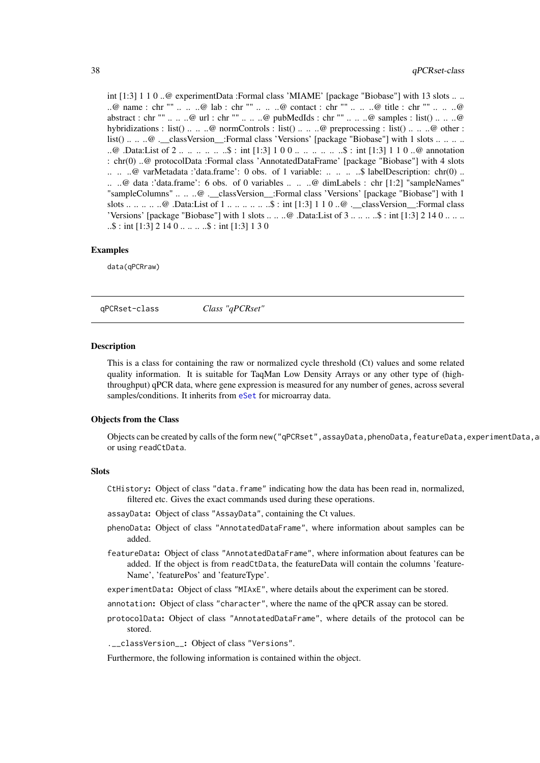int [1:3] 1 1 0 ..@ experimentData :Formal class 'MIAME' [package "Biobase"] with 13 slots .. .. ..@ name : chr "" .. .. ..@ lab : chr "" .. .. ..@ contact : chr "" .. .. ..@ title : chr "" .. .. ..@ abstract : chr "" .. .. ..@ url : chr "" .. .. ..@ pubMedIds : chr "" .. .. ..@ samples : list() .. .. ..@ hybridizations : list() .. .. ..@ normControls : list() .. .. ..@ preprocessing : list() .. .. ..@ other : list() .. .. ..@ .__classVersion__:Formal class 'Versions' [package "Biobase"] with 1 slots .. .. .. .. ..@ .Data:List of 2 .. .. .. .. .. ..$ : int [1:3] 1 0 0 .. .. .. .. .. ..$ : int [1:3] 1 1 0 ..@ annotation : chr(0) ..@ protocolData :Formal class 'AnnotatedDataFrame' [package "Biobase"] with 4 slots .. .. ..@ varMetadata :'data.frame': 0 obs. of 1 variable: .. .. .. ..$ labelDescription: chr(0) .. .. ..@ data :'data.frame': 6 obs. of 0 variables .. .. ..@ dimLabels : chr [1:2] "sampleNames" "sampleColumns" .. .. ..@ .__classVersion__:Formal class 'Versions' [package "Biobase"] with 1 slots .. .. .. .. ..@ .Data:List of 1 .. .. .. .. .. ..$ : int [1:3] 1 1 0 ..@ .__classVersion__:Formal class 'Versions' [package "Biobase"] with 1 slots .. .. ..@ .Data:List of 3 .. .. .. ..$ : int [1:3] 2 14 0 .. .. .. ..$ : int [1:3] 2 14 0 .. .. .. ..$ : int [1:3] 1 3 0

### Examples

```
data(qPCRraw)
```

---

## qPCRset-class    *Class "qPCRset"*

### Description

This is a class for containing the raw or normalized cycle threshold (Ct) values and some related quality information. It is suitable for TaqMan Low Density Arrays or any other type of (high-throughput) qPCR data, where gene expression is measured for any number of genes, across several samples/conditions. It inherits from `eSet` for microarray data.

### Objects from the Class

Objects can be created by calls of the form `new("qPCRset",assayData,phenoData,featureData,experimentData,a` or using `readCtData`.

### Slots

- `CtHistory`**:** Object of class `"data.frame"` indicating how the data has been read in, normalized, filtered etc. Gives the exact commands used during these operations.
- `assayData`**:** Object of class `"AssayData"`, containing the Ct values.
- `phenoData`**:** Object of class `"AnnotatedDataFrame"`, where information about samples can be added.
- `featureData`**:** Object of class `"AnnotatedDataFrame"`, where information about features can be added. If the object is from `readCtData`, the featureData will contain the columns 'featureName', 'featurePos' and 'featureType'.
- `experimentData`**:** Object of class `"MIAxE"`, where details about the experiment can be stored.
- `annotation`**:** Object of class `"character"`, where the name of the qPCR assay can be stored.
- `protocolData`**:** Object of class `"AnnotatedDataFrame"`, where details of the protocol can be stored.
- `.__classVersion__`**:** Object of class `"Versions"`.

Furthermore, the following information is contained within the object.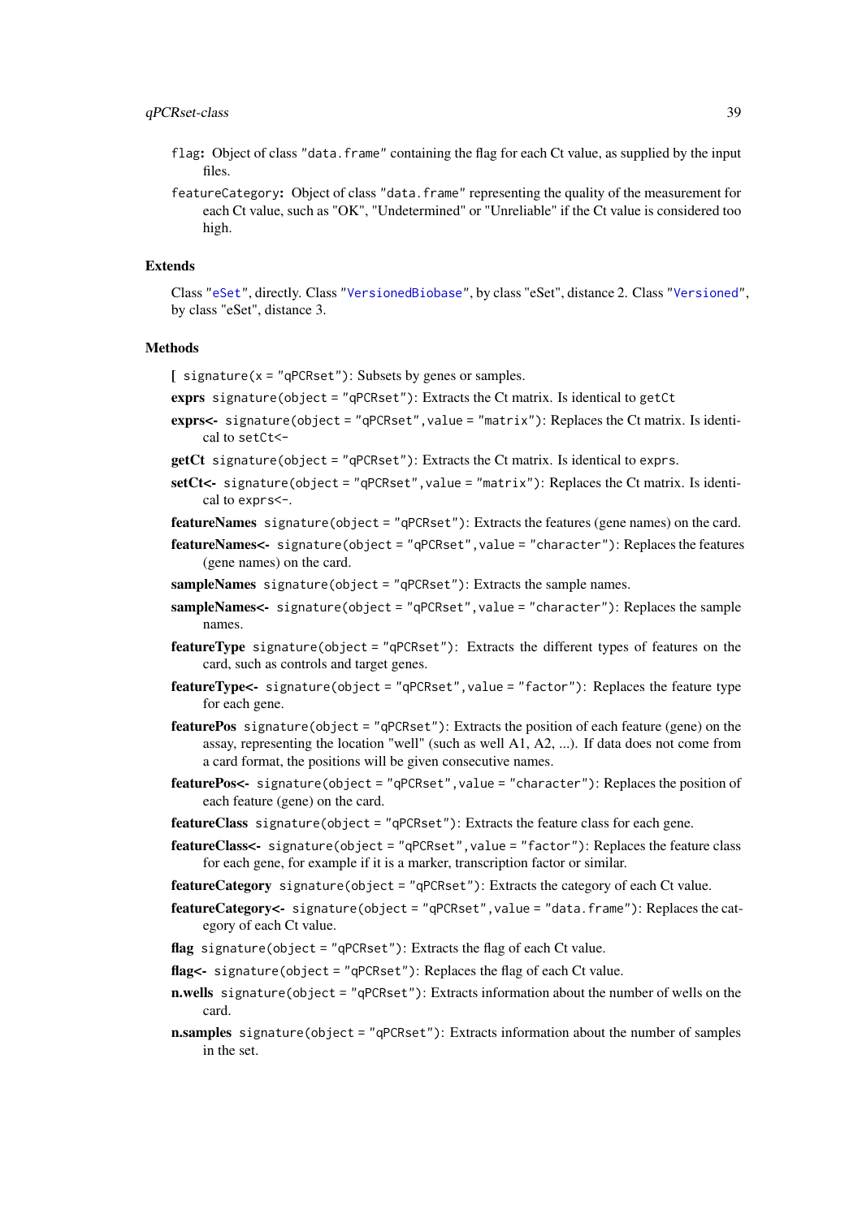`flag`: Object of class "data.frame" containing the flag for each Ct value, as supplied by the input files.

`featureCategory`: Object of class "data.frame" representing the quality of the measurement for each Ct value, such as "OK", "Undetermined" or "Unreliable" if the Ct value is considered too high.

### Extends

Class "eSet", directly. Class "VersionedBiobase", by class "eSet", distance 2. Class "Versioned", by class "eSet", distance 3.

### Methods

**[** `signature(x = "qPCRset")`: Subsets by genes or samples.

**exprs** `signature(object = "qPCRset")`: Extracts the Ct matrix. Is identical to `getCt`

**exprs<-** `signature(object = "qPCRset", value = "matrix")`: Replaces the Ct matrix. Is identical to `setCt<-`

**getCt** `signature(object = "qPCRset")`: Extracts the Ct matrix. Is identical to `exprs`.

**setCt<-** `signature(object = "qPCRset", value = "matrix")`: Replaces the Ct matrix. Is identical to `exprs<-`.

**featureNames** `signature(object = "qPCRset")`: Extracts the features (gene names) on the card.

**featureNames<-** `signature(object = "qPCRset", value = "character")`: Replaces the features (gene names) on the card.

**sampleNames** `signature(object = "qPCRset")`: Extracts the sample names.

**sampleNames<-** `signature(object = "qPCRset", value = "character")`: Replaces the sample names.

**featureType** `signature(object = "qPCRset")`: Extracts the different types of features on the card, such as controls and target genes.

**featureType<-** `signature(object = "qPCRset", value = "factor")`: Replaces the feature type for each gene.

**featurePos** `signature(object = "qPCRset")`: Extracts the position of each feature (gene) on the assay, representing the location "well" (such as well A1, A2, ...). If data does not come from a card format, the positions will be given consecutive names.

**featurePos<-** `signature(object = "qPCRset", value = "character")`: Replaces the position of each feature (gene) on the card.

**featureClass** `signature(object = "qPCRset")`: Extracts the feature class for each gene.

**featureClass<-** `signature(object = "qPCRset", value = "factor")`: Replaces the feature class for each gene, for example if it is a marker, transcription factor or similar.

**featureCategory** `signature(object = "qPCRset")`: Extracts the category of each Ct value.

**featureCategory<-** `signature(object = "qPCRset", value = "data.frame")`: Replaces the category of each Ct value.

**flag** `signature(object = "qPCRset")`: Extracts the flag of each Ct value.

**flag<-** `signature(object = "qPCRset")`: Replaces the flag of each Ct value.

**n.wells** `signature(object = "qPCRset")`: Extracts information about the number of wells on the card.

**n.samples** `signature(object = "qPCRset")`: Extracts information about the number of samples in the set.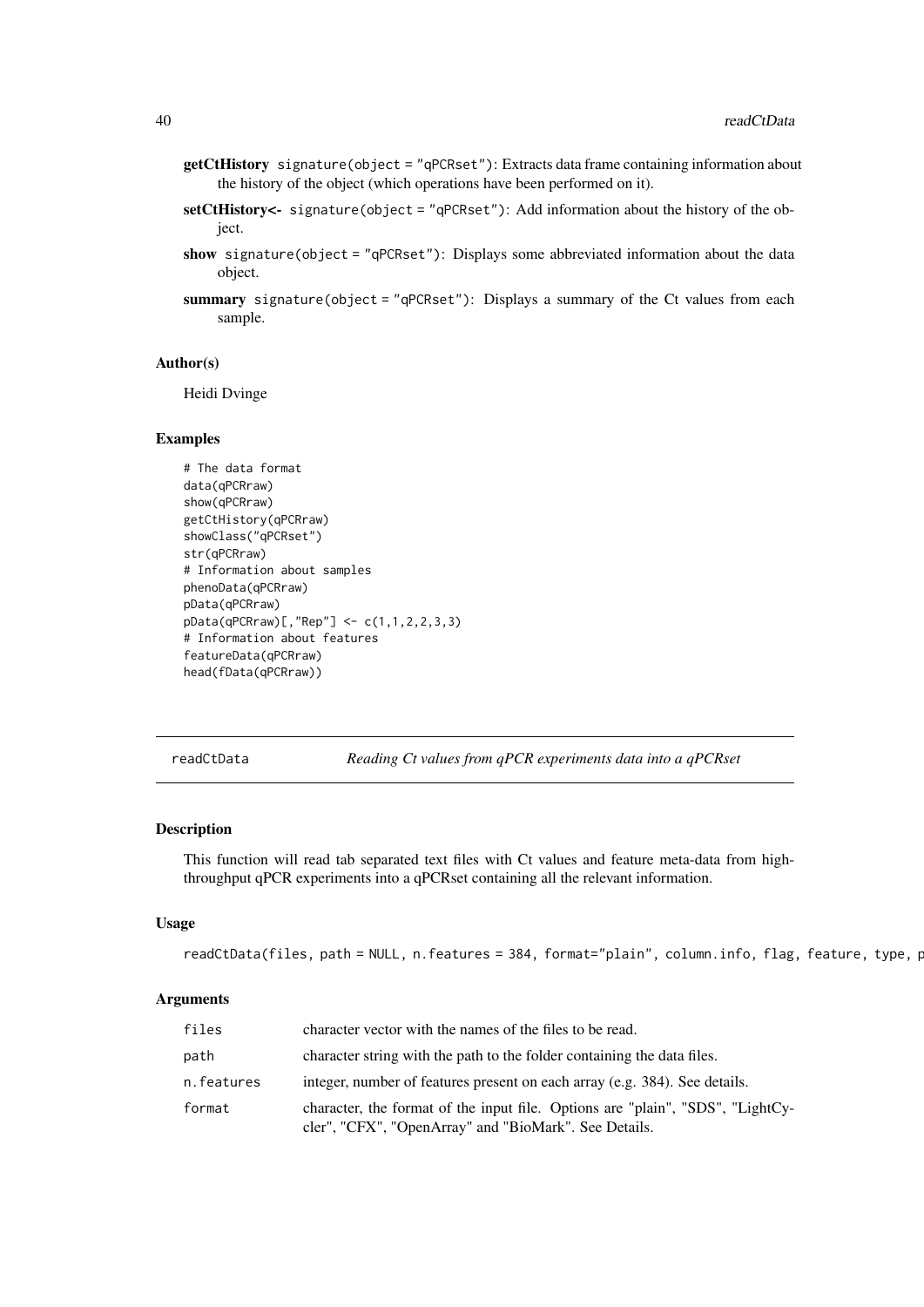**getCtHistory** signature(object = "qPCRset"): Extracts data frame containing information about the history of the object (which operations have been performed on it).

**setCtHistory<-** signature(object = "qPCRset"): Add information about the history of the object.

**show** signature(object = "qPCRset"): Displays some abbreviated information about the data object.

**summary** signature(object = "qPCRset"): Displays a summary of the Ct values from each sample.

### Author(s)

Heidi Dvinge

### Examples

```
# The data format
data(qPCRraw)
show(qPCRraw)
getCtHistory(qPCRraw)
showClass("qPCRset")
str(qPCRraw)
# Information about samples
phenoData(qPCRraw)
pData(qPCRraw)
pData(qPCRraw)[,"Rep"] <- c(1,1,2,2,3,3)
# Information about features
featureData(qPCRraw)
head(fData(qPCRraw))
```

---

## readCtData *Reading Ct values from qPCR experiments data into a qPCRset*

---

### Description

This function will read tab separated text files with Ct values and feature meta-data from high-throughput qPCR experiments into a qPCRset containing all the relevant information.

### Usage

```
readCtData(files, path = NULL, n.features = 384, format="plain", column.info, flag, feature, type, p
```

### Arguments

| | |
|---|---|
| files | character vector with the names of the files to be read. |
| path | character string with the path to the folder containing the data files. |
| n.features | integer, number of features present on each array (e.g. 384). See details. |
| format | character, the format of the input file. Options are "plain", "SDS", "LightCycler", "CFX", "OpenArray" and "BioMark". See Details. |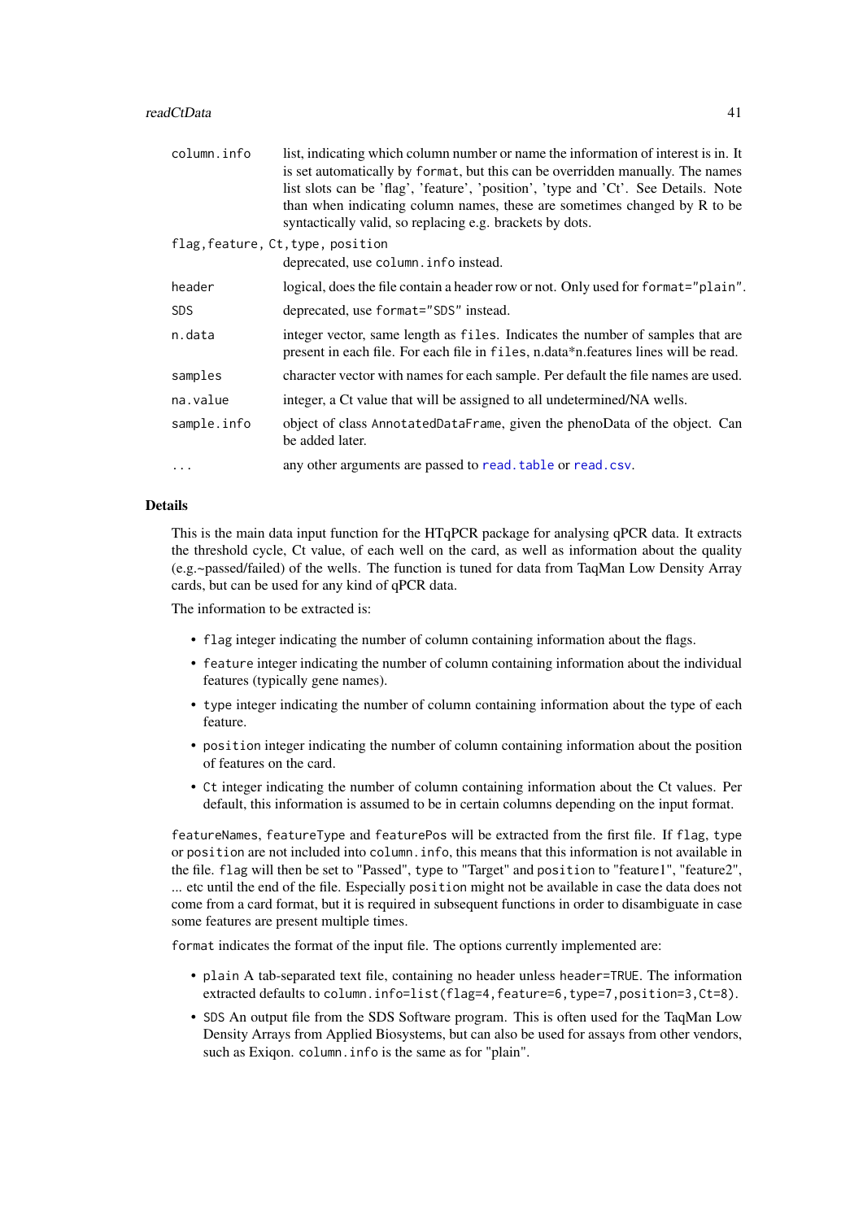| | |
|---|---|
| `column.info` | list, indicating which column number or name the information of interest is in. It is set automatically by `format`, but this can be overridden manually. The names list slots can be 'flag', 'feature', 'position', 'type and 'Ct'. See Details. Note than when indicating column names, these are sometimes changed by R to be syntactically valid, so replacing e.g. brackets by dots. |
| `flag, feature, Ct, type, position` | deprecated, use `column.info` instead. |
| `header` | logical, does the file contain a header row or not. Only used for `format="plain"`. |
| `SDS` | deprecated, use `format="SDS"` instead. |
| `n.data` | integer vector, same length as `files`. Indicates the number of samples that are present in each file. For each file in `files`, n.data*n.features lines will be read. |
| `samples` | character vector with names for each sample. Per default the file names are used. |
| `na.value` | integer, a Ct value that will be assigned to all undetermined/NA wells. |
| `sample.info` | object of class `AnnotatedDataFrame`, given the phenoData of the object. Can be added later. |
| `...` | any other arguments are passed to `read.table` or `read.csv`. |

## Details

This is the main data input function for the HTqPCR package for analysing qPCR data. It extracts the threshold cycle, Ct value, of each well on the card, as well as information about the quality (e.g.~passed/failed) of the wells. The function is tuned for data from TaqMan Low Density Array cards, but can be used for any kind of qPCR data.

The information to be extracted is:

- `flag` integer indicating the number of column containing information about the flags.
- `feature` integer indicating the number of column containing information about the individual features (typically gene names).
- `type` integer indicating the number of column containing information about the type of each feature.
- `position` integer indicating the number of column containing information about the position of features on the card.
- `Ct` integer indicating the number of column containing information about the Ct values. Per default, this information is assumed to be in certain columns depending on the input format.

`featureNames`, `featureType` and `featurePos` will be extracted from the first file. If `flag`, `type` or `position` are not included into `column.info`, this means that this information is not available in the file. `flag` will then be set to "Passed", `type` to "Target" and `position` to "feature1", "feature2", ... etc until the end of the file. Especially `position` might not be available in case the data does not come from a card format, but it is required in subsequent functions in order to disambiguate in case some features are present multiple times.

`format` indicates the format of the input file. The options currently implemented are:

- `plain` A tab-separated text file, containing no header unless `header=TRUE`. The information extracted defaults to `column.info=list(flag=4,feature=6,type=7,position=3,Ct=8)`.
- `SDS` An output file from the SDS Software program. This is often used for the TaqMan Low Density Arrays from Applied Biosystems, but can also be used for assays from other vendors, such as Exiqon. `column.info` is the same as for "plain".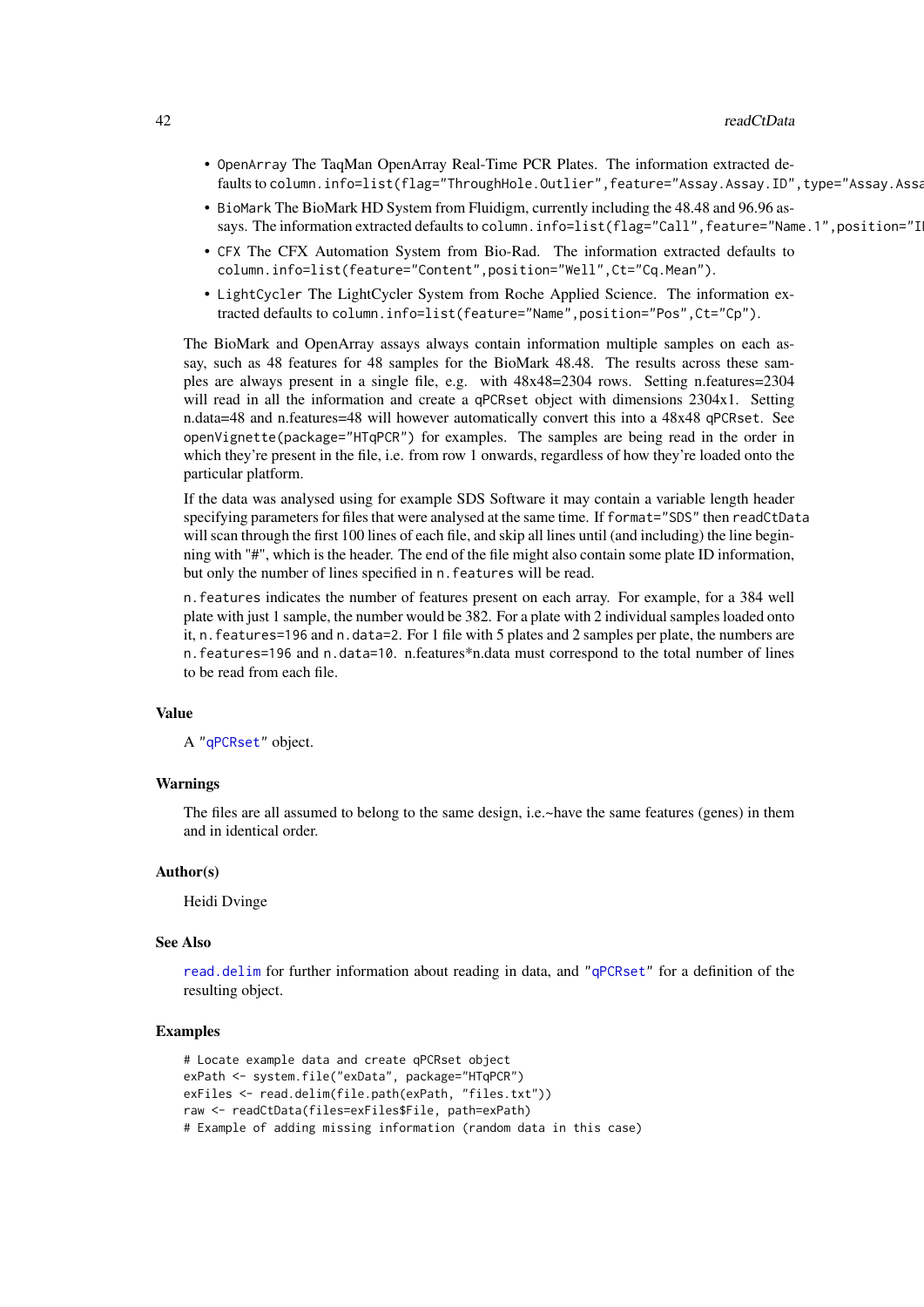- OpenArray The TaqMan OpenArray Real-Time PCR Plates. The information extracted defaults to column.info=list(flag="ThroughHole.Outlier",feature="Assay.Assay.ID",type="Assay.Assa
- BioMark The BioMark HD System from Fluidigm, currently including the 48.48 and 96.96 assays. The information extracted defaults to column.info=list(flag="Call",feature="Name.1",position="II
- CFX The CFX Automation System from Bio-Rad. The information extracted defaults to column.info=list(feature="Content",position="Well",Ct="Cq.Mean").
- LightCycler The LightCycler System from Roche Applied Science. The information extracted defaults to column.info=list(feature="Name",position="Pos",Ct="Cp").

The BioMark and OpenArray assays always contain information multiple samples on each assay, such as 48 features for 48 samples for the BioMark 48.48. The results across these samples are always present in a single file, e.g. with 48x48=2304 rows. Setting n.features=2304 will read in all the information and create a qPCRset object with dimensions 2304x1. Setting n.data=48 and n.features=48 will however automatically convert this into a 48x48 qPCRset. See openVignette(package="HTqPCR") for examples. The samples are being read in the order in which they're present in the file, i.e. from row 1 onwards, regardless of how they're loaded onto the particular platform.

If the data was analysed using for example SDS Software it may contain a variable length header specifying parameters for files that were analysed at the same time. If format="SDS" then readCtData will scan through the first 100 lines of each file, and skip all lines until (and including) the line beginning with "#", which is the header. The end of the file might also contain some plate ID information, but only the number of lines specified in n.features will be read.

n.features indicates the number of features present on each array. For example, for a 384 well plate with just 1 sample, the number would be 382. For a plate with 2 individual samples loaded onto it, n.features=196 and n.data=2. For 1 file with 5 plates and 2 samples per plate, the numbers are n.features=196 and n.data=10. n.features*n.data must correspond to the total number of lines to be read from each file.

### Value

A "qPCRset" object.

### Warnings

The files are all assumed to belong to the same design, i.e.~have the same features (genes) in them and in identical order.

### Author(s)

Heidi Dvinge

### See Also

read.delim for further information about reading in data, and "qPCRset" for a definition of the resulting object.

### Examples

```
# Locate example data and create qPCRset object
exPath <- system.file("exData", package="HTqPCR")
exFiles <- read.delim(file.path(exPath, "files.txt"))
raw <- readCtData(files=exFiles$File, path=exPath)
# Example of adding missing information (random data in this case)
```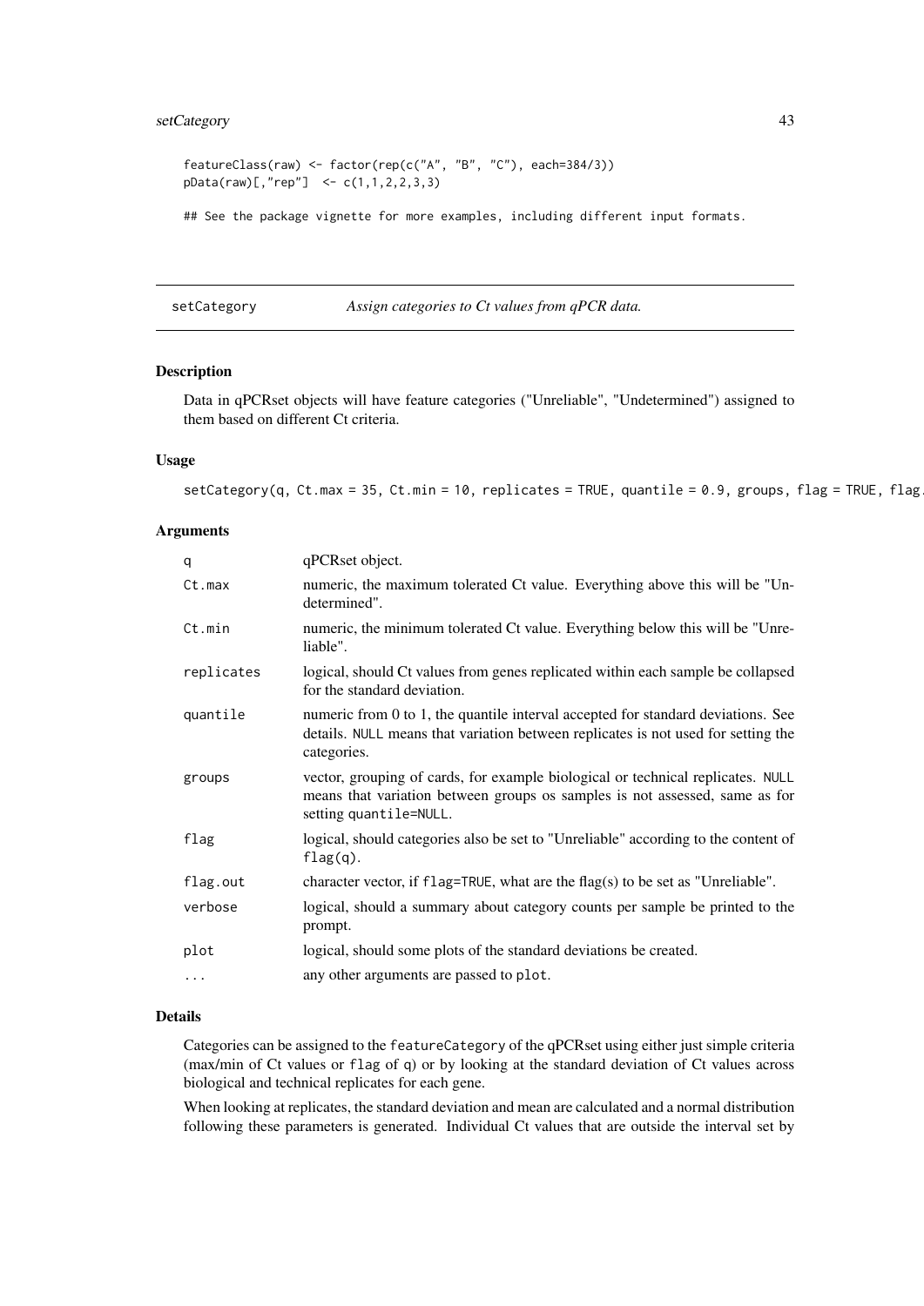```
featureClass(raw) <- factor(rep(c("A", "B", "C"), each=384/3))
pData(raw)[,"rep"]  <- c(1,1,2,2,3,3)

## See the package vignette for more examples, including different input formats.
```

---

## setCategory — *Assign categories to Ct values from qPCR data.*

---

### Description

Data in qPCRset objects will have feature categories ("Unreliable", "Undetermined") assigned to them based on different Ct criteria.

### Usage

```
setCategory(q, Ct.max = 35, Ct.min = 10, replicates = TRUE, quantile = 0.9, groups, flag = TRUE, flag.
```

### Arguments

| | |
|---|---|
| `q` | qPCRset object. |
| `Ct.max` | numeric, the maximum tolerated Ct value. Everything above this will be "Undetermined". |
| `Ct.min` | numeric, the minimum tolerated Ct value. Everything below this will be "Unreliable". |
| `replicates` | logical, should Ct values from genes replicated within each sample be collapsed for the standard deviation. |
| `quantile` | numeric from 0 to 1, the quantile interval accepted for standard deviations. See details. `NULL` means that variation between replicates is not used for setting the categories. |
| `groups` | vector, grouping of cards, for example biological or technical replicates. `NULL` means that variation between groups os samples is not assessed, same as for setting `quantile=NULL`. |
| `flag` | logical, should categories also be set to "Unreliable" according to the content of `flag(q)`. |
| `flag.out` | character vector, if `flag=TRUE`, what are the flag(s) to be set as "Unreliable". |
| `verbose` | logical, should a summary about category counts per sample be printed to the prompt. |
| `plot` | logical, should some plots of the standard deviations be created. |
| `...` | any other arguments are passed to `plot`. |

### Details

Categories can be assigned to the `featureCategory` of the qPCRset using either just simple criteria (max/min of Ct values or `flag` of `q`) or by looking at the standard deviation of Ct values across biological and technical replicates for each gene.

When looking at replicates, the standard deviation and mean are calculated and a normal distribution following these parameters is generated. Individual Ct values that are outside the interval set by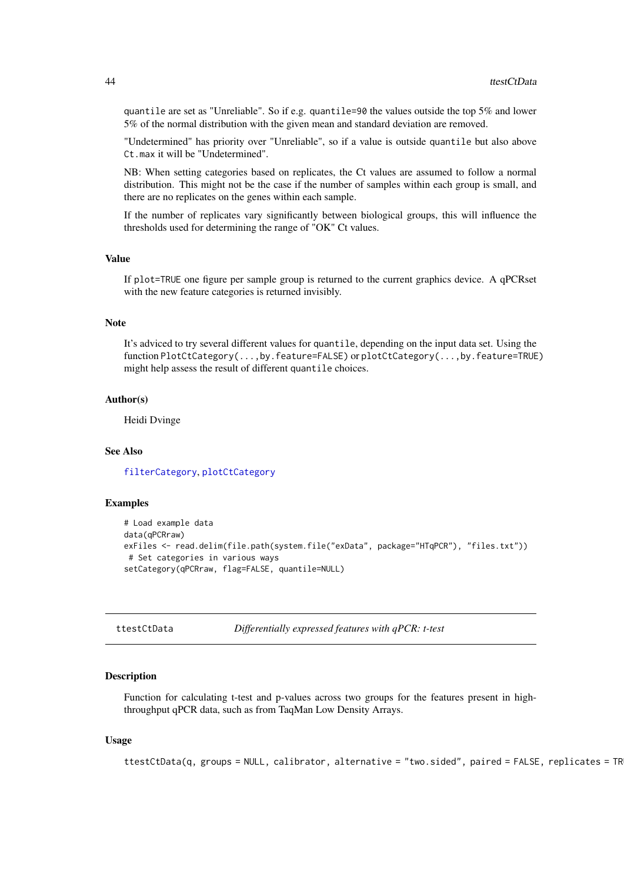quantile are set as "Unreliable". So if e.g. quantile=90 the values outside the top 5% and lower 5% of the normal distribution with the given mean and standard deviation are removed.

"Undetermined" has priority over "Unreliable", so if a value is outside quantile but also above Ct.max it will be "Undetermined".

NB: When setting categories based on replicates, the Ct values are assumed to follow a normal distribution. This might not be the case if the number of samples within each group is small, and there are no replicates on the genes within each sample.

If the number of replicates vary significantly between biological groups, this will influence the thresholds used for determining the range of "OK" Ct values.

### Value

If plot=TRUE one figure per sample group is returned to the current graphics device. A qPCRset with the new feature categories is returned invisibly.

### Note

It's adviced to try several different values for quantile, depending on the input data set. Using the function PlotCtCategory(...,by.feature=FALSE) or plotCtCategory(...,by.feature=TRUE) might help assess the result of different quantile choices.

### Author(s)

Heidi Dvinge

### See Also

filterCategory, plotCtCategory

### Examples

```
# Load example data
data(qPCRraw)
exFiles <- read.delim(file.path(system.file("exData", package="HTqPCR"), "files.txt"))
 # Set categories in various ways
setCategory(qPCRraw, flag=FALSE, quantile=NULL)
```

---

## ttestCtData *Differentially expressed features with qPCR: t-test*

### Description

Function for calculating t-test and p-values across two groups for the features present in high-throughput qPCR data, such as from TaqMan Low Density Arrays.

### Usage

```
ttestCtData(q, groups = NULL, calibrator, alternative = "two.sided", paired = FALSE, replicates = TRU
```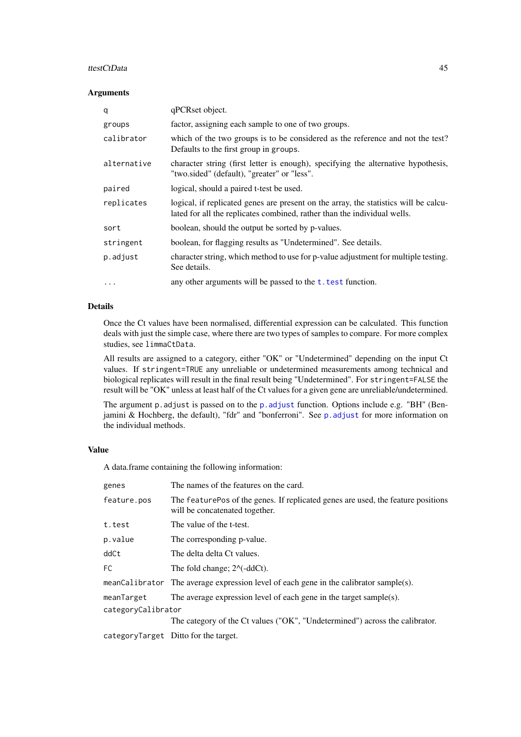### Arguments

| | |
|---|---|
| `q` | qPCRset object. |
| `groups` | factor, assigning each sample to one of two groups. |
| `calibrator` | which of the two groups is to be considered as the reference and not the test? Defaults to the first group in `groups`. |
| `alternative` | character string (first letter is enough), specifying the alternative hypothesis, "two.sided" (default), "greater" or "less". |
| `paired` | logical, should a paired t-test be used. |
| `replicates` | logical, if replicated genes are present on the array, the statistics will be calculated for all the replicates combined, rather than the individual wells. |
| `sort` | boolean, should the output be sorted by p-values. |
| `stringent` | boolean, for flagging results as "Undetermined". See details. |
| `p.adjust` | character string, which method to use for p-value adjustment for multiple testing. See details. |
| `...` | any other arguments will be passed to the `t.test` function. |

### Details

Once the Ct values have been normalised, differential expression can be calculated. This function deals with just the simple case, where there are two types of samples to compare. For more complex studies, see `limmaCtData`.

All results are assigned to a category, either "OK" or "Undetermined" depending on the input Ct values. If `stringent=TRUE` any unreliable or undetermined measurements among technical and biological replicates will result in the final result being "Undetermined". For `stringent=FALSE` the result will be "OK" unless at least half of the Ct values for a given gene are unreliable/undetermined.

The argument `p.adjust` is passed on to the `p.adjust` function. Options include e.g. "BH" (Benjamini & Hochberg, the default), "fdr" and "bonferroni". See `p.adjust` for more information on the individual methods.

### Value

A data.frame containing the following information:

| | |
|---|---|
| `genes` | The names of the features on the card. |
| `feature.pos` | The `featurePos` of the genes. If replicated genes are used, the feature positions will be concatenated together. |
| `t.test` | The value of the t-test. |
| `p.value` | The corresponding p-value. |
| `ddCt` | The delta delta Ct values. |
| `FC` | The fold change; 2^(-ddCt). |
| `meanCalibrator` | The average expression level of each gene in the calibrator sample(s). |
| `meanTarget` | The average expression level of each gene in the target sample(s). |
| `categoryCalibrator` | The category of the Ct values ("OK", "Undetermined") across the calibrator. |
| `categoryTarget` | Ditto for the target. |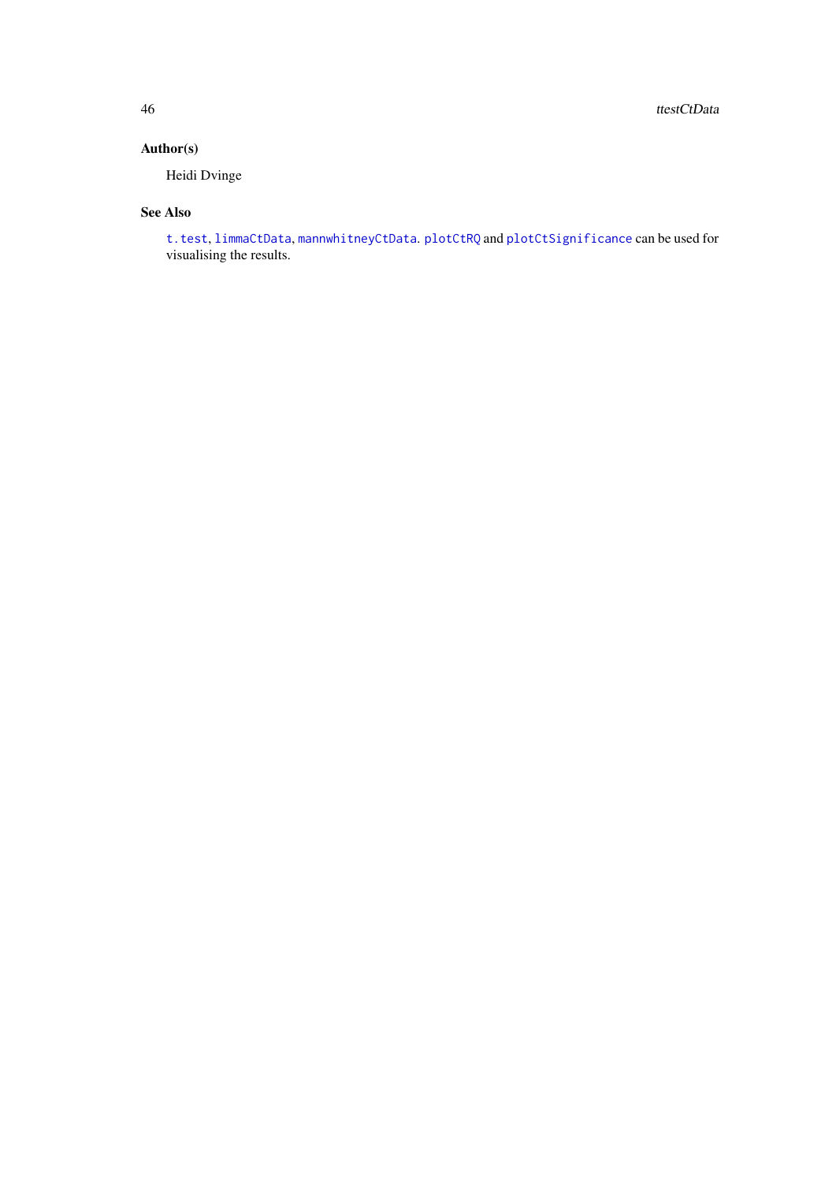## Author(s)

Heidi Dvinge

## See Also

`t.test`, `limmaCtData`, `mannwhitneyCtData`. `plotCtRQ` and `plotCtSignificance` can be used for visualising the results.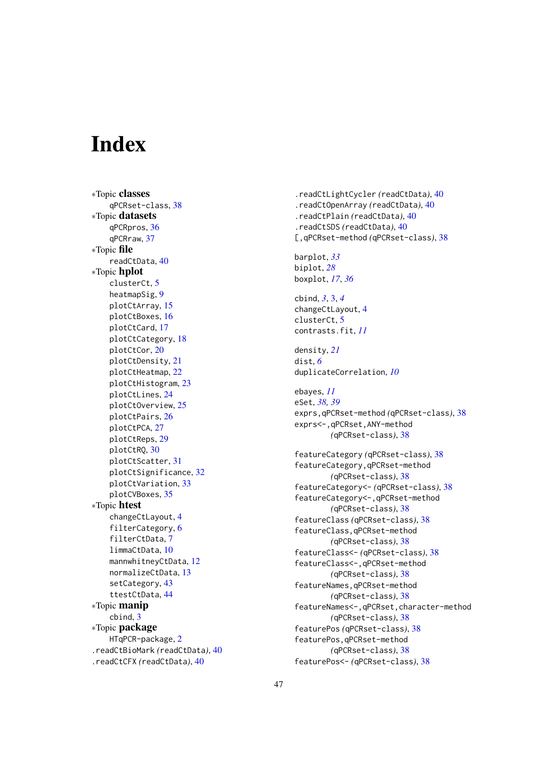# Index

∗Topic **classes**
- qPCRset-class, 38

∗Topic **datasets**
- qPCRpros, 36
- qPCRraw, 37

∗Topic **file**
- readCtData, 40

∗Topic **hplot**
- clusterCt, 5
- heatmapSig, 9
- plotCtArray, 15
- plotCtBoxes, 16
- plotCtCard, 17
- plotCtCategory, 18
- plotCtCor, 20
- plotCtDensity, 21
- plotCtHeatmap, 22
- plotCtHistogram, 23
- plotCtLines, 24
- plotCtOverview, 25
- plotCtPairs, 26
- plotCtPCA, 27
- plotCtReps, 29
- plotCtRQ, 30
- plotCtScatter, 31
- plotCtSignificance, 32
- plotCtVariation, 33
- plotCVBoxes, 35

∗Topic **htest**
- changeCtLayout, 4
- filterCategory, 6
- filterCtData, 7
- limmaCtData, 10
- mannwhitneyCtData, 12
- normalizeCtData, 13
- setCategory, 43
- ttestCtData, 44

∗Topic **manip**
- cbind, 3

∗Topic **package**
- HTqPCR-package, 2

.readCtBioMark *(readCtData)*, 40
.readCtCFX *(readCtData)*, 40
.readCtLightCycler *(readCtData)*, 40
.readCtOpenArray *(readCtData)*, 40
.readCtPlain *(readCtData)*, 40
.readCtSDS *(readCtData)*, 40
[,qPCRset-method *(qPCRset-class)*, 38

barplot, *33*
biplot, *28*
boxplot, *17*, *36*

cbind, *3*, 3, *4*
changeCtLayout, 4
clusterCt, 5
contrasts.fit, *11*

density, *21*
dist, *6*
duplicateCorrelation, *10*

ebayes, *11*
eSet, *38*, *39*
exprs,qPCRset-method *(qPCRset-class)*, 38
exprs<-,qPCRset,ANY-method *(qPCRset-class)*, 38

featureCategory *(qPCRset-class)*, 38
featureCategory,qPCRset-method *(qPCRset-class)*, 38
featureCategory<- *(qPCRset-class)*, 38
featureCategory<-,qPCRset-method *(qPCRset-class)*, 38
featureClass *(qPCRset-class)*, 38
featureClass,qPCRset-method *(qPCRset-class)*, 38
featureClass<- *(qPCRset-class)*, 38
featureClass<-,qPCRset-method *(qPCRset-class)*, 38
featureNames,qPCRset-method *(qPCRset-class)*, 38
featureNames<-,qPCRset,character-method *(qPCRset-class)*, 38
featurePos *(qPCRset-class)*, 38
featurePos,qPCRset-method *(qPCRset-class)*, 38
featurePos<- *(qPCRset-class)*, 38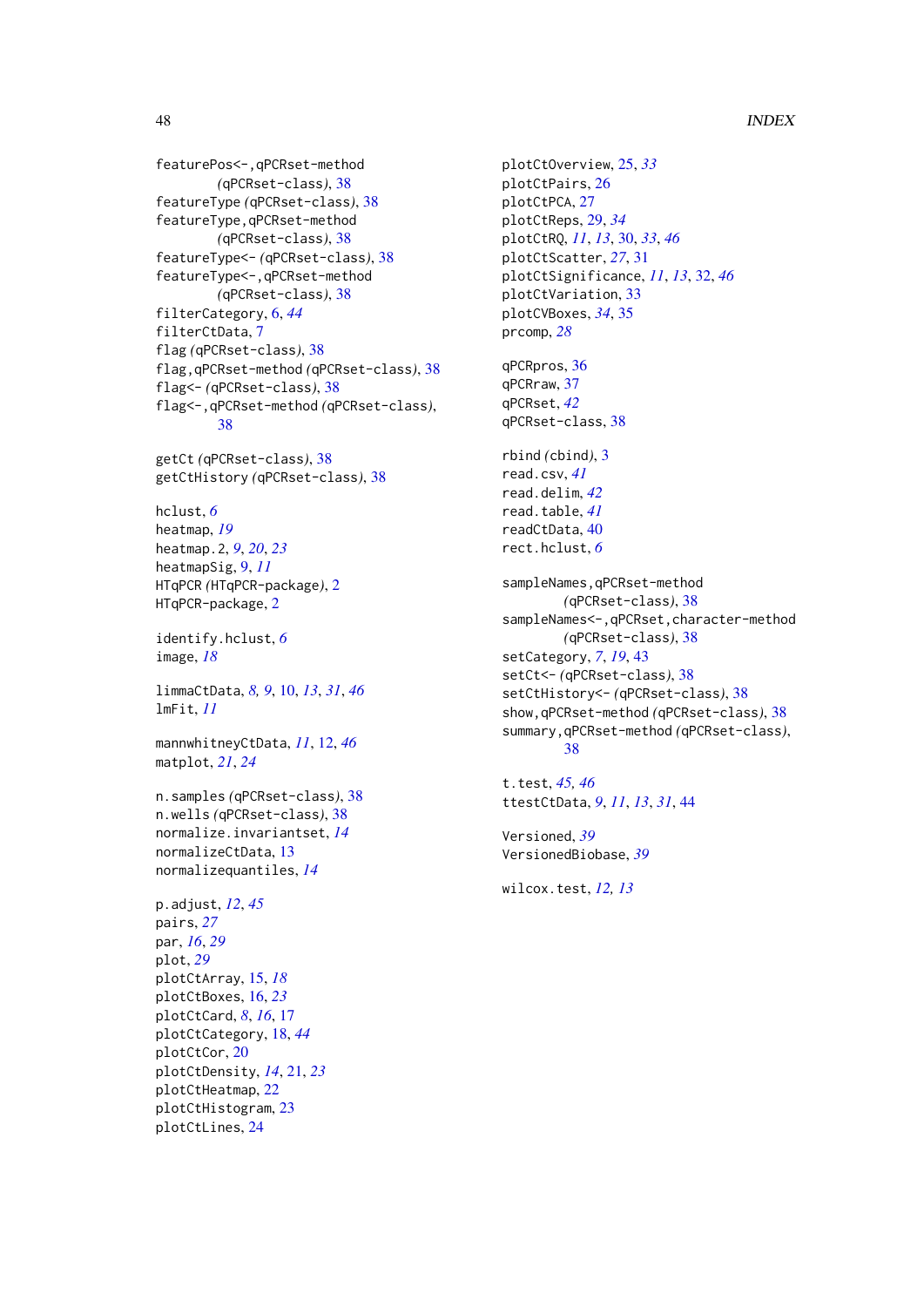featurePos<-,qPCRset-method
  (qPCRset-class), 38
featureType (qPCRset-class), 38
featureType,qPCRset-method
  (qPCRset-class), 38
featureType<- (qPCRset-class), 38
featureType<-,qPCRset-method
  (qPCRset-class), 38
filterCategory, 6, 44
filterCtData, 7
flag (qPCRset-class), 38
flag,qPCRset-method (qPCRset-class), 38
flag<- (qPCRset-class), 38
flag<-,qPCRset-method (qPCRset-class),
  38

getCt (qPCRset-class), 38
getCtHistory (qPCRset-class), 38

hclust, 6
heatmap, 19
heatmap.2, 9, 20, 23
heatmapSig, 9, 11
HTqPCR (HTqPCR-package), 2
HTqPCR-package, 2

identify.hclust, 6
image, 18

limmaCtData, 8, 9, 10, 13, 31, 46
lmFit, 11

mannwhitneyCtData, 11, 12, 46
matplot, 21, 24

n.samples (qPCRset-class), 38
n.wells (qPCRset-class), 38
normalize.invariantset, 14
normalizeCtData, 13
normalizequantiles, 14

p.adjust, 12, 45
pairs, 27
par, 16, 29
plot, 29
plotCtArray, 15, 18
plotCtBoxes, 16, 23
plotCtCard, 8, 16, 17
plotCtCategory, 18, 44
plotCtCor, 20
plotCtDensity, 14, 21, 23
plotCtHeatmap, 22
plotCtHistogram, 23
plotCtLines, 24
plotCtOverview, 25, 33
plotCtPairs, 26
plotCtPCA, 27
plotCtReps, 29, 34
plotCtRQ, 11, 13, 30, 33, 46
plotCtScatter, 27, 31
plotCtSignificance, 11, 13, 32, 46
plotCtVariation, 33
plotCVBoxes, 34, 35
prcomp, 28

qPCRpros, 36
qPCRraw, 37
qPCRset, 42
qPCRset-class, 38

rbind (cbind), 3
read.csv, 41
read.delim, 42
read.table, 41
readCtData, 40
rect.hclust, 6

sampleNames,qPCRset-method
  (qPCRset-class), 38
sampleNames<-,qPCRset,character-method
  (qPCRset-class), 38
setCategory, 7, 19, 43
setCt<- (qPCRset-class), 38
setCtHistory<- (qPCRset-class), 38
show,qPCRset-method (qPCRset-class), 38
summary,qPCRset-method (qPCRset-class),
  38

t.test, 45, 46
ttestCtData, 9, 11, 13, 31, 44

Versioned, 39
VersionedBiobase, 39

wilcox.test, 12, 13